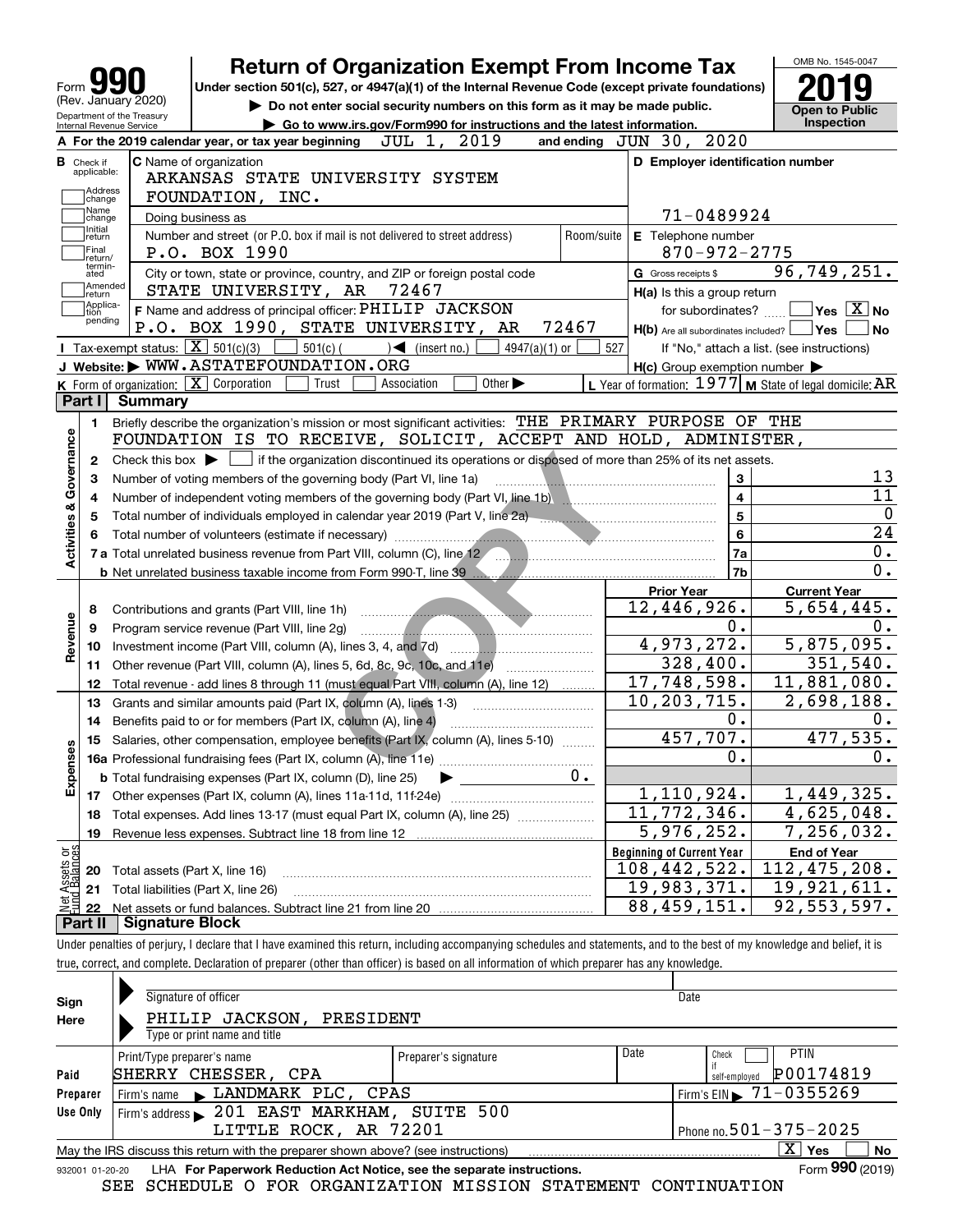# Form 990 — Return of Organization Exempt From Income Tax (2019)

Form **990** (Rev. January 2020)
Department of the Treasury
Internal Revenue Service

**Return of Organization Exempt From Income Tax**

Under section 501(c), 527, or 4947(a)(1) of the Internal Revenue Code (except private foundations)

▶ Do not enter social security numbers on this form as it may be made public.

▶ Go to www.irs.gov/Form990 for instructions and the latest information.

OMB No. 1545-0047

**2019**

**Open to Public Inspection**

**A** For the 2019 calendar year, or tax year beginning JUL 1, 2019 and ending JUN 30, 2020

**B** Check if applicable: Address change, Name change, Initial return, Final return/terminated, Amended return, Application pending

**C** Name of organization: ARKANSAS STATE UNIVERSITY SYSTEM FOUNDATION, INC.

Doing business as

Number and street (or P.O. box if mail is not delivered to street address): P.O. BOX 1990 — Room/suite

City or town, state or province, country, and ZIP or foreign postal code: STATE UNIVERSITY, AR 72467

**D** Employer identification number: 71-0489924

**E** Telephone number: 870-972-2775

**G** Gross receipts $ 96,749,251.

**F** Name and address of principal officer: PHILIP JACKSON, P.O. BOX 1990, STATE UNIVERSITY, AR 72467

**H(a)** Is this a group return for subordinates? ☐ Yes ☒ No

**H(b)** Are all subordinates included? ☐ Yes ☐ No — If "No," attach a list. (see instructions)

**H(c)** Group exemption number ▶

**I** Tax-exempt status: ☒ 501(c)(3) ☐ 501(c) ( ) ◀ (insert no.) ☐ 4947(a)(1) or ☐ 527

**J** Website: ▶ WWW.ASTATEFOUNDATION.ORG

**K** Form of organization: ☒ Corporation ☐ Trust ☐ Association ☐ Other ▶

**L** Year of formation: 1977 **M** State of legal domicile: AR

## Part I Summary

**Activities & Governance**

1. Briefly describe the organization's mission or most significant activities: THE PRIMARY PURPOSE OF THE FOUNDATION IS TO RECEIVE, SOLICIT, ACCEPT AND HOLD, ADMINISTER,
2. Check this box ▶ ☐ if the organization discontinued its operations or disposed of more than 25% of its net assets.

| Line | Description | | Value |
|---|---|---|---|
| 3 | Number of voting members of the governing body (Part VI, line 1a) | 3 | 13 |
| 4 | Number of independent voting members of the governing body (Part VI, line 1b) | 4 | 11 |
| 5 | Total number of individuals employed in calendar year 2019 (Part V, line 2a) | 5 | 0 |
| 6 | Total number of volunteers (estimate if necessary) | 6 | 24 |
| 7a | Total unrelated business revenue from Part VIII, column (C), line 12 | 7a | 0. |
| 7b | Net unrelated business taxable income from Form 990-T, line 39 | 7b | 0. |

| Line | Description | Prior Year | Current Year |
|---|---|---|---|
| | **Revenue** | | |
| 8 | Contributions and grants (Part VIII, line 1h) | 12,446,926. | 5,654,445. |
| 9 | Program service revenue (Part VIII, line 2g) | 0. | 0. |
| 10 | Investment income (Part VIII, column (A), lines 3, 4, and 7d) | 4,973,272. | 5,875,095. |
| 11 | Other revenue (Part VIII, column (A), lines 5, 6d, 8c, 9c, 10c, and 11e) | 328,400. | 351,540. |
| 12 | Total revenue - add lines 8 through 11 (must equal Part VIII, column (A), line 12) | 17,748,598. | 11,881,080. |
| | **Expenses** | | |
| 13 | Grants and similar amounts paid (Part IX, column (A), lines 1-3) | 10,203,715. | 2,698,188. |
| 14 | Benefits paid to or for members (Part IX, column (A), line 4) | 0. | 0. |
| 15 | Salaries, other compensation, employee benefits (Part IX, column (A), lines 5-10) | 457,707. | 477,535. |
| 16a | Professional fundraising fees (Part IX, column (A), line 11e) | 0. | 0. |
| 16b | Total fundraising expenses (Part IX, column (D), line 25) ▶ 0. | | |
| 17 | Other expenses (Part IX, column (A), lines 11a-11d, 11f-24e) | 1,110,924. | 1,449,325. |
| 18 | Total expenses. Add lines 13-17 (must equal Part IX, column (A), line 25) | 11,772,346. | 4,625,048. |
| 19 | Revenue less expenses. Subtract line 18 from line 12 | 5,976,252. | 7,256,032. |

| Line | Net Assets or Fund Balances | Beginning of Current Year | End of Year |
|---|---|---|---|
| 20 | Total assets (Part X, line 16) | 108,442,522. | 112,475,208. |
| 21 | Total liabilities (Part X, line 26) | 19,983,371. | 19,921,611. |
| 22 | Net assets or fund balances. Subtract line 21 from line 20 | 88,459,151. | 92,553,597. |

## Part II Signature Block

Under penalties of perjury, I declare that I have examined this return, including accompanying schedules and statements, and to the best of my knowledge and belief, it is true, correct, and complete. Declaration of preparer (other than officer) is based on all information of which preparer has any knowledge.

**Sign Here**

Signature of officer — Date

PHILIP JACKSON, PRESIDENT
Type or print name and title

**Paid Preparer Use Only**

| Print/Type preparer's name | Preparer's signature | Date | Check ☐ if self-employed | PTIN |
|---|---|---|---|---|
| SHERRY CHESSER, CPA | | | | P00174819 |

Firm's name ▶ LANDMARK PLC, CPAS — Firm's EIN ▶ 71-0355269

Firm's address ▶ 201 EAST MARKHAM, SUITE 500, LITTLE ROCK, AR 72201 — Phone no. 501-375-2025

May the IRS discuss this return with the preparer shown above? (see instructions) ☒ Yes ☐ No

932001 01-20-20 LHA **For Paperwork Reduction Act Notice, see the separate instructions.** Form **990** (2019)

SEE SCHEDULE O FOR ORGANIZATION MISSION STATEMENT CONTINUATION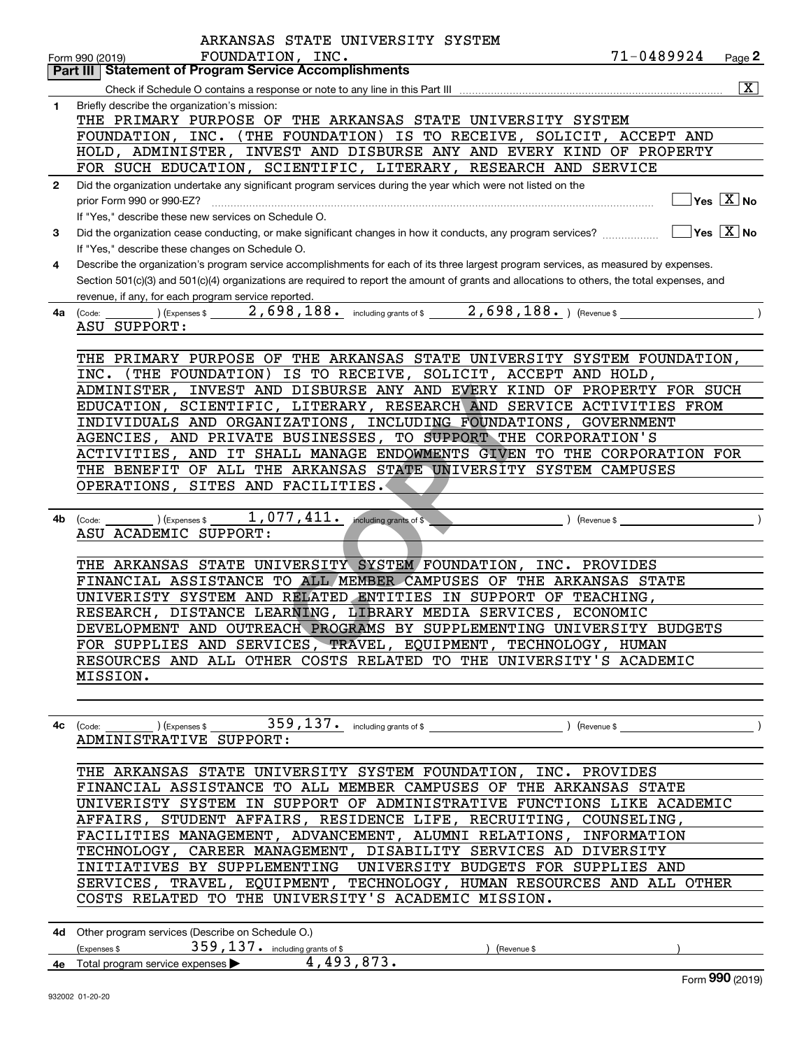ARKANSAS STATE UNIVERSITY SYSTEM FOUNDATION, INC. 71-0489924

Form 990 (2019) Page **2**

## Part III Statement of Program Service Accomplishments

Check if Schedule O contains a response or note to any line in this Part III [X]

**1** Briefly describe the organization's mission:

THE PRIMARY PURPOSE OF THE ARKANSAS STATE UNIVERSITY SYSTEM FOUNDATION, INC. (THE FOUNDATION) IS TO RECEIVE, SOLICIT, ACCEPT AND HOLD, ADMINISTER, INVEST AND DISBURSE ANY AND EVERY KIND OF PROPERTY FOR SUCH EDUCATION, SCIENTIFIC, LITERARY, RESEARCH AND SERVICE

**2** Did the organization undertake any significant program services during the year which were not listed on the prior Form 990 or 990-EZ? [ ] Yes [X] No

If "Yes," describe these new services on Schedule O.

**3** Did the organization cease conducting, or make significant changes in how it conducts, any program services? [ ] Yes [X] No

If "Yes," describe these changes on Schedule O.

**4** Describe the organization's program service accomplishments for each of its three largest program services, as measured by expenses. Section 501(c)(3) and 501(c)(4) organizations are required to report the amount of grants and allocations to others, the total expenses, and revenue, if any, for each program service reported.

**4a** (Code: ) (Expenses $ 2,698,188. including grants of $ 2,698,188. ) (Revenue $ )

ASU SUPPORT:

THE PRIMARY PURPOSE OF THE ARKANSAS STATE UNIVERSITY SYSTEM FOUNDATION, INC. (THE FOUNDATION) IS TO RECEIVE, SOLICIT, ACCEPT AND HOLD, ADMINISTER, INVEST AND DISBURSE ANY AND EVERY KIND OF PROPERTY FOR SUCH EDUCATION, SCIENTIFIC, LITERARY, RESEARCH AND SERVICE ACTIVITIES FROM INDIVIDUALS AND ORGANIZATIONS, INCLUDING FOUNDATIONS, GOVERNMENT AGENCIES, AND PRIVATE BUSINESSES, TO SUPPORT THE CORPORATION'S ACTIVITIES, AND IT SHALL MANAGE ENDOWMENTS GIVEN TO THE CORPORATION FOR THE BENEFIT OF ALL THE ARKANSAS STATE UNIVERSITY SYSTEM CAMPUSES OPERATIONS, SITES AND FACILITIES.

**4b** (Code: ) (Expenses $ 1,077,411. including grants of $ ) (Revenue $ )

ASU ACADEMIC SUPPORT:

THE ARKANSAS STATE UNIVERSITY SYSTEM FOUNDATION, INC. PROVIDES FINANCIAL ASSISTANCE TO ALL MEMBER CAMPUSES OF THE ARKANSAS STATE UNIVERISTY SYSTEM AND RELATED ENTITIES IN SUPPORT OF TEACHING, RESEARCH, DISTANCE LEARNING, LIBRARY MEDIA SERVICES, ECONOMIC DEVELOPMENT AND OUTREACH PROGRAMS BY SUPPLEMENTING UNIVERSITY BUDGETS FOR SUPPLIES AND SERVICES, TRAVEL, EQUIPMENT, TECHNOLOGY, HUMAN RESOURCES AND ALL OTHER COSTS RELATED TO THE UNIVERSITY'S ACADEMIC MISSION.

**4c** (Code: ) (Expenses $ 359,137. including grants of $ ) (Revenue $ )

ADMINISTRATIVE SUPPORT:

THE ARKANSAS STATE UNIVERSITY SYSTEM FOUNDATION, INC. PROVIDES FINANCIAL ASSISTANCE TO ALL MEMBER CAMPUSES OF THE ARKANSAS STATE UNIVERISTY SYSTEM IN SUPPORT OF ADMINISTRATIVE FUNCTIONS LIKE ACADEMIC AFFAIRS, STUDENT AFFAIRS, RESIDENCE LIFE, RECRUITING, COUNSELING, FACILITIES MANAGEMENT, ADVANCEMENT, ALUMNI RELATIONS, INFORMATION TECHNOLOGY, CAREER MANAGEMENT, DISABILITY SERVICES AD DIVERSITY INITIATIVES BY SUPPLEMENTING UNIVERSITY BUDGETS FOR SUPPLIES AND SERVICES, TRAVEL, EQUIPMENT, TECHNOLOGY, HUMAN RESOURCES AND ALL OTHER COSTS RELATED TO THE UNIVERSITY'S ACADEMIC MISSION.

**4d** Other program services (Describe on Schedule O.)

(Expenses $ 359,137. including grants of $ ) (Revenue $ )

**4e** Total program service expenses ▶ 4,493,873.

Form **990** (2019)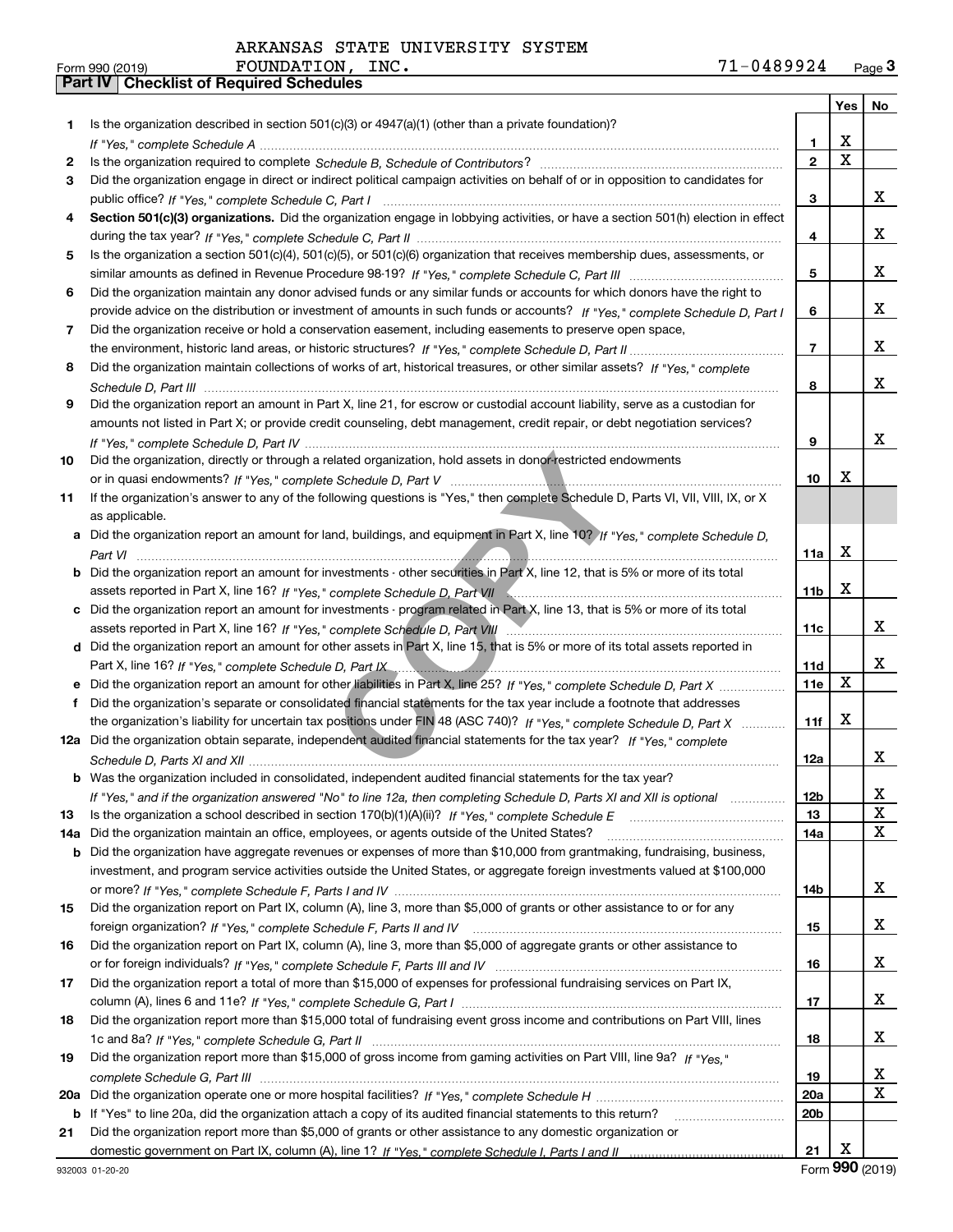ARKANSAS STATE UNIVERSITY SYSTEM FOUNDATION, INC. 71-0489924

Form 990 (2019)

**Part IV | Checklist of Required Schedules**

| | | | Yes | No |
|---|---|---|---|---|
| 1 | Is the organization described in section 501(c)(3) or 4947(a)(1) (other than a private foundation)? *If "Yes," complete Schedule A* | 1 | X | |
| 2 | Is the organization required to complete *Schedule B, Schedule of Contributors*? | 2 | X | |
| 3 | Did the organization engage in direct or indirect political campaign activities on behalf of or in opposition to candidates for public office? *If "Yes," complete Schedule C, Part I* | 3 | | X |
| 4 | **Section 501(c)(3) organizations.** Did the organization engage in lobbying activities, or have a section 501(h) election in effect during the tax year? *If "Yes," complete Schedule C, Part II* | 4 | | X |
| 5 | Is the organization a section 501(c)(4), 501(c)(5), or 501(c)(6) organization that receives membership dues, assessments, or similar amounts as defined in Revenue Procedure 98-19? *If "Yes," complete Schedule C, Part III* | 5 | | X |
| 6 | Did the organization maintain any donor advised funds or any similar funds or accounts for which donors have the right to provide advice on the distribution or investment of amounts in such funds or accounts? *If "Yes," complete Schedule D, Part I* | 6 | | X |
| 7 | Did the organization receive or hold a conservation easement, including easements to preserve open space, the environment, historic land areas, or historic structures? *If "Yes," complete Schedule D, Part II* | 7 | | X |
| 8 | Did the organization maintain collections of works of art, historical treasures, or other similar assets? *If "Yes," complete Schedule D, Part III* | 8 | | X |
| 9 | Did the organization report an amount in Part X, line 21, for escrow or custodial account liability, serve as a custodian for amounts not listed in Part X; or provide credit counseling, debt management, credit repair, or debt negotiation services? *If "Yes," complete Schedule D, Part IV* | 9 | | X |
| 10 | Did the organization, directly or through a related organization, hold assets in donor-restricted endowments or in quasi endowments? *If "Yes," complete Schedule D, Part V* | 10 | X | |
| 11 | If the organization's answer to any of the following questions is "Yes," then complete Schedule D, Parts VI, VII, VIII, IX, or X as applicable. | | | |
| a | Did the organization report an amount for land, buildings, and equipment in Part X, line 10? *If "Yes," complete Schedule D, Part VI* | 11a | X | |
| b | Did the organization report an amount for investments - other securities in Part X, line 12, that is 5% or more of its total assets reported in Part X, line 16? *If "Yes," complete Schedule D, Part VII* | 11b | X | |
| c | Did the organization report an amount for investments - program related in Part X, line 13, that is 5% or more of its total assets reported in Part X, line 16? *If "Yes," complete Schedule D, Part VIII* | 11c | | X |
| d | Did the organization report an amount for other assets in Part X, line 15, that is 5% or more of its total assets reported in Part X, line 16? *If "Yes," complete Schedule D, Part IX* | 11d | | X |
| e | Did the organization report an amount for other liabilities in Part X, line 25? *If "Yes," complete Schedule D, Part X* | 11e | X | |
| f | Did the organization's separate or consolidated financial statements for the tax year include a footnote that addresses the organization's liability for uncertain tax positions under FIN 48 (ASC 740)? *If "Yes," complete Schedule D, Part X* | 11f | X | |
| 12a | Did the organization obtain separate, independent audited financial statements for the tax year? *If "Yes," complete Schedule D, Parts XI and XII* | 12a | | X |
| b | Was the organization included in consolidated, independent audited financial statements for the tax year? *If "Yes," and if the organization answered "No" to line 12a, then completing Schedule D, Parts XI and XII is optional* | 12b | | X |
| 13 | Is the organization a school described in section 170(b)(1)(A)(ii)? *If "Yes," complete Schedule E* | 13 | | X |
| 14a | Did the organization maintain an office, employees, or agents outside of the United States? | 14a | | X |
| b | Did the organization have aggregate revenues or expenses of more than $10,000 from grantmaking, fundraising, business, investment, and program service activities outside the United States, or aggregate foreign investments valued at $100,000 or more? *If "Yes," complete Schedule F, Parts I and IV* | 14b | | X |
| 15 | Did the organization report on Part IX, column (A), line 3, more than $5,000 of grants or other assistance to or for any foreign organization? *If "Yes," complete Schedule F, Parts II and IV* | 15 | | X |
| 16 | Did the organization report on Part IX, column (A), line 3, more than $5,000 of aggregate grants or other assistance to or for foreign individuals? *If "Yes," complete Schedule F, Parts III and IV* | 16 | | X |
| 17 | Did the organization report a total of more than $15,000 of expenses for professional fundraising services on Part IX, column (A), lines 6 and 11e? *If "Yes," complete Schedule G, Part I* | 17 | | X |
| 18 | Did the organization report more than $15,000 total of fundraising event gross income and contributions on Part VIII, lines 1c and 8a? *If "Yes," complete Schedule G, Part II* | 18 | | X |
| 19 | Did the organization report more than $15,000 of gross income from gaming activities on Part VIII, line 9a? *If "Yes," complete Schedule G, Part III* | 19 | | X |
| 20a | Did the organization operate one or more hospital facilities? *If "Yes," complete Schedule H* | 20a | | X |
| b | If "Yes" to line 20a, did the organization attach a copy of its audited financial statements to this return? | 20b | | |
| 21 | Did the organization report more than $5,000 of grants or other assistance to any domestic organization or domestic government on Part IX, column (A), line 1? *If "Yes," complete Schedule I, Parts I and II* | 21 | X | |

932003 01-20-20

Form **990** (2019)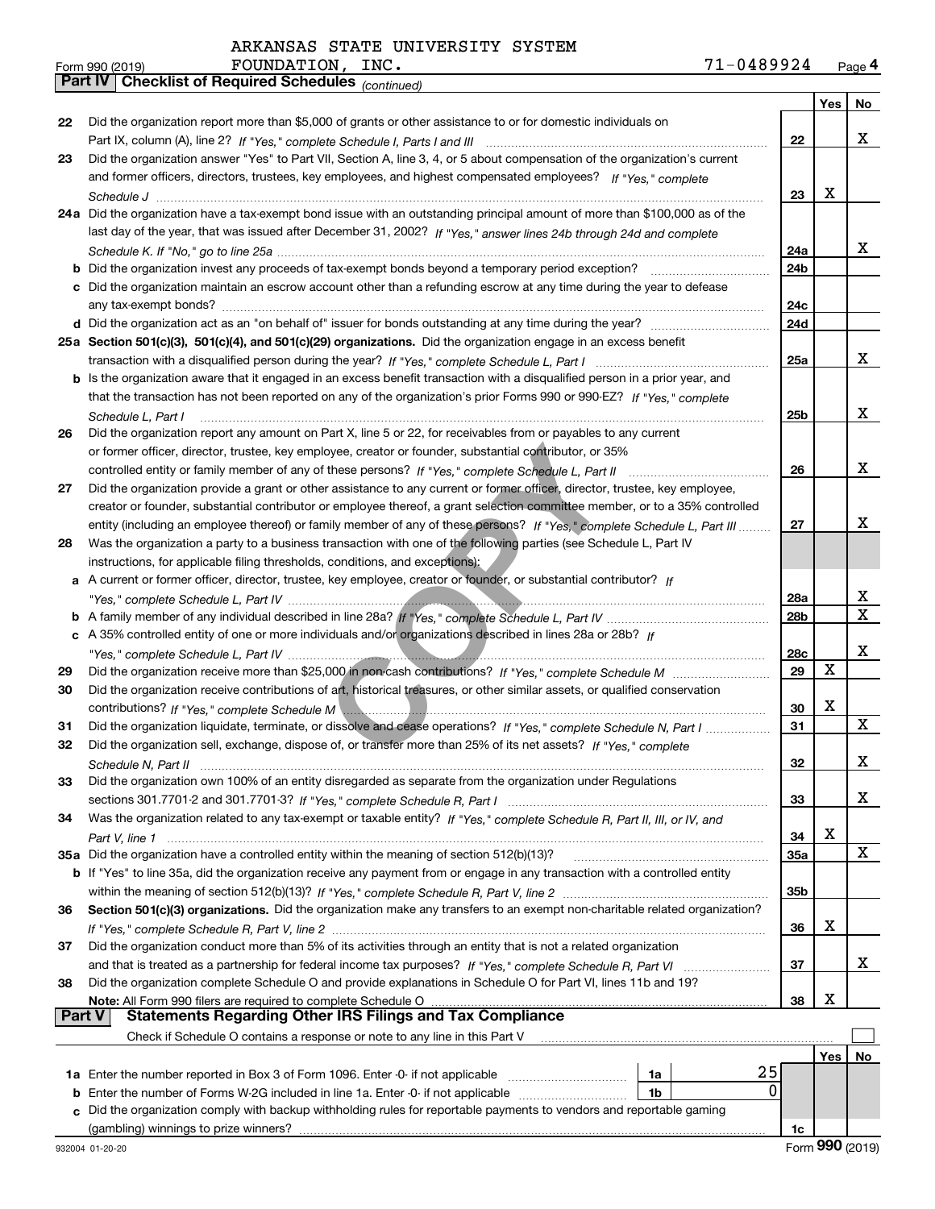ARKANSAS STATE UNIVERSITY SYSTEM
Form 990 (2019) FOUNDATION, INC. 71-0489924 Page **4**

**Part IV | Checklist of Required Schedules** *(continued)*

| | | | Yes | No |
|---|---|---|---|---|
| 22 | Did the organization report more than $5,000 of grants or other assistance to or for domestic individuals on Part IX, column (A), line 2? *If "Yes," complete Schedule I, Parts I and III* | 22 | | X |
| 23 | Did the organization answer "Yes" to Part VII, Section A, line 3, 4, or 5 about compensation of the organization's current and former officers, directors, trustees, key employees, and highest compensated employees? *If "Yes," complete Schedule J* | 23 | X | |
| 24a | Did the organization have a tax-exempt bond issue with an outstanding principal amount of more than $100,000 as of the last day of the year, that was issued after December 31, 2002? *If "Yes," answer lines 24b through 24d and complete Schedule K. If "No," go to line 25a* | 24a | | X |
| b | Did the organization invest any proceeds of tax-exempt bonds beyond a temporary period exception? | 24b | | |
| c | Did the organization maintain an escrow account other than a refunding escrow at any time during the year to defease any tax-exempt bonds? | 24c | | |
| d | Did the organization act as an "on behalf of" issuer for bonds outstanding at any time during the year? | 24d | | |
| 25a | **Section 501(c)(3), 501(c)(4), and 501(c)(29) organizations.** Did the organization engage in an excess benefit transaction with a disqualified person during the year? *If "Yes," complete Schedule L, Part I* | 25a | | X |
| b | Is the organization aware that it engaged in an excess benefit transaction with a disqualified person in a prior year, and that the transaction has not been reported on any of the organization's prior Forms 990 or 990-EZ? *If "Yes," complete Schedule L, Part I* | 25b | | X |
| 26 | Did the organization report any amount on Part X, line 5 or 22, for receivables from or payables to any current or former officer, director, trustee, key employee, creator or founder, substantial contributor, or 35% controlled entity or family member of any of these persons? *If "Yes," complete Schedule L, Part II* | 26 | | X |
| 27 | Did the organization provide a grant or other assistance to any current or former officer, director, trustee, key employee, creator or founder, substantial contributor or employee thereof, a grant selection committee member, or to a 35% controlled entity (including an employee thereof) or family member of any of these persons? *If "Yes," complete Schedule L, Part III* | 27 | | X |
| 28 | Was the organization a party to a business transaction with one of the following parties (see Schedule L, Part IV instructions, for applicable filing thresholds, conditions, and exceptions): | | | |
| a | A current or former officer, director, trustee, key employee, creator or founder, or substantial contributor? *If "Yes," complete Schedule L, Part IV* | 28a | | X |
| b | A family member of any individual described in line 28a? *If "Yes," complete Schedule L, Part IV* | 28b | | X |
| c | A 35% controlled entity of one or more individuals and/or organizations described in lines 28a or 28b? *If "Yes," complete Schedule L, Part IV* | 28c | | X |
| 29 | Did the organization receive more than $25,000 in non-cash contributions? *If "Yes," complete Schedule M* | 29 | X | |
| 30 | Did the organization receive contributions of art, historical treasures, or other similar assets, or qualified conservation contributions? *If "Yes," complete Schedule M* | 30 | X | |
| 31 | Did the organization liquidate, terminate, or dissolve and cease operations? *If "Yes," complete Schedule N, Part I* | 31 | | X |
| 32 | Did the organization sell, exchange, dispose of, or transfer more than 25% of its net assets? *If "Yes," complete Schedule N, Part II* | 32 | | X |
| 33 | Did the organization own 100% of an entity disregarded as separate from the organization under Regulations sections 301.7701-2 and 301.7701-3? *If "Yes," complete Schedule R, Part I* | 33 | | X |
| 34 | Was the organization related to any tax-exempt or taxable entity? *If "Yes," complete Schedule R, Part II, III, or IV, and Part V, line 1* | 34 | X | |
| 35a | Did the organization have a controlled entity within the meaning of section 512(b)(13)? | 35a | | X |
| b | If "Yes" to line 35a, did the organization receive any payment from or engage in any transaction with a controlled entity within the meaning of section 512(b)(13)? *If "Yes," complete Schedule R, Part V, line 2* | 35b | | |
| 36 | **Section 501(c)(3) organizations.** Did the organization make any transfers to an exempt non-charitable related organization? *If "Yes," complete Schedule R, Part V, line 2* | 36 | X | |
| 37 | Did the organization conduct more than 5% of its activities through an entity that is not a related organization and that is treated as a partnership for federal income tax purposes? *If "Yes," complete Schedule R, Part VI* | 37 | | X |
| 38 | Did the organization complete Schedule O and provide explanations in Schedule O for Part VI, lines 11b and 19? **Note:** All Form 990 filers are required to complete Schedule O | 38 | X | |

**Part V | Statements Regarding Other IRS Filings and Tax Compliance**

Check if Schedule O contains a response or note to any line in this Part V ☐

| | | | | | Yes | No |
|---|---|---|---|---|---|---|
| 1a | Enter the number reported in Box 3 of Form 1096. Enter -0- if not applicable | 1a | 25 | | | |
| b | Enter the number of Forms W-2G included in line 1a. Enter -0- if not applicable | 1b | 0 | | | |
| c | Did the organization comply with backup withholding rules for reportable payments to vendors and reportable gaming (gambling) winnings to prize winners? | | | 1c | | |

932004 01-20-20 Form **990** (2019)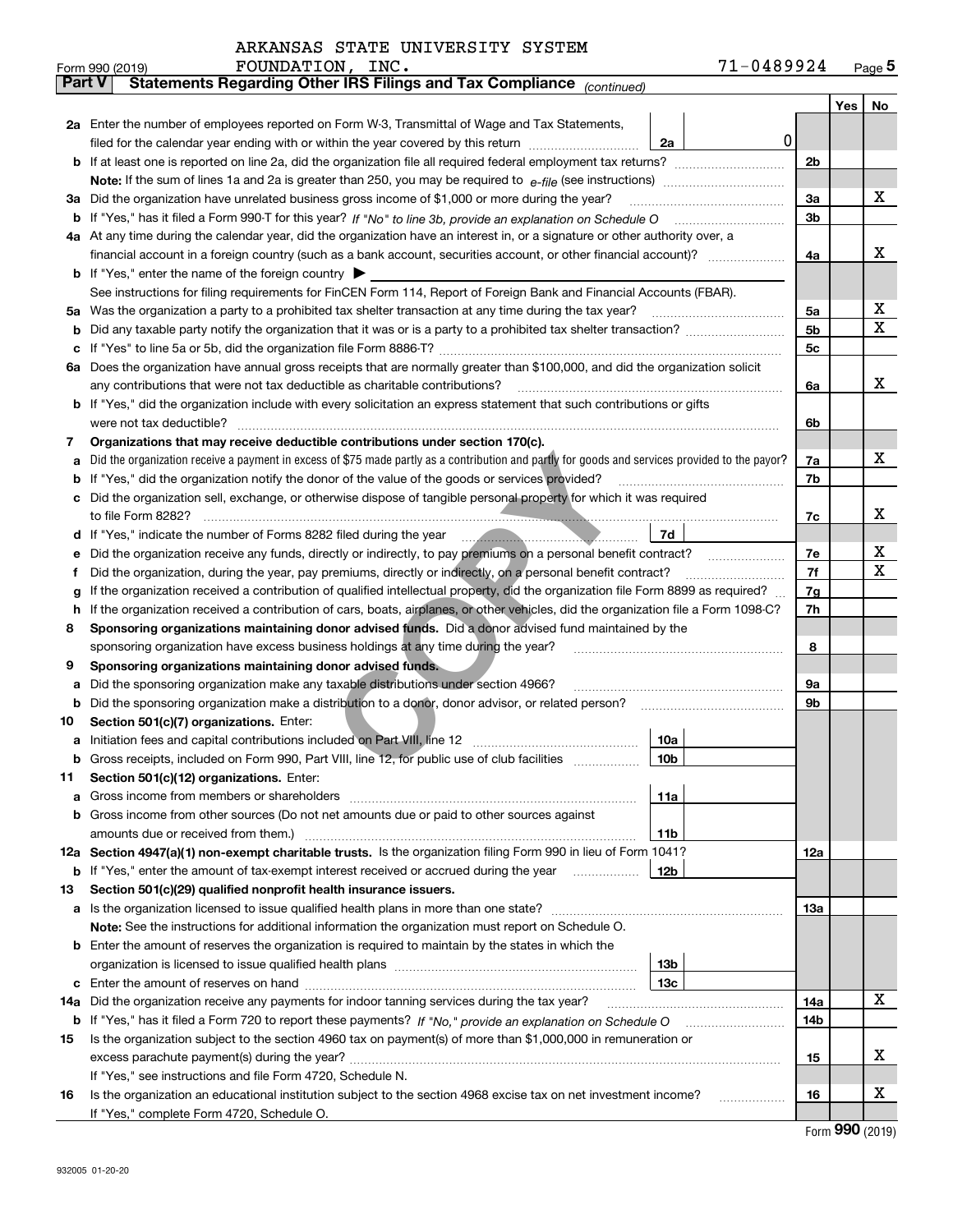ARKANSAS STATE UNIVERSITY SYSTEM
Form 990 (2019) FOUNDATION, INC. 71-0489924 Page 5

**Part V Statements Regarding Other IRS Filings and Tax Compliance** *(continued)*

| | | | | Yes | No |
|---|---|---|---|---|---|
| **2a** | Enter the number of employees reported on Form W-3, Transmittal of Wage and Tax Statements, filed for the calendar year ending with or within the year covered by this return | 2a | 0 | | |
| **b** | If at least one is reported on line 2a, did the organization file all required federal employment tax returns? | | 2b | | |
| | **Note:** If the sum of lines 1a and 2a is greater than 250, you may be required to *e-file* (see instructions) | | | | |
| **3a** | Did the organization have unrelated business gross income of $1,000 or more during the year? | | 3a | | X |
| **b** | If "Yes," has it filed a Form 990-T for this year? *If "No" to line 3b, provide an explanation on Schedule O* | | 3b | | |
| **4a** | At any time during the calendar year, did the organization have an interest in, or a signature or other authority over, a financial account in a foreign country (such as a bank account, securities account, or other financial account)? | | 4a | | X |
| **b** | If "Yes," enter the name of the foreign country ▶ | | | | |
| | See instructions for filing requirements for FinCEN Form 114, Report of Foreign Bank and Financial Accounts (FBAR). | | | | |
| **5a** | Was the organization a party to a prohibited tax shelter transaction at any time during the tax year? | | 5a | | X |
| **b** | Did any taxable party notify the organization that it was or is a party to a prohibited tax shelter transaction? | | 5b | | X |
| **c** | If "Yes" to line 5a or 5b, did the organization file Form 8886-T? | | 5c | | |
| **6a** | Does the organization have annual gross receipts that are normally greater than $100,000, and did the organization solicit any contributions that were not tax deductible as charitable contributions? | | 6a | | X |
| **b** | If "Yes," did the organization include with every solicitation an express statement that such contributions or gifts were not tax deductible? | | 6b | | |
| **7** | **Organizations that may receive deductible contributions under section 170(c).** | | | | |
| **a** | Did the organization receive a payment in excess of $75 made partly as a contribution and partly for goods and services provided to the payor? | | 7a | | X |
| **b** | If "Yes," did the organization notify the donor of the value of the goods or services provided? | | 7b | | |
| **c** | Did the organization sell, exchange, or otherwise dispose of tangible personal property for which it was required to file Form 8282? | | 7c | | X |
| **d** | If "Yes," indicate the number of Forms 8282 filed during the year | 7d | | | |
| **e** | Did the organization receive any funds, directly or indirectly, to pay premiums on a personal benefit contract? | | 7e | | X |
| **f** | Did the organization, during the year, pay premiums, directly or indirectly, on a personal benefit contract? | | 7f | | X |
| **g** | If the organization received a contribution of qualified intellectual property, did the organization file Form 8899 as required? | | 7g | | |
| **h** | If the organization received a contribution of cars, boats, airplanes, or other vehicles, did the organization file a Form 1098-C? | | 7h | | |
| **8** | **Sponsoring organizations maintaining donor advised funds.** Did a donor advised fund maintained by the sponsoring organization have excess business holdings at any time during the year? | | 8 | | |
| **9** | **Sponsoring organizations maintaining donor advised funds.** | | | | |
| **a** | Did the sponsoring organization make any taxable distributions under section 4966? | | 9a | | |
| **b** | Did the sponsoring organization make a distribution to a donor, donor advisor, or related person? | | 9b | | |
| **10** | **Section 501(c)(7) organizations.** Enter: | | | | |
| **a** | Initiation fees and capital contributions included on Part VIII, line 12 | 10a | | | |
| **b** | Gross receipts, included on Form 990, Part VIII, line 12, for public use of club facilities | 10b | | | |
| **11** | **Section 501(c)(12) organizations.** Enter: | | | | |
| **a** | Gross income from members or shareholders | 11a | | | |
| **b** | Gross income from other sources (Do not net amounts due or paid to other sources against amounts due or received from them.) | 11b | | | |
| **12a** | **Section 4947(a)(1) non-exempt charitable trusts.** Is the organization filing Form 990 in lieu of Form 1041? | | 12a | | |
| **b** | If "Yes," enter the amount of tax-exempt interest received or accrued during the year | 12b | | | |
| **13** | **Section 501(c)(29) qualified nonprofit health insurance issuers.** | | | | |
| **a** | Is the organization licensed to issue qualified health plans in more than one state? | | 13a | | |
| | **Note:** See the instructions for additional information the organization must report on Schedule O. | | | | |
| **b** | Enter the amount of reserves the organization is required to maintain by the states in which the organization is licensed to issue qualified health plans | 13b | | | |
| **c** | Enter the amount of reserves on hand | 13c | | | |
| **14a** | Did the organization receive any payments for indoor tanning services during the tax year? | | 14a | | X |
| **b** | If "Yes," has it filed a Form 720 to report these payments? *If "No," provide an explanation on Schedule O* | | 14b | | |
| **15** | Is the organization subject to the section 4960 tax on payment(s) of more than $1,000,000 in remuneration or excess parachute payment(s) during the year? | | 15 | | X |
| | If "Yes," see instructions and file Form 4720, Schedule N. | | | | |
| **16** | Is the organization an educational institution subject to the section 4968 excise tax on net investment income? | | 16 | | X |
| | If "Yes," complete Form 4720, Schedule O. | | | | |

Form **990** (2019)

932005 01-20-20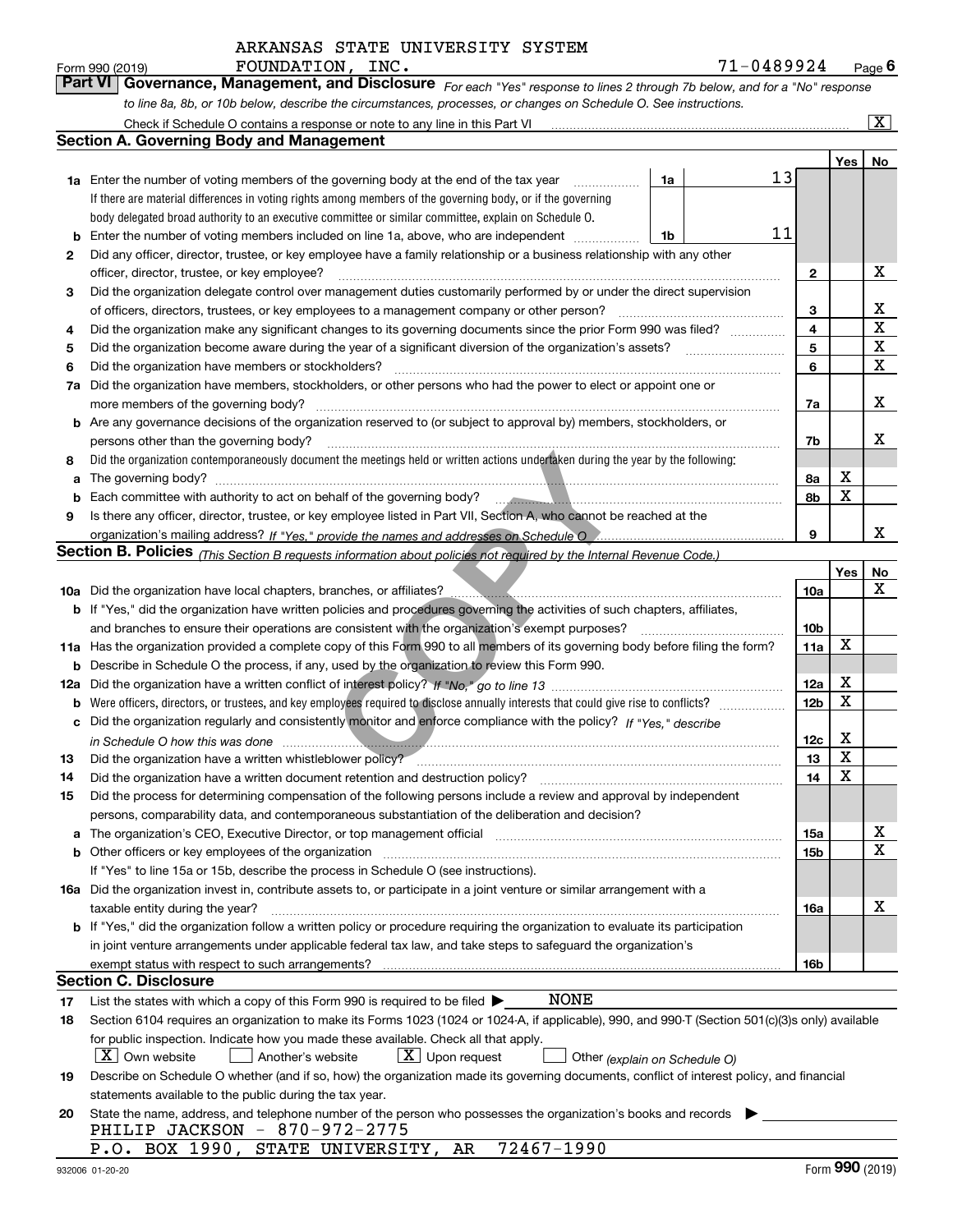ARKANSAS STATE UNIVERSITY SYSTEM FOUNDATION, INC. 71-0489924

Form 990 (2019) Page 6

## Part VI Governance, Management, and Disclosure

*For each "Yes" response to lines 2 through 7b below, and for a "No" response to line 8a, 8b, or 10b below, describe the circumstances, processes, or changes on Schedule O. See instructions.*

Check if Schedule O contains a response or note to any line in this Part VI [X]

### Section A. Governing Body and Management

| | | | | Yes | No |
|---|---|---|---|---|---|
| **1a** | Enter the number of voting members of the governing body at the end of the tax year. If there are material differences in voting rights among members of the governing body, or if the governing body delegated broad authority to an executive committee or similar committee, explain on Schedule O. | 1a: 13 | | | |
| **b** | Enter the number of voting members included on line 1a, above, who are independent | 1b: 11 | | | |
| **2** | Did any officer, director, trustee, or key employee have a family relationship or a business relationship with any other officer, director, trustee, or key employee? | | 2 | | X |
| **3** | Did the organization delegate control over management duties customarily performed by or under the direct supervision of officers, directors, trustees, or key employees to a management company or other person? | | 3 | | X |
| **4** | Did the organization make any significant changes to its governing documents since the prior Form 990 was filed? | | 4 | | X |
| **5** | Did the organization become aware during the year of a significant diversion of the organization's assets? | | 5 | | X |
| **6** | Did the organization have members or stockholders? | | 6 | | X |
| **7a** | Did the organization have members, stockholders, or other persons who had the power to elect or appoint one or more members of the governing body? | | 7a | | X |
| **b** | Are any governance decisions of the organization reserved to (or subject to approval by) members, stockholders, or persons other than the governing body? | | 7b | | X |
| **8** | Did the organization contemporaneously document the meetings held or written actions undertaken during the year by the following: | | | | |
| **a** | The governing body? | | 8a | X | |
| **b** | Each committee with authority to act on behalf of the governing body? | | 8b | X | |
| **9** | Is there any officer, director, trustee, or key employee listed in Part VII, Section A, who cannot be reached at the organization's mailing address? *If "Yes," provide the names and addresses on Schedule O* | | 9 | | X |

### Section B. Policies *(This Section B requests information about policies not required by the Internal Revenue Code.)*

| | | | Yes | No |
|---|---|---|---|---|
| **10a** | Did the organization have local chapters, branches, or affiliates? | 10a | | X |
| **b** | If "Yes," did the organization have written policies and procedures governing the activities of such chapters, affiliates, and branches to ensure their operations are consistent with the organization's exempt purposes? | 10b | | |
| **11a** | Has the organization provided a complete copy of this Form 990 to all members of its governing body before filing the form? | 11a | X | |
| **b** | Describe in Schedule O the process, if any, used by the organization to review this Form 990. | | | |
| **12a** | Did the organization have a written conflict of interest policy? *If "No," go to line 13* | 12a | X | |
| **b** | Were officers, directors, or trustees, and key employees required to disclose annually interests that could give rise to conflicts? | 12b | X | |
| **c** | Did the organization regularly and consistently monitor and enforce compliance with the policy? *If "Yes," describe in Schedule O how this was done* | 12c | X | |
| **13** | Did the organization have a written whistleblower policy? | 13 | X | |
| **14** | Did the organization have a written document retention and destruction policy? | 14 | X | |
| **15** | Did the process for determining compensation of the following persons include a review and approval by independent persons, comparability data, and contemporaneous substantiation of the deliberation and decision? | | | |
| **a** | The organization's CEO, Executive Director, or top management official | 15a | | X |
| **b** | Other officers or key employees of the organization | 15b | | X |
| | If "Yes" to line 15a or 15b, describe the process in Schedule O (see instructions). | | | |
| **16a** | Did the organization invest in, contribute assets to, or participate in a joint venture or similar arrangement with a taxable entity during the year? | 16a | | X |
| **b** | If "Yes," did the organization follow a written policy or procedure requiring the organization to evaluate its participation in joint venture arrangements under applicable federal tax law, and take steps to safeguard the organization's exempt status with respect to such arrangements? | 16b | | |

### Section C. Disclosure

**17** List the states with which a copy of this Form 990 is required to be filed ▶ NONE

**18** Section 6104 requires an organization to make its Forms 1023 (1024 or 1024-A, if applicable), 990, and 990-T (Section 501(c)(3)s only) available for public inspection. Indicate how you made these available. Check all that apply.

[X] Own website [ ] Another's website [X] Upon request [ ] Other *(explain on Schedule O)*

**19** Describe on Schedule O whether (and if so, how) the organization made its governing documents, conflict of interest policy, and financial statements available to the public during the tax year.

**20** State the name, address, and telephone number of the person who possesses the organization's books and records ▶

PHILIP JACKSON - 870-972-2775
P.O. BOX 1990, STATE UNIVERSITY, AR 72467-1990

932006 01-20-20 Form **990** (2019)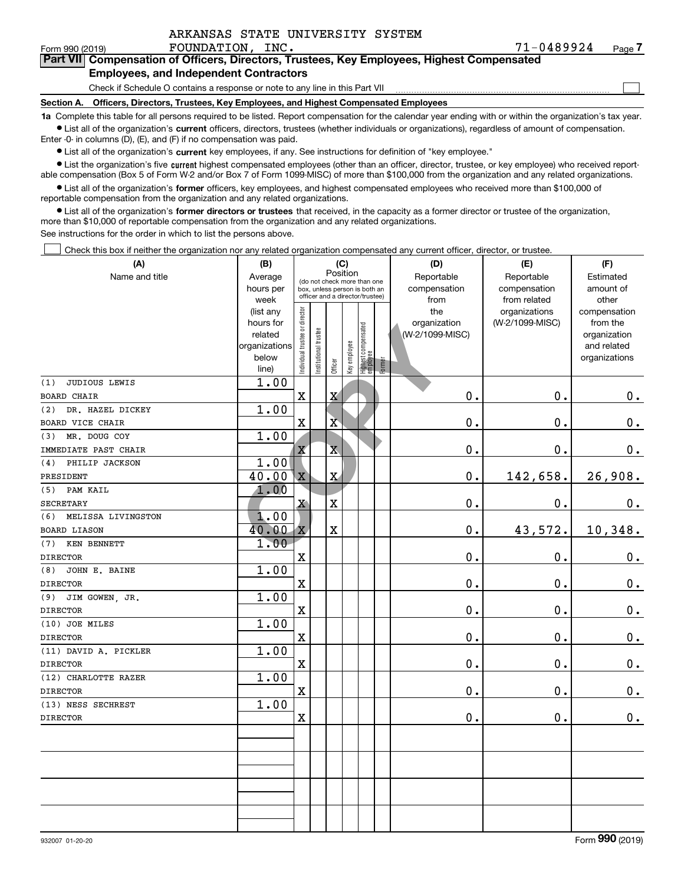ARKANSAS STATE UNIVERSITY SYSTEM FOUNDATION, INC.

Form 990 (2019) 71-0489924 Page 7

**Part VII Compensation of Officers, Directors, Trustees, Key Employees, Highest Compensated Employees, and Independent Contractors**

Check if Schedule O contains a response or note to any line in this Part VII

**Section A. Officers, Directors, Trustees, Key Employees, and Highest Compensated Employees**

**1a** Complete this table for all persons required to be listed. Report compensation for the calendar year ending with or within the organization's tax year.

- List all of the organization's **current** officers, directors, trustees (whether individuals or organizations), regardless of amount of compensation. Enter -0- in columns (D), (E), and (F) if no compensation was paid.
- List all of the organization's **current** key employees, if any. See instructions for definition of "key employee."
- List the organization's five **current** highest compensated employees (other than an officer, director, trustee, or key employee) who received reportable compensation (Box 5 of Form W-2 and/or Box 7 of Form 1099-MISC) of more than $100,000 from the organization and any related organizations.
- List all of the organization's **former** officers, key employees, and highest compensated employees who received more than $100,000 of reportable compensation from the organization and any related organizations.
- List all of the organization's **former directors or trustees** that received, in the capacity as a former director or trustee of the organization, more than $10,000 of reportable compensation from the organization and any related organizations.

See instructions for the order in which to list the persons above.

Check this box if neither the organization nor any related organization compensated any current officer, director, or trustee.

| (A) Name and title | (B) Average hours per week (list any hours for related organizations below line) | (C) Position: Individual trustee or director | Institutional trustee | Officer | Key employee | Highest compensated employee | Former | (D) Reportable compensation from the organization (W-2/1099-MISC) | (E) Reportable compensation from related organizations (W-2/1099-MISC) | (F) Estimated amount of other compensation from the organization and related organizations |
|---|---|---|---|---|---|---|---|---|---|---|
| (1) JUDIOUS LEWIS<br>BOARD CHAIR | 1.00 | X | | X | | | | 0. | 0. | 0. |
| (2) DR. HAZEL DICKEY<br>BOARD VICE CHAIR | 1.00 | X | | X | | | | 0. | 0. | 0. |
| (3) MR. DOUG COY<br>IMMEDIATE PAST CHAIR | 1.00 | X | | X | | | | 0. | 0. | 0. |
| (4) PHILIP JACKSON<br>PRESIDENT | 1.00<br>40.00 | X | | X | | | | 0. | 142,658. | 26,908. |
| (5) PAM KAIL<br>SECRETARY | 1.00 | X | | X | | | | 0. | 0. | 0. |
| (6) MELISSA LIVINGSTON<br>BOARD LIASON | 1.00<br>40.00 | X | | X | | | | 0. | 43,572. | 10,348. |
| (7) KEN BENNETT<br>DIRECTOR | 1.00 | X | | | | | | 0. | 0. | 0. |
| (8) JOHN E. BAINE<br>DIRECTOR | 1.00 | X | | | | | | 0. | 0. | 0. |
| (9) JIM GOWEN, JR.<br>DIRECTOR | 1.00 | X | | | | | | 0. | 0. | 0. |
| (10) JOE MILES<br>DIRECTOR | 1.00 | X | | | | | | 0. | 0. | 0. |
| (11) DAVID A. PICKLER<br>DIRECTOR | 1.00 | X | | | | | | 0. | 0. | 0. |
| (12) CHARLOTTE RAZER<br>DIRECTOR | 1.00 | X | | | | | | 0. | 0. | 0. |
| (13) NESS SECHREST<br>DIRECTOR | 1.00 | X | | | | | | 0. | 0. | 0. |

932007 01-20-20 Form **990** (2019)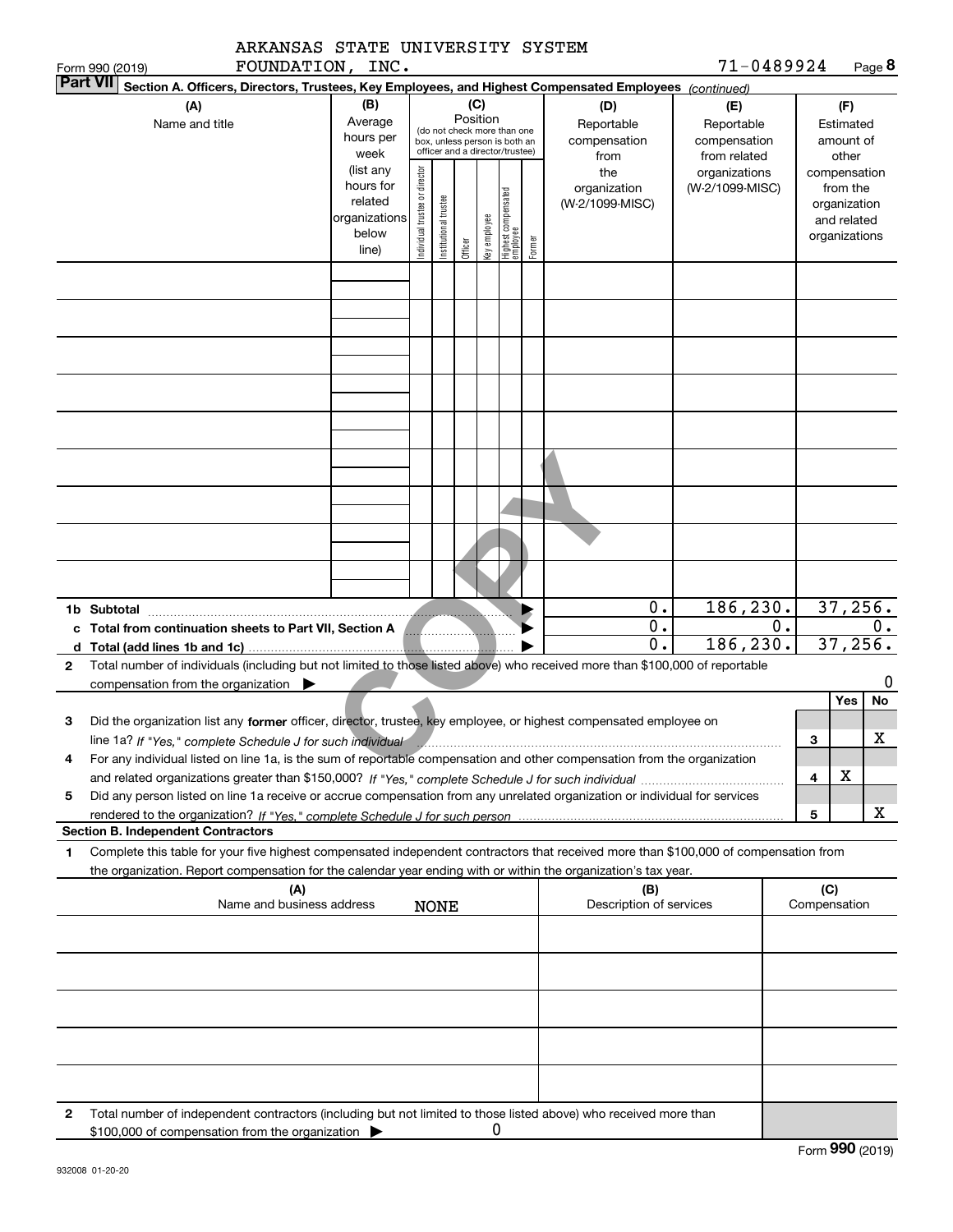ARKANSAS STATE UNIVERSITY SYSTEM FOUNDATION, INC.

Form 990 (2019) 71-0489924 Page 8

**Part VII Section A. Officers, Directors, Trustees, Key Employees, and Highest Compensated Employees** *(continued)*

| (A) Name and title | (B) Average hours per week (list any hours for related organizations below line) | (C) Position (do not check more than one box, unless person is both an officer and a director/trustee): Individual trustee or director | Institutional trustee | Officer | Key employee | Highest compensated employee | Former | (D) Reportable compensation from the organization (W-2/1099-MISC) | (E) Reportable compensation from related organizations (W-2/1099-MISC) | (F) Estimated amount of other compensation from the organization and related organizations |
|---|---|---|---|---|---|---|---|---|---|---|
| | | | | | | | | | | |
| | | | | | | | | | | |
| | | | | | | | | | | |
| | | | | | | | | | | |
| | | | | | | | | | | |
| | | | | | | | | | | |
| | | | | | | | | | | |
| | | | | | | | | | | |
| | | | | | | | | | | |
| **1b Subtotal** | | | | | | | | 0. | 186,230. | 37,256. |
| **c Total from continuation sheets to Part VII, Section A** | | | | | | | | 0. | 0. | 0. |
| **d Total (add lines 1b and 1c)** | | | | | | | | 0. | 186,230. | 37,256. |

**2** Total number of individuals (including but not limited to those listed above) who received more than $100,000 of reportable compensation from the organization ▶ 0

| | | | Yes | No |
|---|---|---|---|---|
| **3** | Did the organization list any **former** officer, director, trustee, key employee, or highest compensated employee on line 1a? *If "Yes," complete Schedule J for such individual* | 3 | | X |
| **4** | For any individual listed on line 1a, is the sum of reportable compensation and other compensation from the organization and related organizations greater than $150,000? *If "Yes," complete Schedule J for such individual* | 4 | X | |
| **5** | Did any person listed on line 1a receive or accrue compensation from any unrelated organization or individual for services rendered to the organization? *If "Yes," complete Schedule J for such person* | 5 | | X |

**Section B. Independent Contractors**

**1** Complete this table for your five highest compensated independent contractors that received more than $100,000 of compensation from the organization. Report compensation for the calendar year ending with or within the organization's tax year.

| (A) Name and business address | (B) Description of services | (C) Compensation |
|---|---|---|
| NONE | | |
| | | |
| | | |
| | | |
| | | |

**2** Total number of independent contractors (including but not limited to those listed above) who received more than $100,000 of compensation from the organization ▶ 0

Form **990** (2019)

932008 01-20-20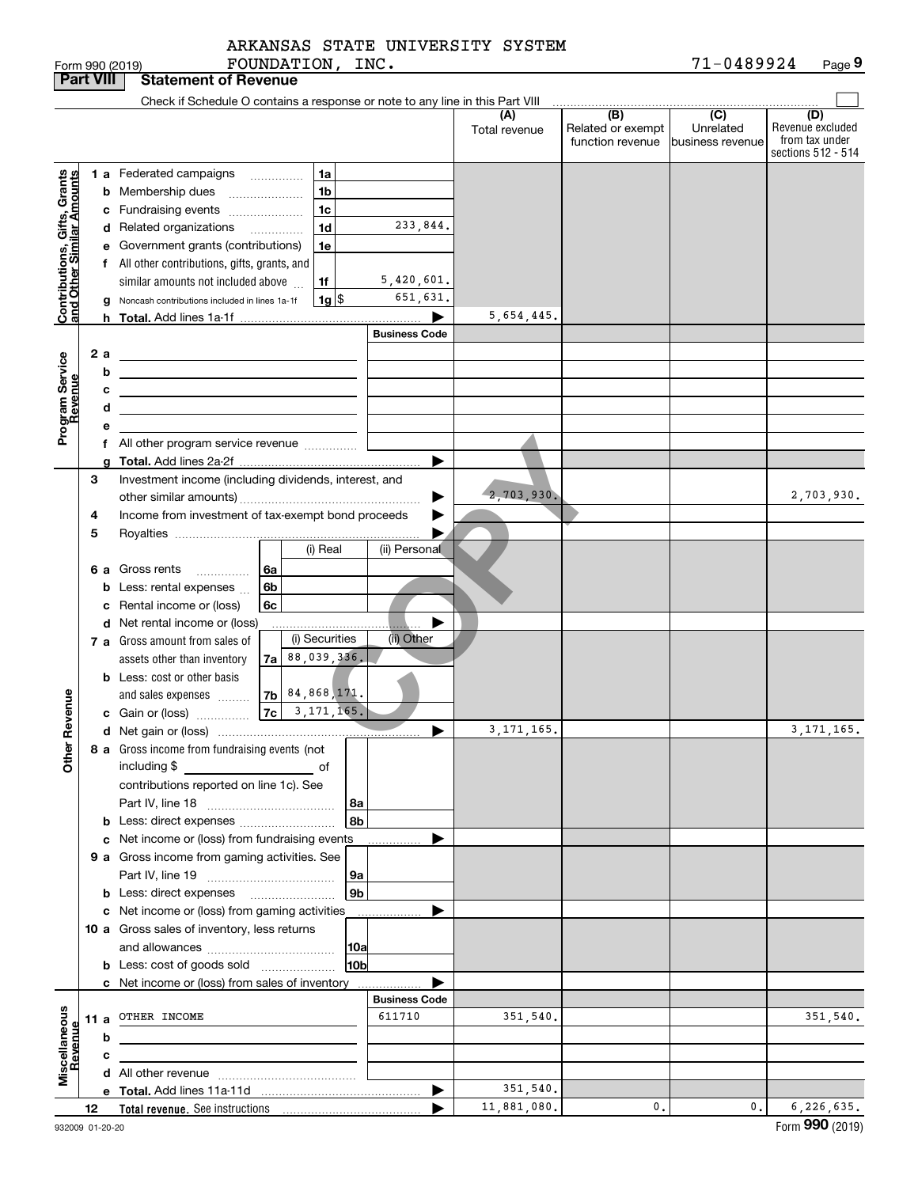ARKANSAS STATE UNIVERSITY SYSTEM FOUNDATION, INC. 71-0489924

Form 990 (2019)

## Part VIII Statement of Revenue

Check if Schedule O contains a response or note to any line in this Part VIII

| | | | (A) Total revenue | (B) Related or exempt function revenue | (C) Unrelated business revenue | (D) Revenue excluded from tax under sections 512 - 514 |
|---|---|---|---|---|---|---|
| **Contributions, Gifts, Grants and Other Similar Amounts** | 1a Federated campaigns | 1a | | | | |
| | b Membership dues | 1b | | | | |
| | c Fundraising events | 1c | | | | |
| | d Related organizations | 1d 233,844. | | | | |
| | e Government grants (contributions) | 1e | | | | |
| | f All other contributions, gifts, grants, and similar amounts not included above | 1f 5,420,601. | | | | |
| | g Noncash contributions included in lines 1a-1f | 1g $ 651,631. | | | | |
| | h Total. Add lines 1a-1f | | 5,654,445. | | | |
| **Program Service Revenue** | | Business Code | | | | |
| | 2a | | | | | |
| | b | | | | | |
| | c | | | | | |
| | d | | | | | |
| | e | | | | | |
| | f All other program service revenue | | | | | |
| | g Total. Add lines 2a-2f | | | | | |
| **Other Revenue** | 3 Investment income (including dividends, interest, and other similar amounts) | | 2,703,930. | | | 2,703,930. |
| | 4 Income from investment of tax-exempt bond proceeds | | | | | |
| | 5 Royalties | | | | | |
| | | (i) Real / (ii) Personal | | | | |
| | 6a Gross rents | 6a | | | | |
| | b Less: rental expenses | 6b | | | | |
| | c Rental income or (loss) | 6c | | | | |
| | d Net rental income or (loss) | | | | | |
| | | (i) Securities / (ii) Other | | | | |
| | 7a Gross amount from sales of assets other than inventory | 7a 88,039,336. | | | | |
| | b Less: cost or other basis and sales expenses | 7b 84,868,171. | | | | |
| | c Gain or (loss) | 7c 3,171,165. | | | | |
| | d Net gain or (loss) | | 3,171,165. | | | 3,171,165. |
| | 8a Gross income from fundraising events (not including $ ____ of contributions reported on line 1c). See Part IV, line 18 | 8a | | | | |
| | b Less: direct expenses | 8b | | | | |
| | c Net income or (loss) from fundraising events | | | | | |
| | 9a Gross income from gaming activities. See Part IV, line 19 | 9a | | | | |
| | b Less: direct expenses | 9b | | | | |
| | c Net income or (loss) from gaming activities | | | | | |
| | 10a Gross sales of inventory, less returns and allowances | 10a | | | | |
| | b Less: cost of goods sold | 10b | | | | |
| | c Net income or (loss) from sales of inventory | | | | | |
| **Miscellaneous Revenue** | | Business Code | | | | |
| | 11a OTHER INCOME | 611710 | 351,540. | | | 351,540. |
| | b | | | | | |
| | c | | | | | |
| | d All other revenue | | | | | |
| | e Total. Add lines 11a-11d | | 351,540. | | | |
| | 12 Total revenue. See instructions | | 11,881,080. | 0. | 0. | 6,226,635. |

932009 01-20-20

Form **990** (2019)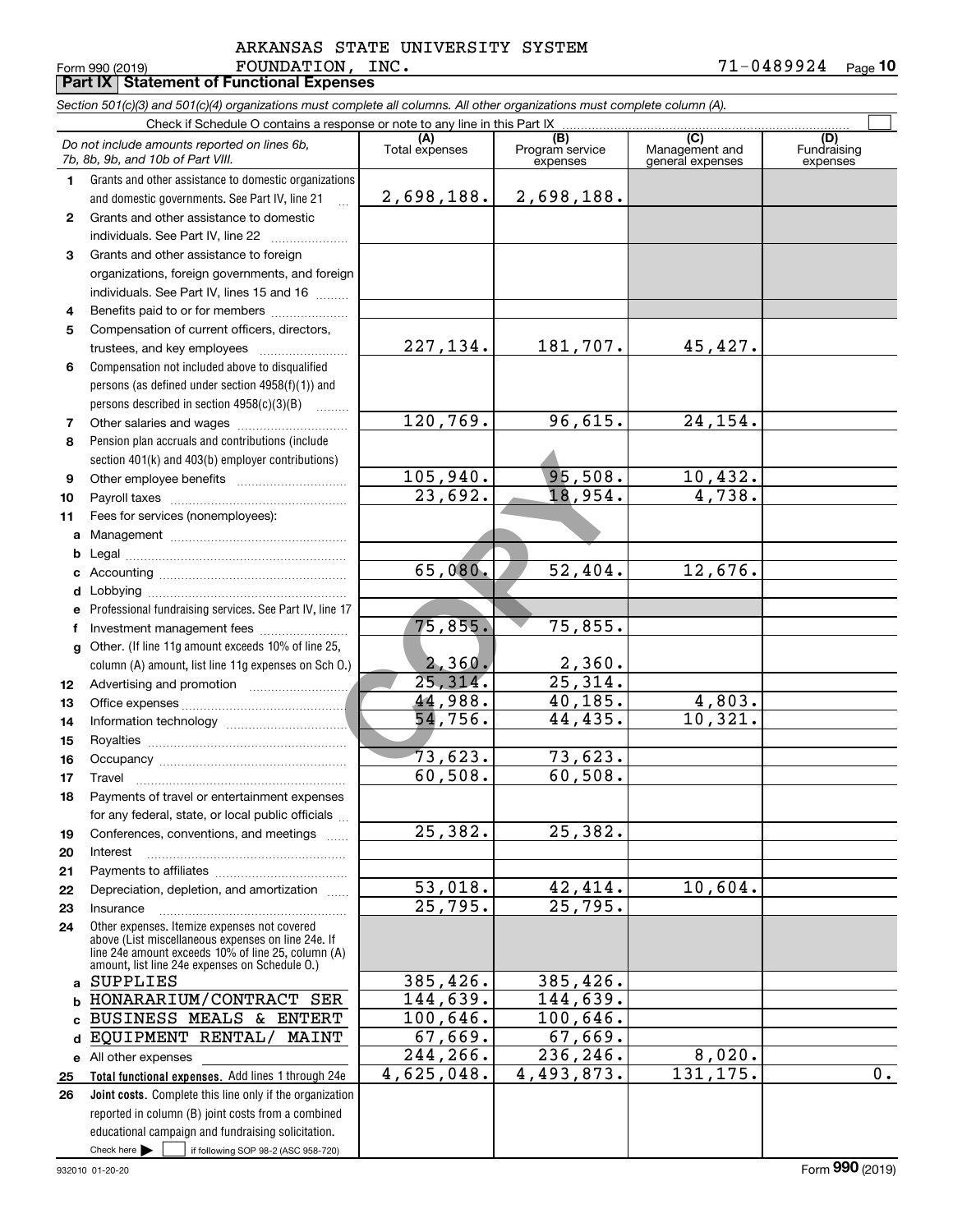ARKANSAS STATE UNIVERSITY SYSTEM FOUNDATION, INC. 71-0489924

Form 990 (2019)

## Part IX Statement of Functional Expenses

*Section 501(c)(3) and 501(c)(4) organizations must complete all columns. All other organizations must complete column (A).*

Check if Schedule O contains a response or note to any line in this Part IX ☐

| | *Do not include amounts reported on lines 6b, 7b, 8b, 9b, and 10b of Part VIII.* | (A) Total expenses | (B) Program service expenses | (C) Management and general expenses | (D) Fundraising expenses |
|---|---|---|---|---|---|
| 1 | Grants and other assistance to domestic organizations and domestic governments. See Part IV, line 21 | 2,698,188. | 2,698,188. | | |
| 2 | Grants and other assistance to domestic individuals. See Part IV, line 22 | | | | |
| 3 | Grants and other assistance to foreign organizations, foreign governments, and foreign individuals. See Part IV, lines 15 and 16 | | | | |
| 4 | Benefits paid to or for members | | | | |
| 5 | Compensation of current officers, directors, trustees, and key employees | 227,134. | 181,707. | 45,427. | |
| 6 | Compensation not included above to disqualified persons (as defined under section 4958(f)(1)) and persons described in section 4958(c)(3)(B) | | | | |
| 7 | Other salaries and wages | 120,769. | 96,615. | 24,154. | |
| 8 | Pension plan accruals and contributions (include section 401(k) and 403(b) employer contributions) | | | | |
| 9 | Other employee benefits | 105,940. | 95,508. | 10,432. | |
| 10 | Payroll taxes | 23,692. | 18,954. | 4,738. | |
| 11 | Fees for services (nonemployees): | | | | |
| a | Management | | | | |
| b | Legal | | | | |
| c | Accounting | 65,080. | 52,404. | 12,676. | |
| d | Lobbying | | | | |
| e | Professional fundraising services. See Part IV, line 17 | | | | |
| f | Investment management fees | 75,855. | 75,855. | | |
| g | Other. (If line 11g amount exceeds 10% of line 25, column (A) amount, list line 11g expenses on Sch O.) | 2,360. | 2,360. | | |
| 12 | Advertising and promotion | 25,314. | 25,314. | | |
| 13 | Office expenses | 44,988. | 40,185. | 4,803. | |
| 14 | Information technology | 54,756. | 44,435. | 10,321. | |
| 15 | Royalties | | | | |
| 16 | Occupancy | 73,623. | 73,623. | | |
| 17 | Travel | 60,508. | 60,508. | | |
| 18 | Payments of travel or entertainment expenses for any federal, state, or local public officials | | | | |
| 19 | Conferences, conventions, and meetings | 25,382. | 25,382. | | |
| 20 | Interest | | | | |
| 21 | Payments to affiliates | | | | |
| 22 | Depreciation, depletion, and amortization | 53,018. | 42,414. | 10,604. | |
| 23 | Insurance | 25,795. | 25,795. | | |
| 24 | Other expenses. Itemize expenses not covered above (List miscellaneous expenses on line 24e. If line 24e amount exceeds 10% of line 25, column (A) amount, list line 24e expenses on Schedule O.) | | | | |
| a | SUPPLIES | 385,426. | 385,426. | | |
| b | HONARARIUM/CONTRACT SER | 144,639. | 144,639. | | |
| c | BUSINESS MEALS & ENTERT | 100,646. | 100,646. | | |
| d | EQUIPMENT RENTAL/ MAINT | 67,669. | 67,669. | | |
| e | All other expenses | 244,266. | 236,246. | 8,020. | |
| 25 | **Total functional expenses.** Add lines 1 through 24e | 4,625,048. | 4,493,873. | 131,175. | 0. |
| 26 | **Joint costs.** Complete this line only if the organization reported in column (B) joint costs from a combined educational campaign and fundraising solicitation. Check here ☐ if following SOP 98-2 (ASC 958-720) | | | | |

932010 01-20-20 Form **990** (2019)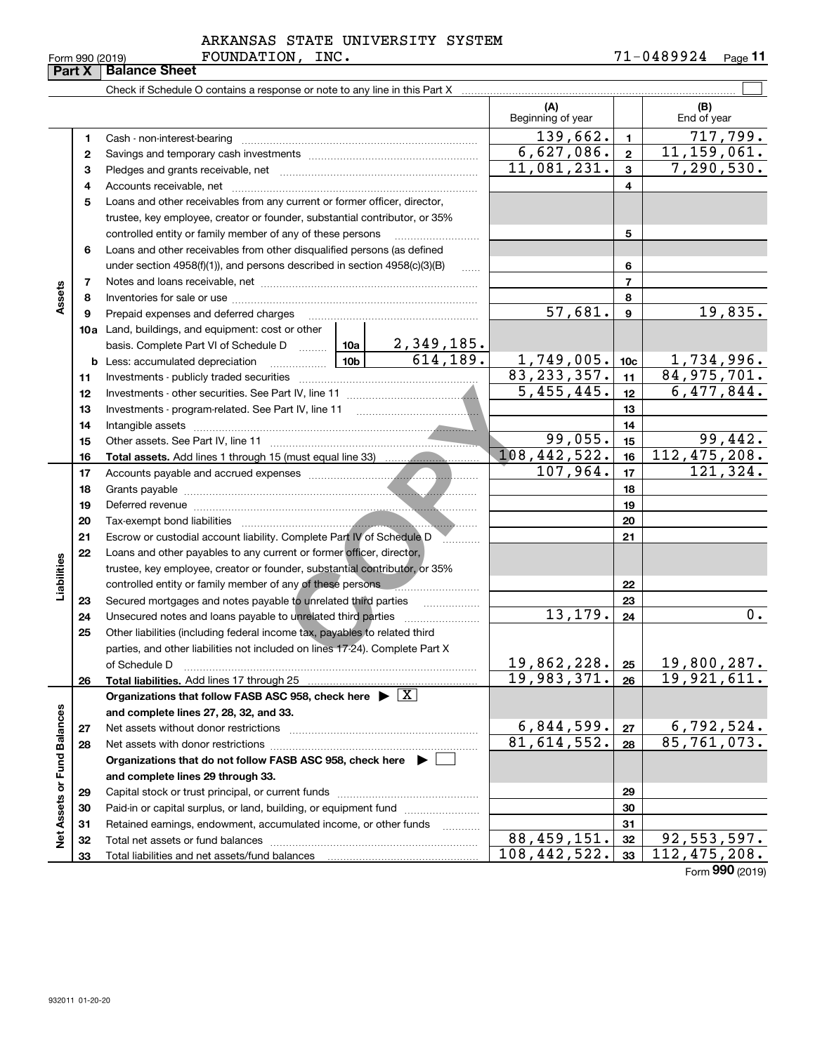Form 990 (2019) ARKANSAS STATE UNIVERSITY SYSTEM FOUNDATION, INC. 71-0489924

**Part X Balance Sheet**

Check if Schedule O contains a response or note to any line in this Part X

| | | | | (A) Beginning of year | | (B) End of year |
|---|---|---|---|---|---|---|
| **Assets** | 1 | Cash - non-interest-bearing | | 139,662. | 1 | 717,799. |
| | 2 | Savings and temporary cash investments | | 6,627,086. | 2 | 11,159,061. |
| | 3 | Pledges and grants receivable, net | | 11,081,231. | 3 | 7,290,530. |
| | 4 | Accounts receivable, net | | | 4 | |
| | 5 | Loans and other receivables from any current or former officer, director, trustee, key employee, creator or founder, substantial contributor, or 35% controlled entity or family member of any of these persons | | | 5 | |
| | 6 | Loans and other receivables from other disqualified persons (as defined under section 4958(f)(1)), and persons described in section 4958(c)(3)(B) | | | 6 | |
| | 7 | Notes and loans receivable, net | | | 7 | |
| | 8 | Inventories for sale or use | | | 8 | |
| | 9 | Prepaid expenses and deferred charges | | 57,681. | 9 | 19,835. |
| | 10a | Land, buildings, and equipment: cost or other basis. Complete Part VI of Schedule D | 10a 2,349,185. | | | |
| | b | Less: accumulated depreciation | 10b 614,189. | 1,749,005. | 10c | 1,734,996. |
| | 11 | Investments - publicly traded securities | | 83,233,357. | 11 | 84,975,701. |
| | 12 | Investments - other securities. See Part IV, line 11 | | 5,455,445. | 12 | 6,477,844. |
| | 13 | Investments - program-related. See Part IV, line 11 | | | 13 | |
| | 14 | Intangible assets | | | 14 | |
| | 15 | Other assets. See Part IV, line 11 | | 99,055. | 15 | 99,442. |
| | 16 | **Total assets.** Add lines 1 through 15 (must equal line 33) | | 108,442,522. | 16 | 112,475,208. |
| **Liabilities** | 17 | Accounts payable and accrued expenses | | 107,964. | 17 | 121,324. |
| | 18 | Grants payable | | | 18 | |
| | 19 | Deferred revenue | | | 19 | |
| | 20 | Tax-exempt bond liabilities | | | 20 | |
| | 21 | Escrow or custodial account liability. Complete Part IV of Schedule D | | | 21 | |
| | 22 | Loans and other payables to any current or former officer, director, trustee, key employee, creator or founder, substantial contributor, or 35% controlled entity or family member of any of these persons | | | 22 | |
| | 23 | Secured mortgages and notes payable to unrelated third parties | | | 23 | |
| | 24 | Unsecured notes and loans payable to unrelated third parties | | 13,179. | 24 | 0. |
| | 25 | Other liabilities (including federal income tax, payables to related third parties, and other liabilities not included on lines 17-24). Complete Part X of Schedule D | | 19,862,228. | 25 | 19,800,287. |
| | 26 | **Total liabilities.** Add lines 17 through 25 | | 19,983,371. | 26 | 19,921,611. |
| **Net Assets or Fund Balances** | | **Organizations that follow FASB ASC 958, check here** [X] **and complete lines 27, 28, 32, and 33.** | | | | |
| | 27 | Net assets without donor restrictions | | 6,844,599. | 27 | 6,792,524. |
| | 28 | Net assets with donor restrictions | | 81,614,552. | 28 | 85,761,073. |
| | | **Organizations that do not follow FASB ASC 958, check here** [ ] **and complete lines 29 through 33.** | | | | |
| | 29 | Capital stock or trust principal, or current funds | | | 29 | |
| | 30 | Paid-in or capital surplus, or land, building, or equipment fund | | | 30 | |
| | 31 | Retained earnings, endowment, accumulated income, or other funds | | | 31 | |
| | 32 | Total net assets or fund balances | | 88,459,151. | 32 | 92,553,597. |
| | 33 | Total liabilities and net assets/fund balances | | 108,442,522. | 33 | 112,475,208. |

Form **990** (2019)

932011 01-20-20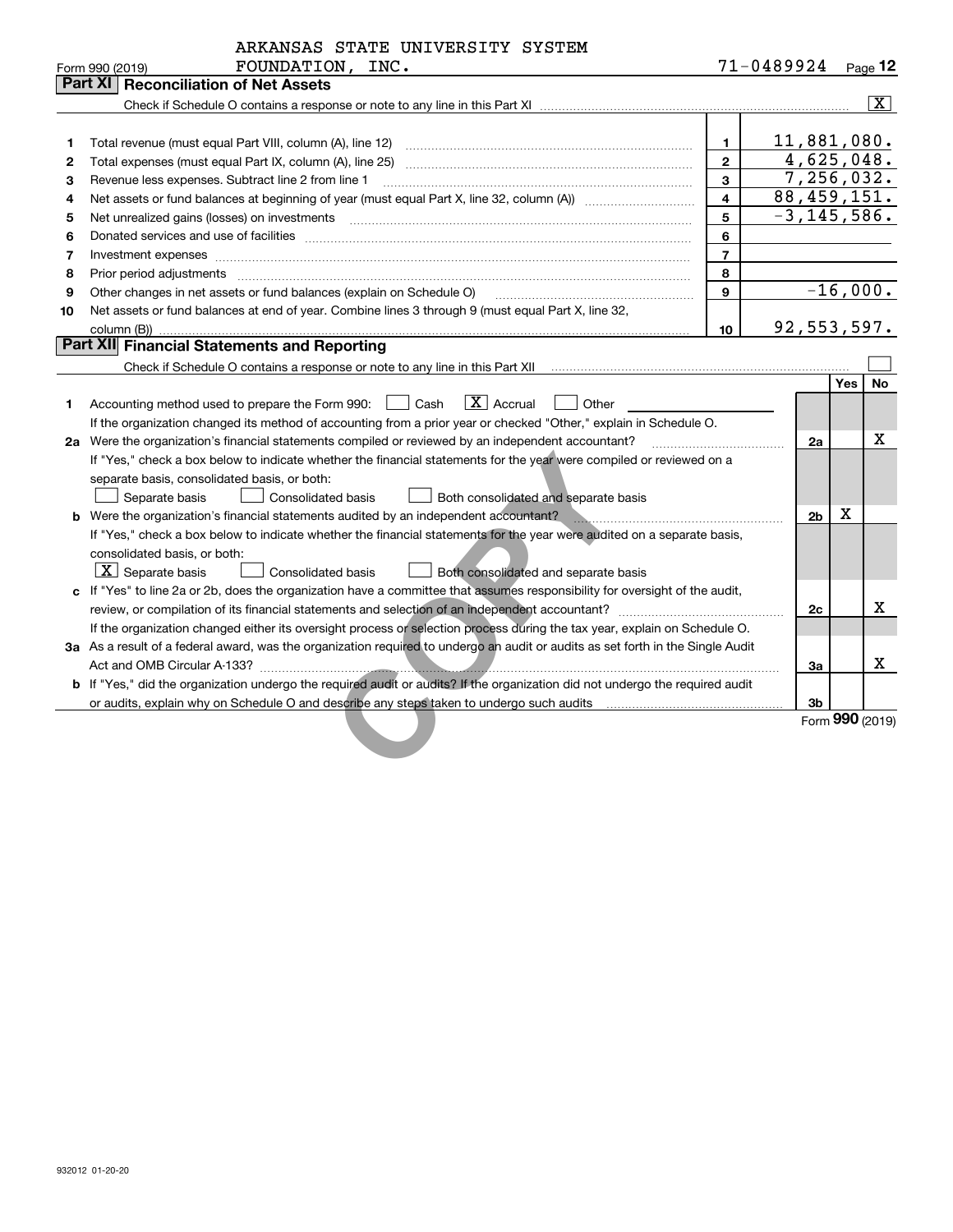ARKANSAS STATE UNIVERSITY SYSTEM
Form 990 (2019) FOUNDATION, INC. 71-0489924 Page 12

## Part XI Reconciliation of Net Assets

Check if Schedule O contains a response or note to any line in this Part XI .......... [X]

| | | | |
|---|---|---|---|
| 1 | Total revenue (must equal Part VIII, column (A), line 12) | 1 | 11,881,080. |
| 2 | Total expenses (must equal Part IX, column (A), line 25) | 2 | 4,625,048. |
| 3 | Revenue less expenses. Subtract line 2 from line 1 | 3 | 7,256,032. |
| 4 | Net assets or fund balances at beginning of year (must equal Part X, line 32, column (A)) | 4 | 88,459,151. |
| 5 | Net unrealized gains (losses) on investments | 5 | -3,145,586. |
| 6 | Donated services and use of facilities | 6 | |
| 7 | Investment expenses | 7 | |
| 8 | Prior period adjustments | 8 | |
| 9 | Other changes in net assets or fund balances (explain on Schedule O) | 9 | -16,000. |
| 10 | Net assets or fund balances at end of year. Combine lines 3 through 9 (must equal Part X, line 32, column (B)) | 10 | 92,553,597. |

## Part XII Financial Statements and Reporting

Check if Schedule O contains a response or note to any line in this Part XII .......... [ ]

| | | | Yes | No |
|---|---|---|---|---|
| 1 | Accounting method used to prepare the Form 990: [ ] Cash [X] Accrual [ ] Other<br>If the organization changed its method of accounting from a prior year or checked "Other," explain in Schedule O. | | | |
| 2a | Were the organization's financial statements compiled or reviewed by an independent accountant?<br>If "Yes," check a box below to indicate whether the financial statements for the year were compiled or reviewed on a separate basis, consolidated basis, or both:<br>[ ] Separate basis [ ] Consolidated basis [ ] Both consolidated and separate basis | 2a | | X |
| b | Were the organization's financial statements audited by an independent accountant?<br>If "Yes," check a box below to indicate whether the financial statements for the year were audited on a separate basis, consolidated basis, or both:<br>[X] Separate basis [ ] Consolidated basis [ ] Both consolidated and separate basis | 2b | X | |
| c | If "Yes" to line 2a or 2b, does the organization have a committee that assumes responsibility for oversight of the audit, review, or compilation of its financial statements and selection of an independent accountant?<br>If the organization changed either its oversight process or selection process during the tax year, explain on Schedule O. | 2c | | X |
| 3a | As a result of a federal award, was the organization required to undergo an audit or audits as set forth in the Single Audit Act and OMB Circular A-133? | 3a | | X |
| b | If "Yes," did the organization undergo the required audit or audits? If the organization did not undergo the required audit or audits, explain why on Schedule O and describe any steps taken to undergo such audits | 3b | | |

Form 990 (2019)

932012 01-20-20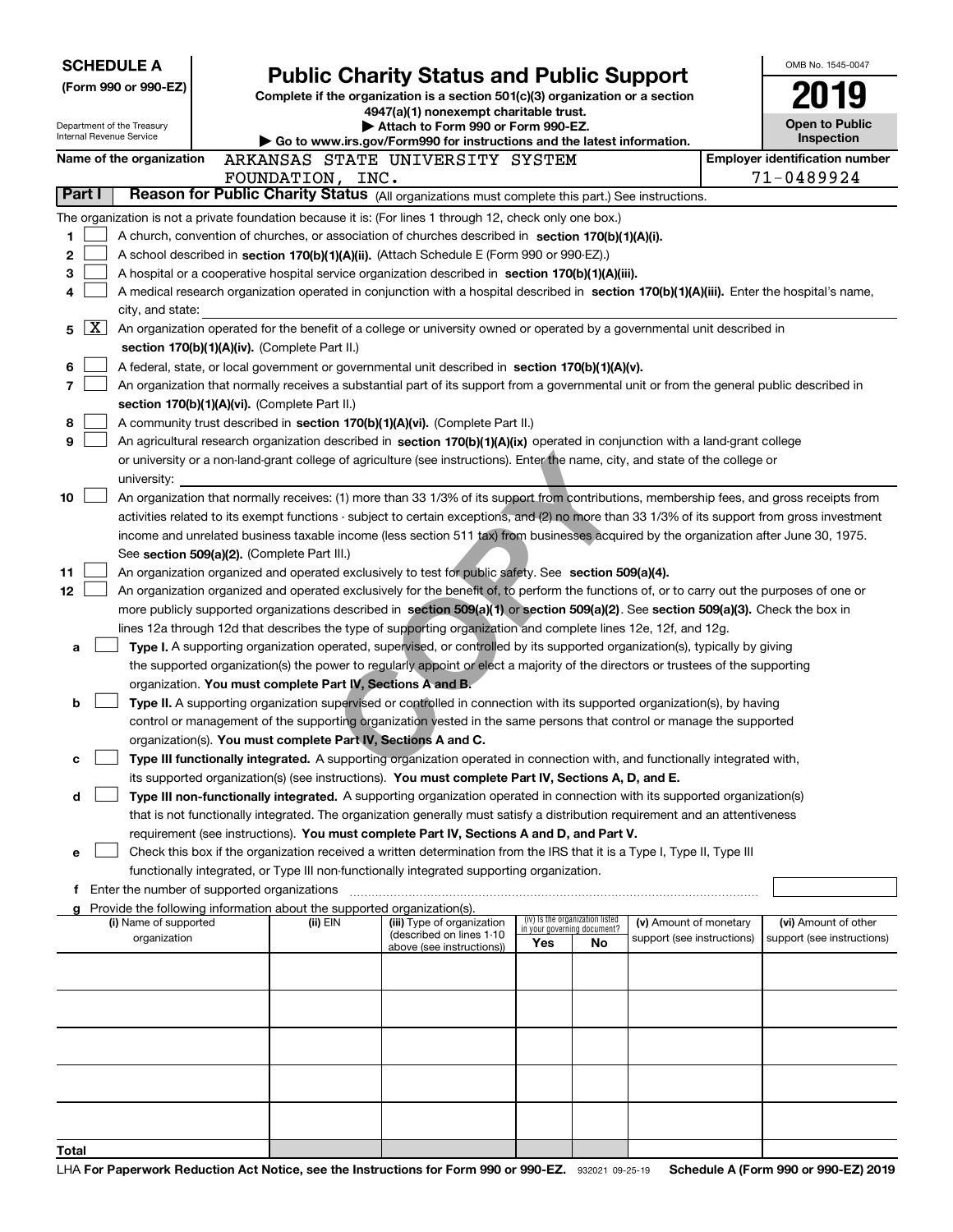**SCHEDULE A**
**(Form 990 or 990-EZ)**

Department of the Treasury
Internal Revenue Service

# Public Charity Status and Public Support

**Complete if the organization is a section 501(c)(3) organization or a section 4947(a)(1) nonexempt charitable trust.**
**▶ Attach to Form 990 or Form 990-EZ.**
**▶ Go to www.irs.gov/Form990 for instructions and the latest information.**

OMB No. 1545-0047
**2019**
**Open to Public Inspection**

**Name of the organization** ARKANSAS STATE UNIVERSITY SYSTEM FOUNDATION, INC.
**Employer identification number** 71-0489924

## Part I Reason for Public Charity Status (All organizations must complete this part.) See instructions.

The organization is not a private foundation because it is: (For lines 1 through 12, check only one box.)

1 ☐ A church, convention of churches, or association of churches described in **section 170(b)(1)(A)(i).**

2 ☐ A school described in **section 170(b)(1)(A)(ii).** (Attach Schedule E (Form 990 or 990-EZ).)

3 ☐ A hospital or a cooperative hospital service organization described in **section 170(b)(1)(A)(iii).**

4 ☐ A medical research organization operated in conjunction with a hospital described in **section 170(b)(1)(A)(iii).** Enter the hospital's name, city, and state:

5 ☒ An organization operated for the benefit of a college or university owned or operated by a governmental unit described in **section 170(b)(1)(A)(iv).** (Complete Part II.)

6 ☐ A federal, state, or local government or governmental unit described in **section 170(b)(1)(A)(v).**

7 ☐ An organization that normally receives a substantial part of its support from a governmental unit or from the general public described in **section 170(b)(1)(A)(vi).** (Complete Part II.)

8 ☐ A community trust described in **section 170(b)(1)(A)(vi).** (Complete Part II.)

9 ☐ An agricultural research organization described in **section 170(b)(1)(A)(ix)** operated in conjunction with a land-grant college or university or a non-land-grant college of agriculture (see instructions). Enter the name, city, and state of the college or university:

10 ☐ An organization that normally receives: (1) more than 33 1/3% of its support from contributions, membership fees, and gross receipts from activities related to its exempt functions - subject to certain exceptions, and (2) no more than 33 1/3% of its support from gross investment income and unrelated business taxable income (less section 511 tax) from businesses acquired by the organization after June 30, 1975. See **section 509(a)(2).** (Complete Part III.)

11 ☐ An organization organized and operated exclusively to test for public safety. See **section 509(a)(4).**

12 ☐ An organization organized and operated exclusively for the benefit of, to perform the functions of, or to carry out the purposes of one or more publicly supported organizations described in **section 509(a)(1)** or **section 509(a)(2).** See **section 509(a)(3).** Check the box in lines 12a through 12d that describes the type of supporting organization and complete lines 12e, 12f, and 12g.

a ☐ **Type I.** A supporting organization operated, supervised, or controlled by its supported organization(s), typically by giving the supported organization(s) the power to regularly appoint or elect a majority of the directors or trustees of the supporting organization. **You must complete Part IV, Sections A and B.**

b ☐ **Type II.** A supporting organization supervised or controlled in connection with its supported organization(s), by having control or management of the supporting organization vested in the same persons that control or manage the supported organization(s). **You must complete Part IV, Sections A and C.**

c ☐ **Type III functionally integrated.** A supporting organization operated in connection with, and functionally integrated with, its supported organization(s) (see instructions). **You must complete Part IV, Sections A, D, and E.**

d ☐ **Type III non-functionally integrated.** A supporting organization operated in connection with its supported organization(s) that is not functionally integrated. The organization generally must satisfy a distribution requirement and an attentiveness requirement (see instructions). **You must complete Part IV, Sections A and D, and Part V.**

e ☐ Check this box if the organization received a written determination from the IRS that it is a Type I, Type II, Type III functionally integrated, or Type III non-functionally integrated supporting organization.

f Enter the number of supported organizations

g Provide the following information about the supported organization(s).

| (i) Name of supported organization | (ii) EIN | (iii) Type of organization (described on lines 1-10 above (see instructions)) | (iv) Is the organization listed in your governing document? Yes | No | (v) Amount of monetary support (see instructions) | (vi) Amount of other support (see instructions) |
|---|---|---|---|---|---|---|
| | | | | | | |
| | | | | | | |
| | | | | | | |
| | | | | | | |
| | | | | | | |
| **Total** | | | | | | |

LHA **For Paperwork Reduction Act Notice, see the Instructions for Form 990 or 990-EZ.** 932021 09-25-19 **Schedule A (Form 990 or 990-EZ) 2019**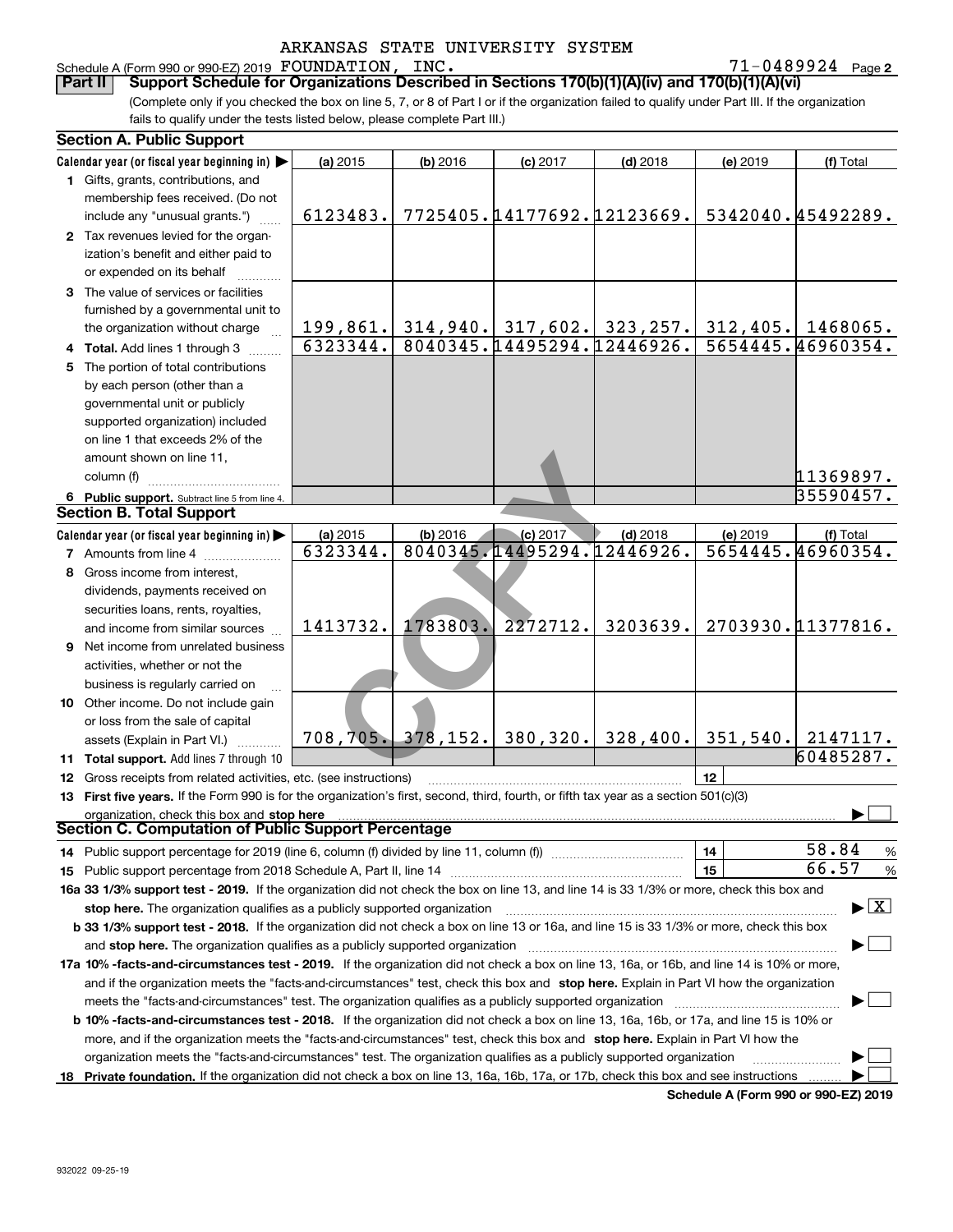ARKANSAS STATE UNIVERSITY SYSTEM

Schedule A (Form 990 or 990-EZ) 2019 FOUNDATION, INC. 71-0489924 Page 2

**Part II** **Support Schedule for Organizations Described in Sections 170(b)(1)(A)(iv) and 170(b)(1)(A)(vi)**

(Complete only if you checked the box on line 5, 7, or 8 of Part I or if the organization failed to qualify under Part III. If the organization fails to qualify under the tests listed below, please complete Part III.)

**Section A. Public Support**

| Calendar year (or fiscal year beginning in) ▶ | (a) 2015 | (b) 2016 | (c) 2017 | (d) 2018 | (e) 2019 | (f) Total |
|---|---|---|---|---|---|---|
| 1 Gifts, grants, contributions, and membership fees received. (Do not include any "unusual grants.") | 6123483. | 7725405. | 14177692. | 12123669. | 5342040. | 45492289. |
| 2 Tax revenues levied for the organization's benefit and either paid to or expended on its behalf | | | | | | |
| 3 The value of services or facilities furnished by a governmental unit to the organization without charge | 199,861. | 314,940. | 317,602. | 323,257. | 312,405. | 1468065. |
| 4 **Total.** Add lines 1 through 3 | 6323344. | 8040345. | 14495294. | 12446926. | 5654445. | 46960354. |
| 5 The portion of total contributions by each person (other than a governmental unit or publicly supported organization) included on line 1 that exceeds 2% of the amount shown on line 11, column (f) | | | | | | 11369897. |
| 6 **Public support.** Subtract line 5 from line 4. | | | | | | 35590457. |

**Section B. Total Support**

| Calendar year (or fiscal year beginning in) ▶ | (a) 2015 | (b) 2016 | (c) 2017 | (d) 2018 | (e) 2019 | (f) Total |
|---|---|---|---|---|---|---|
| 7 Amounts from line 4 | 6323344. | 8040345. | 14495294. | 12446926. | 5654445. | 46960354. |
| 8 Gross income from interest, dividends, payments received on securities loans, rents, royalties, and income from similar sources | 1413732. | 1783803. | 2272712. | 3203639. | 2703930. | 11377816. |
| 9 Net income from unrelated business activities, whether or not the business is regularly carried on | | | | | | |
| 10 Other income. Do not include gain or loss from the sale of capital assets (Explain in Part VI.) | 708,705. | 378,152. | 380,320. | 328,400. | 351,540. | 2147117. |
| 11 **Total support.** Add lines 7 through 10 | | | | | | 60485287. |

12 Gross receipts from related activities, etc. (see instructions) | 12 |

13 **First five years.** If the Form 990 is for the organization's first, second, third, fourth, or fifth tax year as a section 501(c)(3) organization, check this box and **stop here** ▶ ☐

**Section C. Computation of Public Support Percentage**

14 Public support percentage for 2019 (line 6, column (f) divided by line 11, column (f)) | 14 | 58.84 %

15 Public support percentage from 2018 Schedule A, Part II, line 14 | 15 | 66.57 %

**16a 33 1/3% support test - 2019.** If the organization did not check the box on line 13, and line 14 is 33 1/3% or more, check this box and **stop here.** The organization qualifies as a publicly supported organization ▶ ☒

**b 33 1/3% support test - 2018.** If the organization did not check a box on line 13 or 16a, and line 15 is 33 1/3% or more, check this box and **stop here.** The organization qualifies as a publicly supported organization ▶ ☐

**17a 10% -facts-and-circumstances test - 2019.** If the organization did not check a box on line 13, 16a, or 16b, and line 14 is 10% or more, and if the organization meets the "facts-and-circumstances" test, check this box and **stop here.** Explain in Part VI how the organization meets the "facts-and-circumstances" test. The organization qualifies as a publicly supported organization ▶ ☐

**b 10% -facts-and-circumstances test - 2018.** If the organization did not check a box on line 13, 16a, 16b, or 17a, and line 15 is 10% or more, and if the organization meets the "facts-and-circumstances" test, check this box and **stop here.** Explain in Part VI how the organization meets the "facts-and-circumstances" test. The organization qualifies as a publicly supported organization ▶ ☐

**18 Private foundation.** If the organization did not check a box on line 13, 16a, 16b, 17a, or 17b, check this box and see instructions ▶ ☐

**Schedule A (Form 990 or 990-EZ) 2019**

932022 09-25-19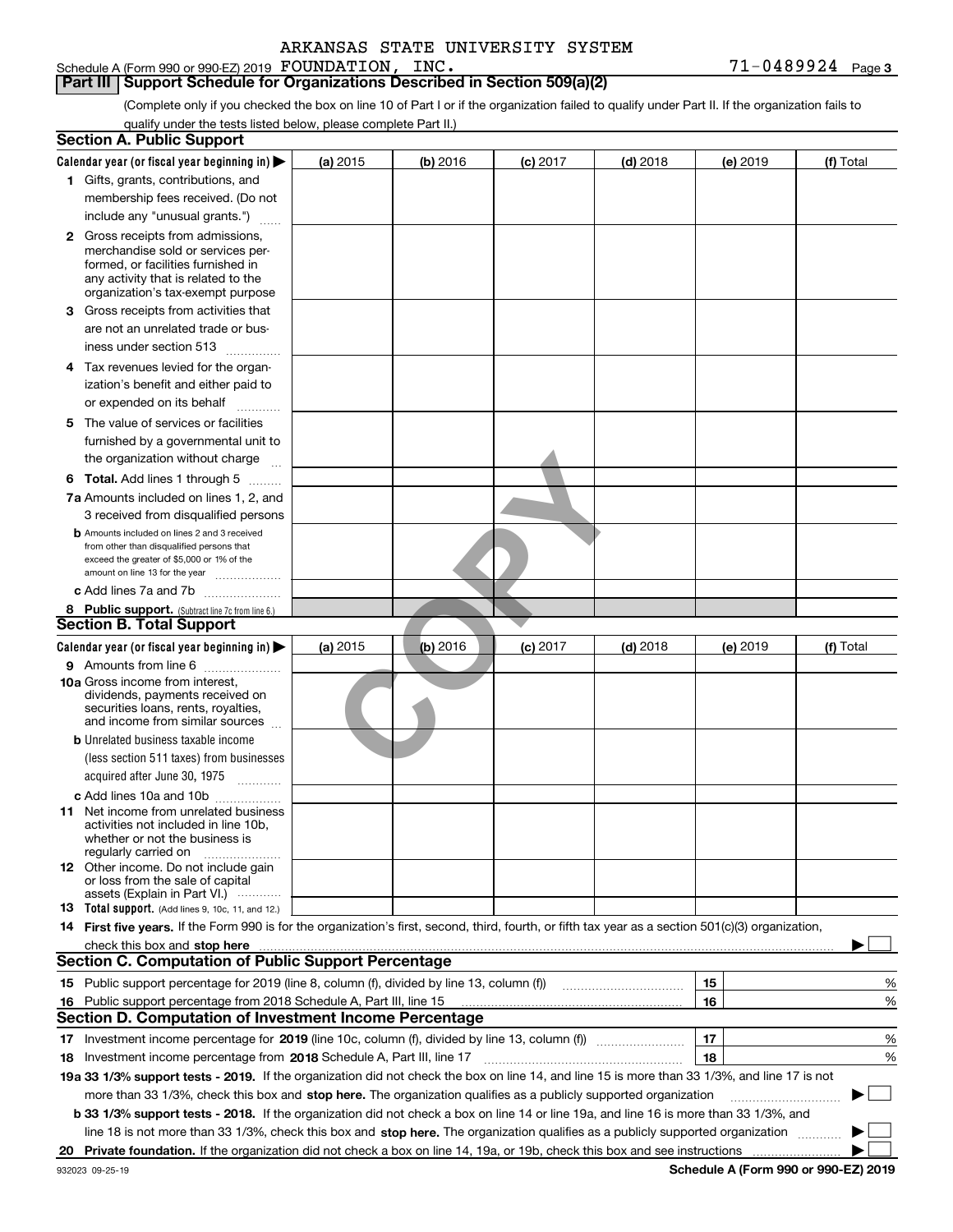ARKANSAS STATE UNIVERSITY SYSTEM

Schedule A (Form 990 or 990-EZ) 2019 FOUNDATION, INC. 71-0489924 Page 3

## Part III Support Schedule for Organizations Described in Section 509(a)(2)

(Complete only if you checked the box on line 10 of Part I or if the organization failed to qualify under Part II. If the organization fails to qualify under the tests listed below, please complete Part II.)

### Section A. Public Support

| Calendar year (or fiscal year beginning in) ▶ | (a) 2015 | (b) 2016 | (c) 2017 | (d) 2018 | (e) 2019 | (f) Total |
|---|---|---|---|---|---|---|
| **1** Gifts, grants, contributions, and membership fees received. (Do not include any "unusual grants.") | | | | | | |
| **2** Gross receipts from admissions, merchandise sold or services performed, or facilities furnished in any activity that is related to the organization's tax-exempt purpose | | | | | | |
| **3** Gross receipts from activities that are not an unrelated trade or business under section 513 | | | | | | |
| **4** Tax revenues levied for the organization's benefit and either paid to or expended on its behalf | | | | | | |
| **5** The value of services or facilities furnished by a governmental unit to the organization without charge | | | | | | |
| **6 Total.** Add lines 1 through 5 | | | | | | |
| **7a** Amounts included on lines 1, 2, and 3 received from disqualified persons | | | | | | |
| **b** Amounts included on lines 2 and 3 received from other than disqualified persons that exceed the greater of $5,000 or 1% of the amount on line 13 for the year | | | | | | |
| **c** Add lines 7a and 7b | | | | | | |
| **8 Public support.** (Subtract line 7c from line 6.) | | | | | | |

### Section B. Total Support

| Calendar year (or fiscal year beginning in) ▶ | (a) 2015 | (b) 2016 | (c) 2017 | (d) 2018 | (e) 2019 | (f) Total |
|---|---|---|---|---|---|---|
| **9** Amounts from line 6 | | | | | | |
| **10a** Gross income from interest, dividends, payments received on securities loans, rents, royalties, and income from similar sources | | | | | | |
| **b** Unrelated business taxable income (less section 511 taxes) from businesses acquired after June 30, 1975 | | | | | | |
| **c** Add lines 10a and 10b | | | | | | |
| **11** Net income from unrelated business activities not included in line 10b, whether or not the business is regularly carried on | | | | | | |
| **12** Other income. Do not include gain or loss from the sale of capital assets (Explain in Part VI.) | | | | | | |
| **13 Total support.** (Add lines 9, 10c, 11, and 12.) | | | | | | |

**14 First five years.** If the Form 990 is for the organization's first, second, third, fourth, or fifth tax year as a section 501(c)(3) organization, check this box and **stop here** ▶ ☐

### Section C. Computation of Public Support Percentage

| | | | |
|---|---|---|---|
| **15** | Public support percentage for 2019 (line 8, column (f), divided by line 13, column (f)) | 15 | % |
| **16** | Public support percentage from 2018 Schedule A, Part III, line 15 | 16 | % |

### Section D. Computation of Investment Income Percentage

| | | | |
|---|---|---|---|
| **17** | Investment income percentage for **2019** (line 10c, column (f), divided by line 13, column (f)) | 17 | % |
| **18** | Investment income percentage from **2018** Schedule A, Part III, line 17 | 18 | % |

**19a 33 1/3% support tests - 2019.** If the organization did not check the box on line 14, and line 15 is more than 33 1/3%, and line 17 is not more than 33 1/3%, check this box and **stop here.** The organization qualifies as a publicly supported organization ▶ ☐

**b 33 1/3% support tests - 2018.** If the organization did not check a box on line 14 or line 19a, and line 16 is more than 33 1/3%, and line 18 is not more than 33 1/3%, check this box and **stop here.** The organization qualifies as a publicly supported organization ▶ ☐

**20 Private foundation.** If the organization did not check a box on line 14, 19a, or 19b, check this box and see instructions ▶ ☐

932023 09-25-19 **Schedule A (Form 990 or 990-EZ) 2019**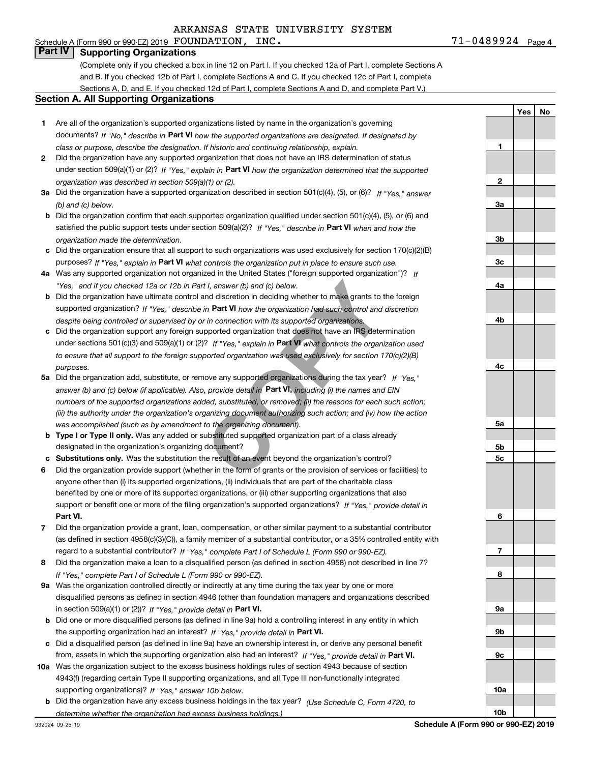ARKANSAS STATE UNIVERSITY SYSTEM

Schedule A (Form 990 or 990-EZ) 2019 FOUNDATION, INC. 71-0489924 Page 4

## Part IV Supporting Organizations

(Complete only if you checked a box in line 12 on Part I. If you checked 12a of Part I, complete Sections A and B. If you checked 12b of Part I, complete Sections A and C. If you checked 12c of Part I, complete Sections A, D, and E. If you checked 12d of Part I, complete Sections A and D, and complete Part V.)

### Section A. All Supporting Organizations

| | | Line | Yes | No |
|---|---|---|---|---|
| **1** | Are all of the organization's supported organizations listed by name in the organization's governing documents? *If "No," describe in* **Part VI** *how the supported organizations are designated. If designated by class or purpose, describe the designation. If historic and continuing relationship, explain.* | 1 | | |
| **2** | Did the organization have any supported organization that does not have an IRS determination of status under section 509(a)(1) or (2)? *If "Yes," explain in* **Part VI** *how the organization determined that the supported organization was described in section 509(a)(1) or (2).* | 2 | | |
| **3a** | Did the organization have a supported organization described in section 501(c)(4), (5), or (6)? *If "Yes," answer (b) and (c) below.* | 3a | | |
| **b** | Did the organization confirm that each supported organization qualified under section 501(c)(4), (5), or (6) and satisfied the public support tests under section 509(a)(2)? *If "Yes," describe in* **Part VI** *when and how the organization made the determination.* | 3b | | |
| **c** | Did the organization ensure that all support to such organizations was used exclusively for section 170(c)(2)(B) purposes? *If "Yes," explain in* **Part VI** *what controls the organization put in place to ensure such use.* | 3c | | |
| **4a** | Was any supported organization not organized in the United States ("foreign supported organization")? *If "Yes," and if you checked 12a or 12b in Part I, answer (b) and (c) below.* | 4a | | |
| **b** | Did the organization have ultimate control and discretion in deciding whether to make grants to the foreign supported organization? *If "Yes," describe in* **Part VI** *how the organization had such control and discretion despite being controlled or supervised by or in connection with its supported organizations.* | 4b | | |
| **c** | Did the organization support any foreign supported organization that does not have an IRS determination under sections 501(c)(3) and 509(a)(1) or (2)? *If "Yes," explain in* **Part VI** *what controls the organization used to ensure that all support to the foreign supported organization was used exclusively for section 170(c)(2)(B) purposes.* | 4c | | |
| **5a** | Did the organization add, substitute, or remove any supported organizations during the tax year? *If "Yes," answer (b) and (c) below (if applicable). Also, provide detail in* **Part VI,** *including (i) the names and EIN numbers of the supported organizations added, substituted, or removed; (ii) the reasons for each such action; (iii) the authority under the organization's organizing document authorizing such action; and (iv) how the action was accomplished (such as by amendment to the organizing document).* | 5a | | |
| **b** | **Type I or Type II only.** Was any added or substituted supported organization part of a class already designated in the organization's organizing document? | 5b | | |
| **c** | **Substitutions only.** Was the substitution the result of an event beyond the organization's control? | 5c | | |
| **6** | Did the organization provide support (whether in the form of grants or the provision of services or facilities) to anyone other than (i) its supported organizations, (ii) individuals that are part of the charitable class benefited by one or more of its supported organizations, or (iii) other supporting organizations that also support or benefit one or more of the filing organization's supported organizations? *If "Yes," provide detail in* **Part VI.** | 6 | | |
| **7** | Did the organization provide a grant, loan, compensation, or other similar payment to a substantial contributor (as defined in section 4958(c)(3)(C)), a family member of a substantial contributor, or a 35% controlled entity with regard to a substantial contributor? *If "Yes," complete Part I of Schedule L (Form 990 or 990-EZ).* | 7 | | |
| **8** | Did the organization make a loan to a disqualified person (as defined in section 4958) not described in line 7? *If "Yes," complete Part I of Schedule L (Form 990 or 990-EZ).* | 8 | | |
| **9a** | Was the organization controlled directly or indirectly at any time during the tax year by one or more disqualified persons as defined in section 4946 (other than foundation managers and organizations described in section 509(a)(1) or (2))? *If "Yes," provide detail in* **Part VI.** | 9a | | |
| **b** | Did one or more disqualified persons (as defined in line 9a) hold a controlling interest in any entity in which the supporting organization had an interest? *If "Yes," provide detail in* **Part VI.** | 9b | | |
| **c** | Did a disqualified person (as defined in line 9a) have an ownership interest in, or derive any personal benefit from, assets in which the supporting organization also had an interest? *If "Yes," provide detail in* **Part VI.** | 9c | | |
| **10a** | Was the organization subject to the excess business holdings rules of section 4943 because of section 4943(f) (regarding certain Type II supporting organizations, and all Type III non-functionally integrated supporting organizations)? *If "Yes," answer 10b below.* | 10a | | |
| **b** | Did the organization have any excess business holdings in the tax year? *(Use Schedule C, Form 4720, to determine whether the organization had excess business holdings.)* | 10b | | |

932024 09-25-19 **Schedule A (Form 990 or 990-EZ) 2019**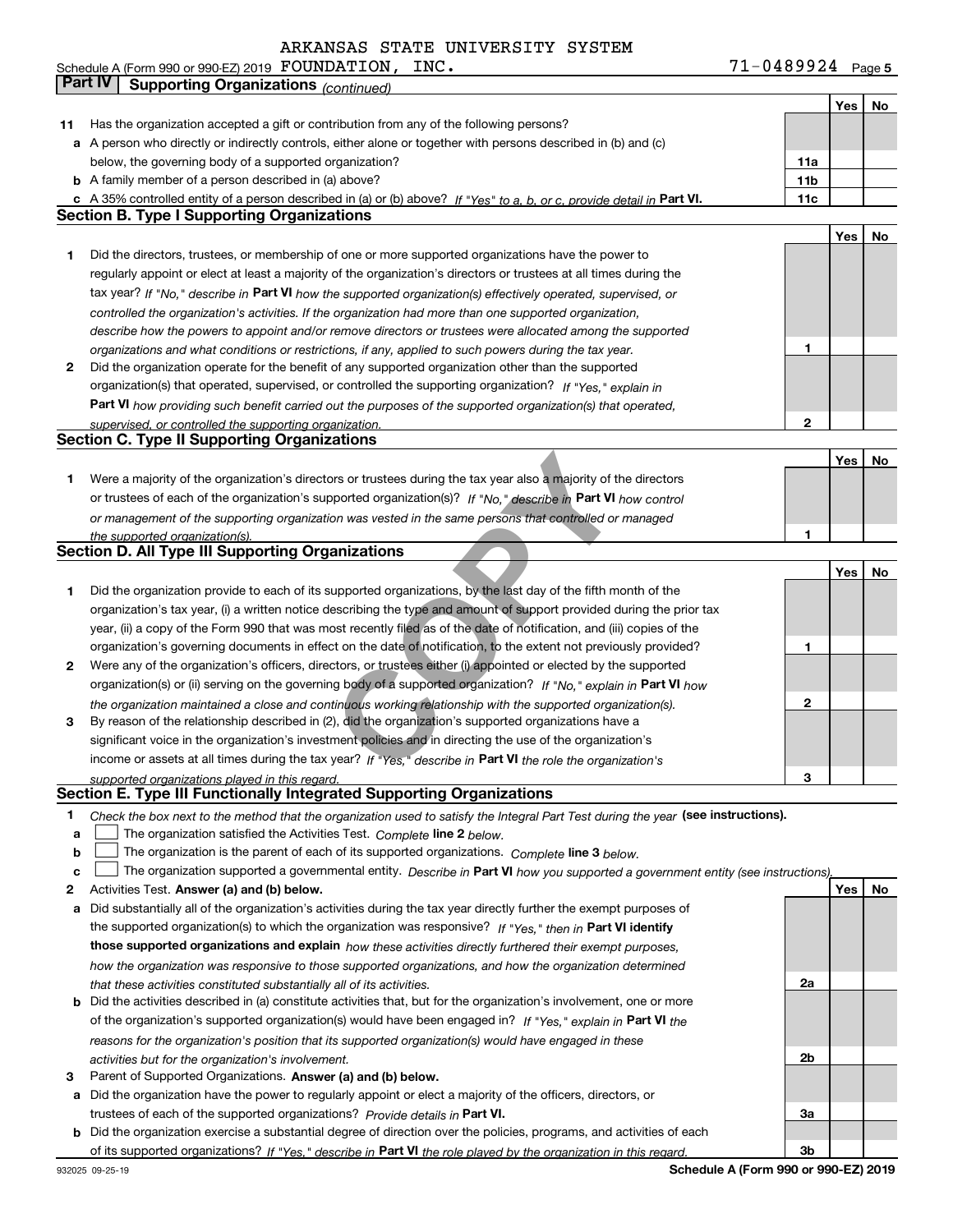ARKANSAS STATE UNIVERSITY SYSTEM

Schedule A (Form 990 or 990-EZ) 2019 FOUNDATION, INC. 71-0489924 Page 5

**Part IV | Supporting Organizations** *(continued)*

| | | | Yes | No |
|---|---|---|---|---|
| **11** | Has the organization accepted a gift or contribution from any of the following persons? | | | |
| **a** | A person who directly or indirectly controls, either alone or together with persons described in (b) and (c) below, the governing body of a supported organization? | **11a** | | |
| **b** | A family member of a person described in (a) above? | **11b** | | |
| **c** | A 35% controlled entity of a person described in (a) or (b) above? *If "Yes" to a, b, or c, provide detail in* **Part VI.** | **11c** | | |

## Section B. Type I Supporting Organizations

| | | | Yes | No |
|---|---|---|---|---|
| **1** | Did the directors, trustees, or membership of one or more supported organizations have the power to regularly appoint or elect at least a majority of the organization's directors or trustees at all times during the tax year? *If "No," describe in* **Part VI** *how the supported organization(s) effectively operated, supervised, or controlled the organization's activities. If the organization had more than one supported organization, describe how the powers to appoint and/or remove directors or trustees were allocated among the supported organizations and what conditions or restrictions, if any, applied to such powers during the tax year.* | **1** | | |
| **2** | Did the organization operate for the benefit of any supported organization other than the supported organization(s) that operated, supervised, or controlled the supporting organization? *If "Yes," explain in* **Part VI** *how providing such benefit carried out the purposes of the supported organization(s) that operated, supervised, or controlled the supporting organization.* | **2** | | |

## Section C. Type II Supporting Organizations

| | | | Yes | No |
|---|---|---|---|---|
| **1** | Were a majority of the organization's directors or trustees during the tax year also a majority of the directors or trustees of each of the organization's supported organization(s)? *If "No," describe in* **Part VI** *how control or management of the supporting organization was vested in the same persons that controlled or managed the supported organization(s).* | **1** | | |

## Section D. All Type III Supporting Organizations

| | | | Yes | No |
|---|---|---|---|---|
| **1** | Did the organization provide to each of its supported organizations, by the last day of the fifth month of the organization's tax year, (i) a written notice describing the type and amount of support provided during the prior tax year, (ii) a copy of the Form 990 that was most recently filed as of the date of notification, and (iii) copies of the organization's governing documents in effect on the date of notification, to the extent not previously provided? | **1** | | |
| **2** | Were any of the organization's officers, directors, or trustees either (i) appointed or elected by the supported organization(s) or (ii) serving on the governing body of a supported organization? *If "No," explain in* **Part VI** *how the organization maintained a close and continuous working relationship with the supported organization(s).* | **2** | | |
| **3** | By reason of the relationship described in (2), did the organization's supported organizations have a significant voice in the organization's investment policies and in directing the use of the organization's income or assets at all times during the tax year? *If "Yes," describe in* **Part VI** *the role the organization's supported organizations played in this regard.* | **3** | | |

## Section E. Type III Functionally Integrated Supporting Organizations

**1** *Check the box next to the method that the organization used to satisfy the Integral Part Test during the year* **(see instructions).**

- **a** ☐ The organization satisfied the Activities Test. *Complete* **line 2** *below.*
- **b** ☐ The organization is the parent of each of its supported organizations. *Complete* **line 3** *below.*
- **c** ☐ The organization supported a governmental entity. *Describe in* **Part VI** *how you supported a government entity (see instructions).*

| | | | Yes | No |
|---|---|---|---|---|
| **2** | Activities Test. **Answer (a) and (b) below.** | | | |
| **a** | Did substantially all of the organization's activities during the tax year directly further the exempt purposes of the supported organization(s) to which the organization was responsive? *If "Yes," then in* **Part VI identify those supported organizations and explain** *how these activities directly furthered their exempt purposes, how the organization was responsive to those supported organizations, and how the organization determined that these activities constituted substantially all of its activities.* | **2a** | | |
| **b** | Did the activities described in (a) constitute activities that, but for the organization's involvement, one or more of the organization's supported organization(s) would have been engaged in? *If "Yes," explain in* **Part VI** *the reasons for the organization's position that its supported organization(s) would have engaged in these activities but for the organization's involvement.* | **2b** | | |
| **3** | Parent of Supported Organizations. **Answer (a) and (b) below.** | | | |
| **a** | Did the organization have the power to regularly appoint or elect a majority of the officers, directors, or trustees of each of the supported organizations? *Provide details in* **Part VI.** | **3a** | | |
| **b** | Did the organization exercise a substantial degree of direction over the policies, programs, and activities of each of its supported organizations? *If "Yes," describe in* **Part VI** *the role played by the organization in this regard.* | **3b** | | |

932025 09-25-19 **Schedule A (Form 990 or 990-EZ) 2019**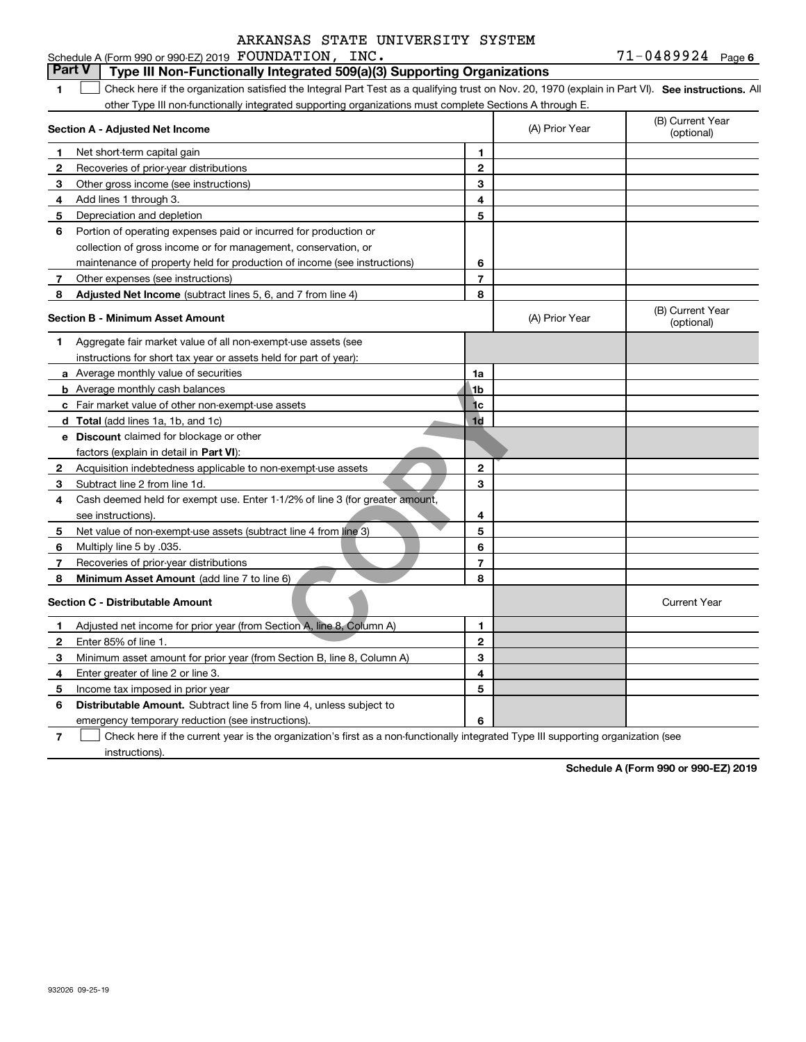ARKANSAS STATE UNIVERSITY SYSTEM

Schedule A (Form 990 or 990-EZ) 2019 FOUNDATION, INC. 71-0489924 Page 6

## Part V | Type III Non-Functionally Integrated 509(a)(3) Supporting Organizations

**1** ☐ Check here if the organization satisfied the Integral Part Test as a qualifying trust on Nov. 20, 1970 (explain in Part VI). **See instructions.** All other Type III non-functionally integrated supporting organizations must complete Sections A through E.

| Section A - Adjusted Net Income | | | (A) Prior Year | (B) Current Year (optional) |
|---|---|---|---|---|
| 1 | Net short-term capital gain | 1 | | |
| 2 | Recoveries of prior-year distributions | 2 | | |
| 3 | Other gross income (see instructions) | 3 | | |
| 4 | Add lines 1 through 3. | 4 | | |
| 5 | Depreciation and depletion | 5 | | |
| 6 | Portion of operating expenses paid or incurred for production or collection of gross income or for management, conservation, or maintenance of property held for production of income (see instructions) | 6 | | |
| 7 | Other expenses (see instructions) | 7 | | |
| 8 | **Adjusted Net Income** (subtract lines 5, 6, and 7 from line 4) | 8 | | |

| Section B - Minimum Asset Amount | | | (A) Prior Year | (B) Current Year (optional) |
|---|---|---|---|---|
| 1 | Aggregate fair market value of all non-exempt-use assets (see instructions for short tax year or assets held for part of year): | | | |
| a | Average monthly value of securities | 1a | | |
| b | Average monthly cash balances | 1b | | |
| c | Fair market value of other non-exempt-use assets | 1c | | |
| d | **Total** (add lines 1a, 1b, and 1c) | 1d | | |
| e | **Discount** claimed for blockage or other factors (explain in detail in **Part VI**): | | | |
| 2 | Acquisition indebtedness applicable to non-exempt-use assets | 2 | | |
| 3 | Subtract line 2 from line 1d. | 3 | | |
| 4 | Cash deemed held for exempt use. Enter 1-1/2% of line 3 (for greater amount, see instructions). | 4 | | |
| 5 | Net value of non-exempt-use assets (subtract line 4 from line 3) | 5 | | |
| 6 | Multiply line 5 by .035. | 6 | | |
| 7 | Recoveries of prior-year distributions | 7 | | |
| 8 | **Minimum Asset Amount** (add line 7 to line 6) | 8 | | |

| Section C - Distributable Amount | | | | Current Year |
|---|---|---|---|---|
| 1 | Adjusted net income for prior year (from Section A, line 8, Column A) | 1 | | |
| 2 | Enter 85% of line 1. | 2 | | |
| 3 | Minimum asset amount for prior year (from Section B, line 8, Column A) | 3 | | |
| 4 | Enter greater of line 2 or line 3. | 4 | | |
| 5 | Income tax imposed in prior year | 5 | | |
| 6 | **Distributable Amount.** Subtract line 5 from line 4, unless subject to emergency temporary reduction (see instructions). | 6 | | |

**7** ☐ Check here if the current year is the organization's first as a non-functionally integrated Type III supporting organization (see instructions).

**Schedule A (Form 990 or 990-EZ) 2019**

932026 09-25-19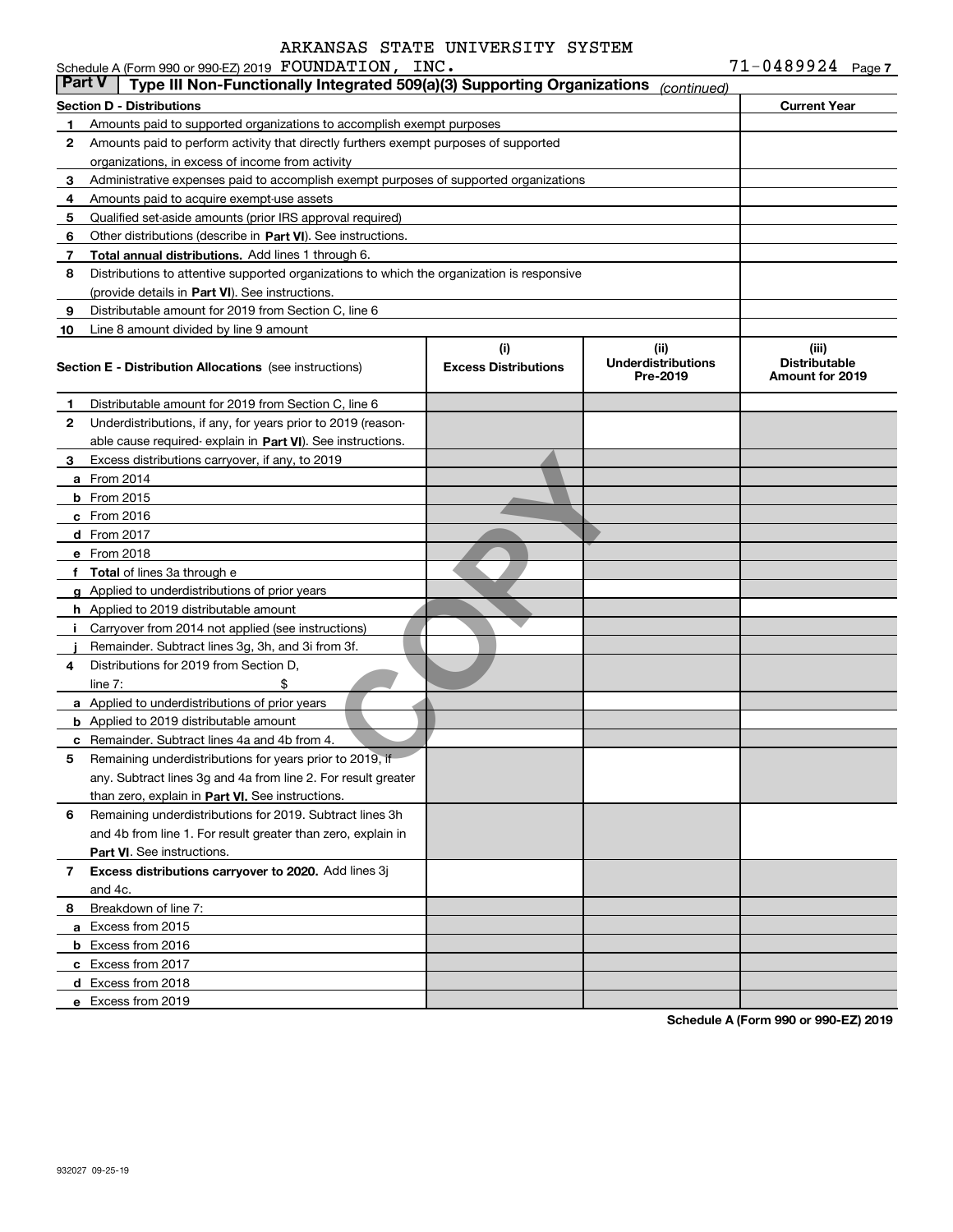ARKANSAS STATE UNIVERSITY SYSTEM

Schedule A (Form 990 or 990-EZ) 2019 FOUNDATION, INC. 71-0489924 Page 7

**Part V | Type III Non-Functionally Integrated 509(a)(3) Supporting Organizations** *(continued)*

| **Section D - Distributions** | **Current Year** |
|---|---|
| 1 Amounts paid to supported organizations to accomplish exempt purposes | |
| 2 Amounts paid to perform activity that directly furthers exempt purposes of supported organizations, in excess of income from activity | |
| 3 Administrative expenses paid to accomplish exempt purposes of supported organizations | |
| 4 Amounts paid to acquire exempt-use assets | |
| 5 Qualified set-aside amounts (prior IRS approval required) | |
| 6 Other distributions (describe in **Part VI**). See instructions. | |
| 7 **Total annual distributions.** Add lines 1 through 6. | |
| 8 Distributions to attentive supported organizations to which the organization is responsive (provide details in **Part VI**). See instructions. | |
| 9 Distributable amount for 2019 from Section C, line 6 | |
| 10 Line 8 amount divided by line 9 amount | |

| **Section E - Distribution Allocations** (see instructions) | **(i) Excess Distributions** | **(ii) Underdistributions Pre-2019** | **(iii) Distributable Amount for 2019** |
|---|---|---|---|
| 1 Distributable amount for 2019 from Section C, line 6 | | | |
| 2 Underdistributions, if any, for years prior to 2019 (reasonable cause required- explain in **Part VI**). See instructions. | | | |
| 3 Excess distributions carryover, if any, to 2019 | | | |
| a From 2014 | | | |
| b From 2015 | | | |
| c From 2016 | | | |
| d From 2017 | | | |
| e From 2018 | | | |
| f **Total** of lines 3a through e | | | |
| g Applied to underdistributions of prior years | | | |
| h Applied to 2019 distributable amount | | | |
| i Carryover from 2014 not applied (see instructions) | | | |
| j Remainder. Subtract lines 3g, 3h, and 3i from 3f. | | | |
| 4 Distributions for 2019 from Section D, line 7: $ | | | |
| a Applied to underdistributions of prior years | | | |
| b Applied to 2019 distributable amount | | | |
| c Remainder. Subtract lines 4a and 4b from 4. | | | |
| 5 Remaining underdistributions for years prior to 2019, if any. Subtract lines 3g and 4a from line 2. For result greater than zero, explain in **Part VI.** See instructions. | | | |
| 6 Remaining underdistributions for 2019. Subtract lines 3h and 4b from line 1. For result greater than zero, explain in **Part VI**. See instructions. | | | |
| 7 **Excess distributions carryover to 2020.** Add lines 3j and 4c. | | | |
| 8 Breakdown of line 7: | | | |
| a Excess from 2015 | | | |
| b Excess from 2016 | | | |
| c Excess from 2017 | | | |
| d Excess from 2018 | | | |
| e Excess from 2019 | | | |

COPY

**Schedule A (Form 990 or 990-EZ) 2019**

932027 09-25-19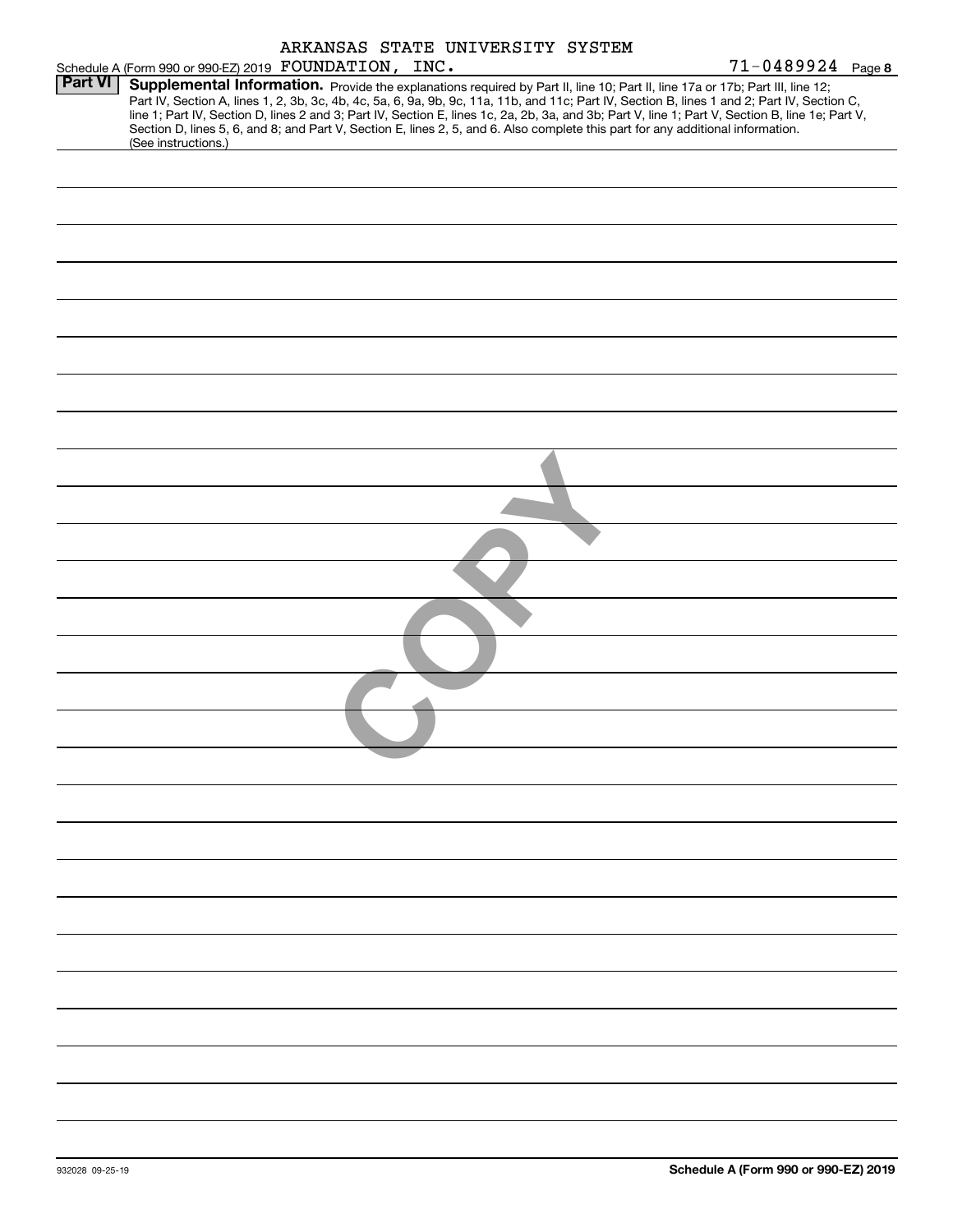ARKANSAS STATE UNIVERSITY SYSTEM

Schedule A (Form 990 or 990-EZ) 2019 FOUNDATION, INC. 71-0489924 Page **8**

**Part VI** **Supplemental Information.** Provide the explanations required by Part II, line 10; Part II, line 17a or 17b; Part III, line 12; Part IV, Section A, lines 1, 2, 3b, 3c, 4b, 4c, 5a, 6, 9a, 9b, 9c, 11a, 11b, and 11c; Part IV, Section B, lines 1 and 2; Part IV, Section C, line 1; Part IV, Section D, lines 2 and 3; Part IV, Section E, lines 1c, 2a, 2b, 3a, and 3b; Part V, line 1; Part V, Section B, line 1e; Part V, Section D, lines 5, 6, and 8; and Part V, Section E, lines 2, 5, and 6. Also complete this part for any additional information. (See instructions.)

COPY

932028 09-25-19

**Schedule A (Form 990 or 990-EZ) 2019**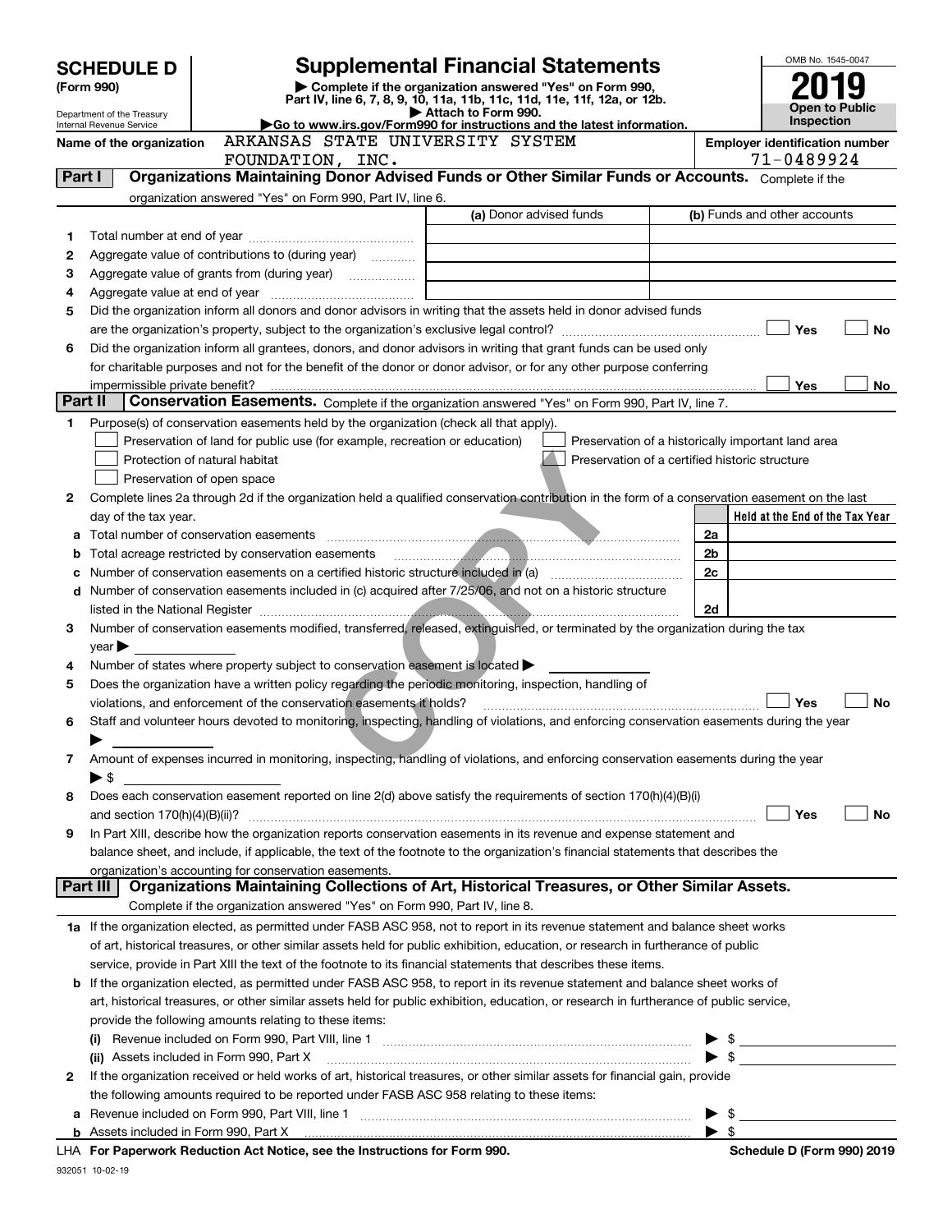# SCHEDULE D (Form 990)

Department of the Treasury
Internal Revenue Service

## Supplemental Financial Statements

▶ Complete if the organization answered "Yes" on Form 990, Part IV, line 6, 7, 8, 9, 10, 11a, 11b, 11c, 11d, 11e, 11f, 12a, or 12b.
▶ Attach to Form 990.
▶Go to www.irs.gov/Form990 for instructions and the latest information.

OMB No. 1545-0047
**2019**
**Open to Public Inspection**

Name of the organization: ARKANSAS STATE UNIVERSITY SYSTEM FOUNDATION, INC.

Employer identification number: 71-0489924

### Part I Organizations Maintaining Donor Advised Funds or Other Similar Funds or Accounts.

Complete if the organization answered "Yes" on Form 990, Part IV, line 6.

| | | (a) Donor advised funds | (b) Funds and other accounts |
|---|---|---|---|
| 1 | Total number at end of year | | |
| 2 | Aggregate value of contributions to (during year) | | |
| 3 | Aggregate value of grants from (during year) | | |
| 4 | Aggregate value at end of year | | |

5 Did the organization inform all donors and donor advisors in writing that the assets held in donor advised funds are the organization's property, subject to the organization's exclusive legal control? ☐ Yes ☐ No

6 Did the organization inform all grantees, donors, and donor advisors in writing that grant funds can be used only for charitable purposes and not for the benefit of the donor or donor advisor, or for any other purpose conferring impermissible private benefit? ☐ Yes ☐ No

### Part II Conservation Easements.

Complete if the organization answered "Yes" on Form 990, Part IV, line 7.

1 Purpose(s) of conservation easements held by the organization (check all that apply).

- ☐ Preservation of land for public use (for example, recreation or education)
- ☐ Preservation of a historically important land area
- ☐ Protection of natural habitat
- ☐ Preservation of a certified historic structure
- ☐ Preservation of open space

2 Complete lines 2a through 2d if the organization held a qualified conservation contribution in the form of a conservation easement on the last day of the tax year.

| | | | Held at the End of the Tax Year |
|---|---|---|---|
| a | Total number of conservation easements | 2a | |
| b | Total acreage restricted by conservation easements | 2b | |
| c | Number of conservation easements on a certified historic structure included in (a) | 2c | |
| d | Number of conservation easements included in (c) acquired after 7/25/06, and not on a historic structure listed in the National Register | 2d | |

3 Number of conservation easements modified, transferred, released, extinguished, or terminated by the organization during the tax year ▶

4 Number of states where property subject to conservation easement is located ▶

5 Does the organization have a written policy regarding the periodic monitoring, inspection, handling of violations, and enforcement of the conservation easements it holds? ☐ Yes ☐ No

6 Staff and volunteer hours devoted to monitoring, inspecting, handling of violations, and enforcing conservation easements during the year ▶

7 Amount of expenses incurred in monitoring, inspecting, handling of violations, and enforcing conservation easements during the year ▶ $

8 Does each conservation easement reported on line 2(d) above satisfy the requirements of section 170(h)(4)(B)(i) and section 170(h)(4)(B)(ii)? ☐ Yes ☐ No

9 In Part XIII, describe how the organization reports conservation easements in its revenue and expense statement and balance sheet, and include, if applicable, the text of the footnote to the organization's financial statements that describes the organization's accounting for conservation easements.

### Part III Organizations Maintaining Collections of Art, Historical Treasures, or Other Similar Assets.

Complete if the organization answered "Yes" on Form 990, Part IV, line 8.

1a If the organization elected, as permitted under FASB ASC 958, not to report in its revenue statement and balance sheet works of art, historical treasures, or other similar assets held for public exhibition, education, or research in furtherance of public service, provide in Part XIII the text of the footnote to its financial statements that describes these items.

b If the organization elected, as permitted under FASB ASC 958, to report in its revenue statement and balance sheet works of art, historical treasures, or other similar assets held for public exhibition, education, or research in furtherance of public service, provide the following amounts relating to these items:

(i) Revenue included on Form 990, Part VIII, line 1 ▶ $

(ii) Assets included in Form 990, Part X ▶ $

2 If the organization received or held works of art, historical treasures, or other similar assets for financial gain, provide the following amounts required to be reported under FASB ASC 958 relating to these items:

a Revenue included on Form 990, Part VIII, line 1 ▶ $

b Assets included in Form 990, Part X ▶ $

LHA For Paperwork Reduction Act Notice, see the Instructions for Form 990.

Schedule D (Form 990) 2019

932051 10-02-19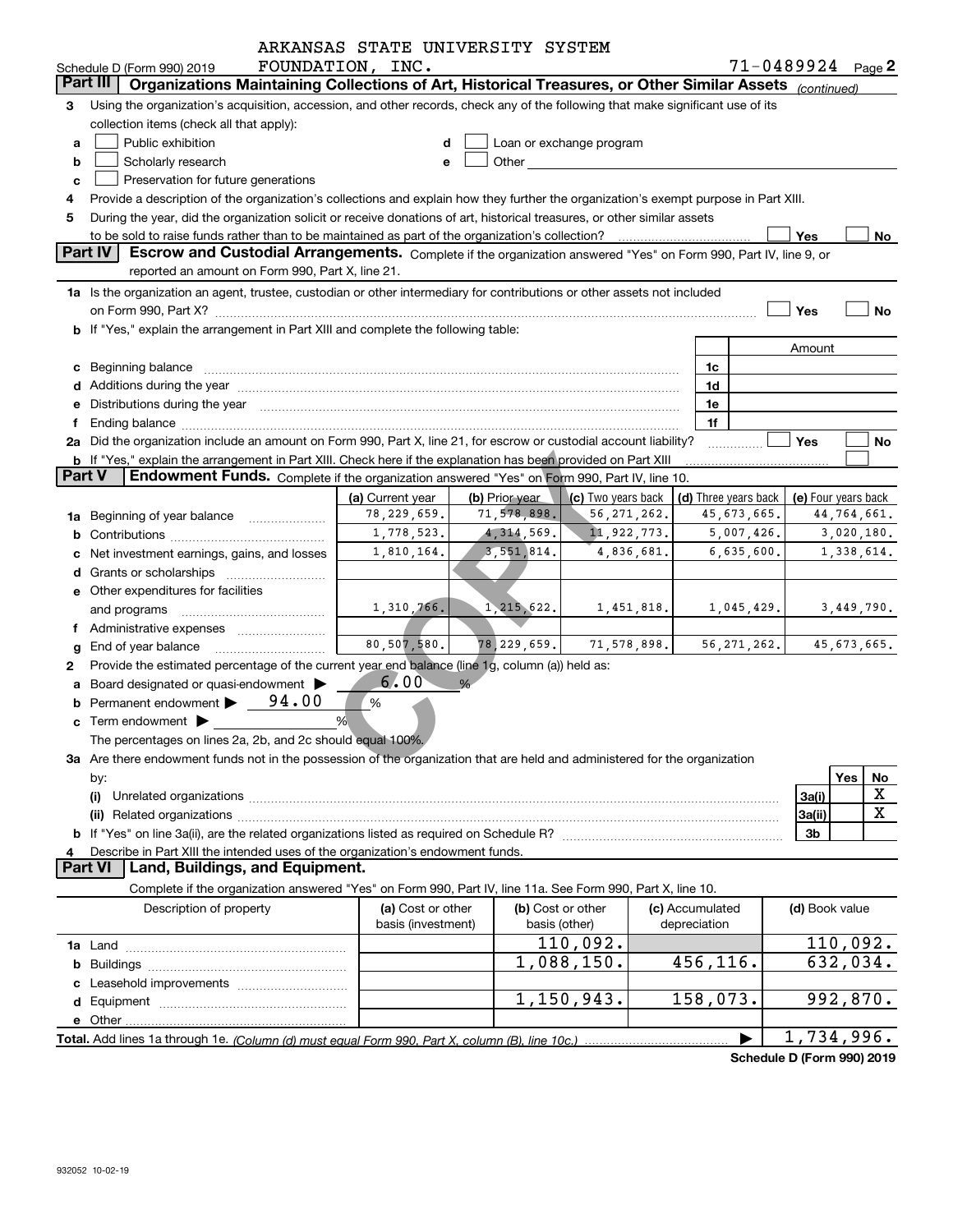ARKANSAS STATE UNIVERSITY SYSTEM

Schedule D (Form 990) 2019 FOUNDATION, INC. 71-0489924 Page 2

**Part III | Organizations Maintaining Collections of Art, Historical Treasures, or Other Similar Assets** *(continued)*

3 Using the organization's acquisition, accession, and other records, check any of the following that make significant use of its collection items (check all that apply):

- a ☐ Public exhibition
- b ☐ Scholarly research
- c ☐ Preservation for future generations
- d ☐ Loan or exchange program
- e ☐ Other

4 Provide a description of the organization's collections and explain how they further the organization's exempt purpose in Part XIII.

5 During the year, did the organization solicit or receive donations of art, historical treasures, or other similar assets to be sold to raise funds rather than to be maintained as part of the organization's collection? ☐ Yes ☐ No

**Part IV | Escrow and Custodial Arrangements.** Complete if the organization answered "Yes" on Form 990, Part IV, line 9, or reported an amount on Form 990, Part X, line 21.

1a Is the organization an agent, trustee, custodian or other intermediary for contributions or other assets not included on Form 990, Part X? ☐ Yes ☐ No

b If "Yes," explain the arrangement in Part XIII and complete the following table:

| | | Amount |
|---|---|---|
| c Beginning balance | 1c | |
| d Additions during the year | 1d | |
| e Distributions during the year | 1e | |
| f Ending balance | 1f | |

2a Did the organization include an amount on Form 990, Part X, line 21, for escrow or custodial account liability? ☐ Yes ☐ No

b If "Yes," explain the arrangement in Part XIII. Check here if the explanation has been provided on Part XIII ☐

**Part V | Endowment Funds.** Complete if the organization answered "Yes" on Form 990, Part IV, line 10.

| | (a) Current year | (b) Prior year | (c) Two years back | (d) Three years back | (e) Four years back |
|---|---|---|---|---|---|
| 1a Beginning of year balance | 78,229,659. | 71,578,898. | 56,271,262. | 45,673,665. | 44,764,661. |
| b Contributions | 1,778,523. | 4,314,569. | 11,922,773. | 5,007,426. | 3,020,180. |
| c Net investment earnings, gains, and losses | 1,810,164. | 3,551,814. | 4,836,681. | 6,635,600. | 1,338,614. |
| d Grants or scholarships | | | | | |
| e Other expenditures for facilities and programs | 1,310,766. | 1,215,622. | 1,451,818. | 1,045,429. | 3,449,790. |
| f Administrative expenses | | | | | |
| g End of year balance | 80,507,580. | 78,229,659. | 71,578,898. | 56,271,262. | 45,673,665. |

2 Provide the estimated percentage of the current year end balance (line 1g, column (a)) held as:

a Board designated or quasi-endowment ▶ 6.00 %

b Permanent endowment ▶ 94.00 %

c Term endowment ▶ %

The percentages on lines 2a, 2b, and 2c should equal 100%.

3a Are there endowment funds not in the possession of the organization that are held and administered for the organization by:

| | | Yes | No |
|---|---|---|---|
| (i) Unrelated organizations | 3a(i) | | X |
| (ii) Related organizations | 3a(ii) | | X |
| b If "Yes" on line 3a(ii), are the related organizations listed as required on Schedule R? | 3b | | |

4 Describe in Part XIII the intended uses of the organization's endowment funds.

**Part VI | Land, Buildings, and Equipment.**

Complete if the organization answered "Yes" on Form 990, Part IV, line 11a. See Form 990, Part X, line 10.

| Description of property | (a) Cost or other basis (investment) | (b) Cost or other basis (other) | (c) Accumulated depreciation | (d) Book value |
|---|---|---|---|---|
| 1a Land | | 110,092. | | 110,092. |
| b Buildings | | 1,088,150. | 456,116. | 632,034. |
| c Leasehold improvements | | | | |
| d Equipment | | 1,150,943. | 158,073. | 992,870. |
| e Other | | | | |
| **Total.** Add lines 1a through 1e. *(Column (d) must equal Form 990, Part X, column (B), line 10c.)* | | | ▶ | 1,734,996. |

**Schedule D (Form 990) 2019**

932052 10-02-19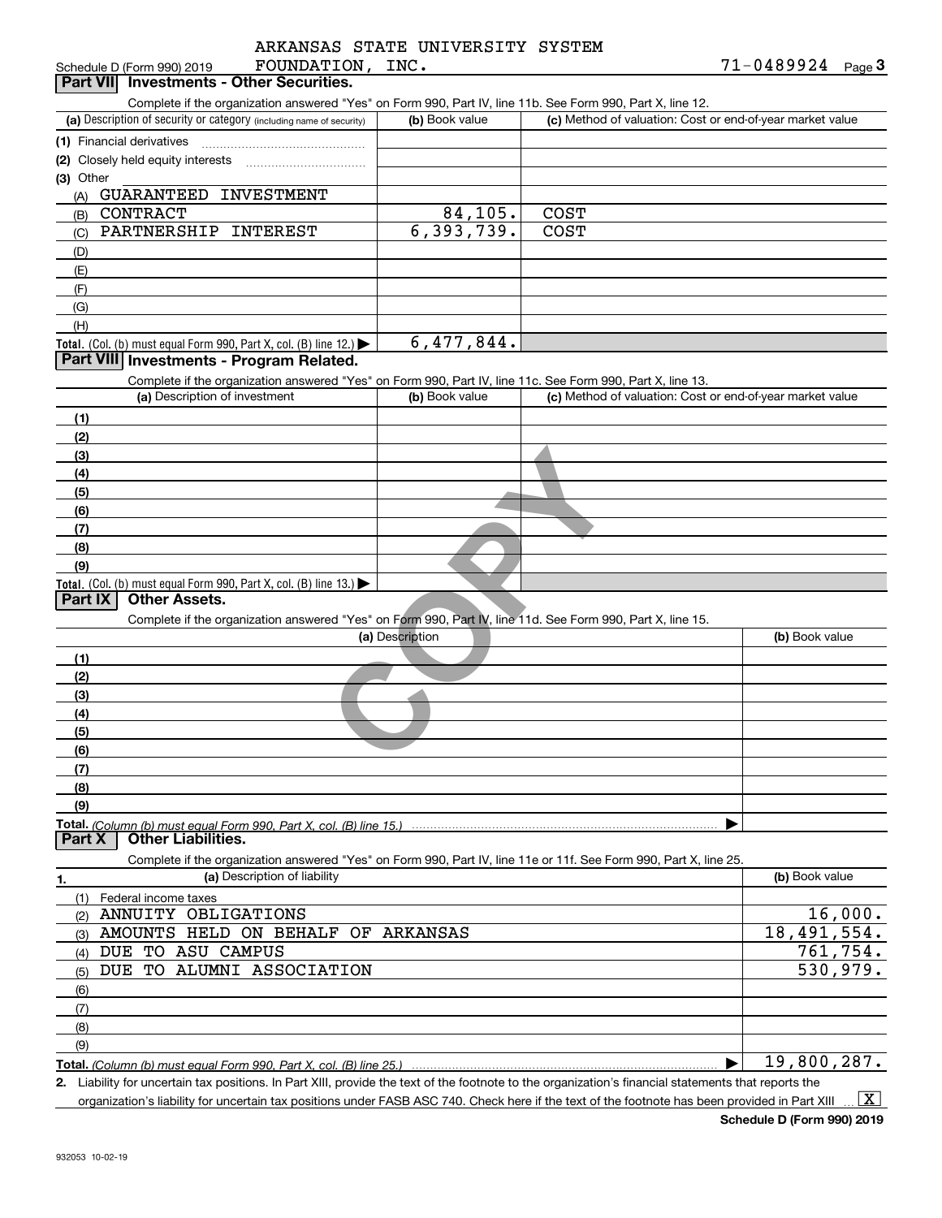ARKANSAS STATE UNIVERSITY SYSTEM FOUNDATION, INC. 71-0489924

Schedule D (Form 990) 2019

## Part VII Investments - Other Securities.

Complete if the organization answered "Yes" on Form 990, Part IV, line 11b. See Form 990, Part X, line 12.

| (a) Description of security or category (including name of security) | (b) Book value | (c) Method of valuation: Cost or end-of-year market value |
|---|---|---|
| (1) Financial derivatives | | |
| (2) Closely held equity interests | | |
| (3) Other | | |
| (A) GUARANTEED INVESTMENT | | |
| (B) CONTRACT | 84,105. | COST |
| (C) PARTNERSHIP INTEREST | 6,393,739. | COST |
| (D) | | |
| (E) | | |
| (F) | | |
| (G) | | |
| (H) | | |
| **Total.** (Col. (b) must equal Form 990, Part X, col. (B) line 12.) ▶ | 6,477,844. | |

## Part VIII Investments - Program Related.

Complete if the organization answered "Yes" on Form 990, Part IV, line 11c. See Form 990, Part X, line 13.

| (a) Description of investment | (b) Book value | (c) Method of valuation: Cost or end-of-year market value |
|---|---|---|
| (1) | | |
| (2) | | |
| (3) | | |
| (4) | | |
| (5) | | |
| (6) | | |
| (7) | | |
| (8) | | |
| (9) | | |
| **Total.** (Col. (b) must equal Form 990, Part X, col. (B) line 13.) ▶ | | |

## Part IX Other Assets.

Complete if the organization answered "Yes" on Form 990, Part IV, line 11d. See Form 990, Part X, line 15.

| (a) Description | (b) Book value |
|---|---|
| (1) | |
| (2) | |
| (3) | |
| (4) | |
| (5) | |
| (6) | |
| (7) | |
| (8) | |
| (9) | |
| **Total.** *(Column (b) must equal Form 990, Part X, col. (B) line 15.)* ▶ | |

## Part X Other Liabilities.

Complete if the organization answered "Yes" on Form 990, Part IV, line 11e or 11f. See Form 990, Part X, line 25.

| 1. (a) Description of liability | (b) Book value |
|---|---|
| (1) Federal income taxes | |
| (2) ANNUITY OBLIGATIONS | 16,000. |
| (3) AMOUNTS HELD ON BEHALF OF ARKANSAS | 18,491,554. |
| (4) DUE TO ASU CAMPUS | 761,754. |
| (5) DUE TO ALUMNI ASSOCIATION | 530,979. |
| (6) | |
| (7) | |
| (8) | |
| (9) | |
| **Total.** *(Column (b) must equal Form 990, Part X, col. (B) line 25.)* ▶ | 19,800,287. |

2. Liability for uncertain tax positions. In Part XIII, provide the text of the footnote to the organization's financial statements that reports the organization's liability for uncertain tax positions under FASB ASC 740. Check here if the text of the footnote has been provided in Part XIII ... [X]

Schedule D (Form 990) 2019

932053 10-02-19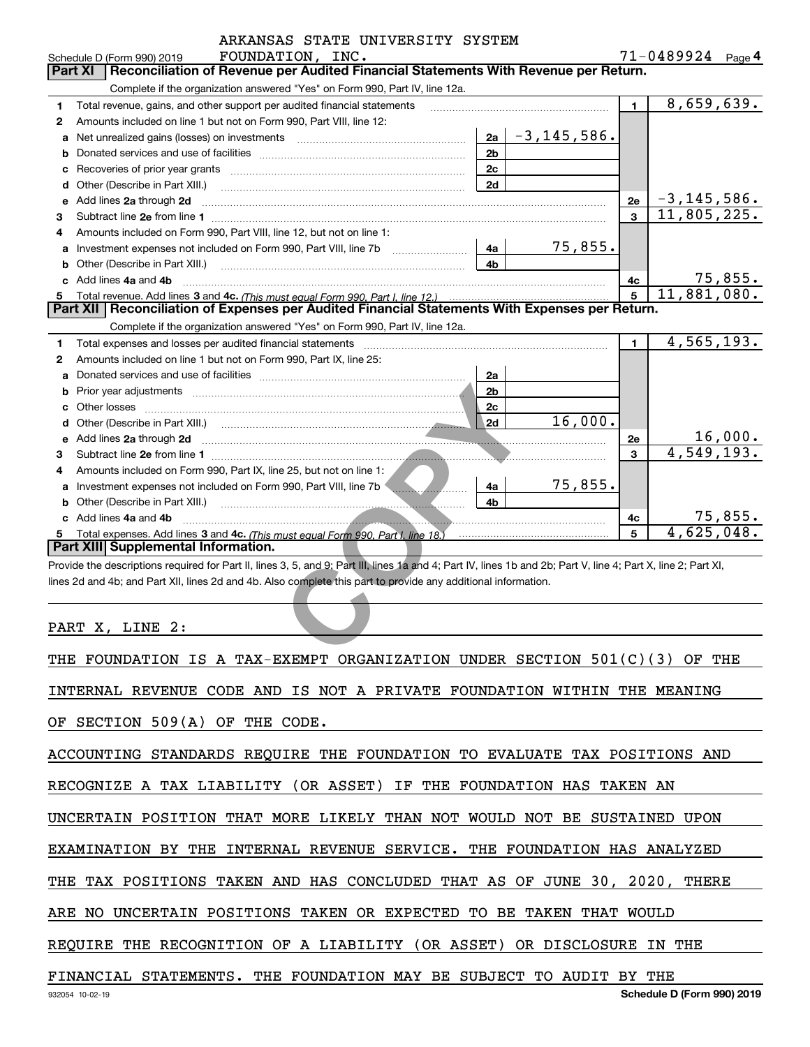ARKANSAS STATE UNIVERSITY SYSTEM

Schedule D (Form 990) 2019 FOUNDATION, INC. 71-0489924 Page 4

## Part XI Reconciliation of Revenue per Audited Financial Statements With Revenue per Return.

Complete if the organization answered "Yes" on Form 990, Part IV, line 12a.

| | | | | | |
|---|---|---|---|---|---|
| 1 | Total revenue, gains, and other support per audited financial statements | | | 1 | 8,659,639. |
| 2 | Amounts included on line 1 but not on Form 990, Part VIII, line 12: | | | | |
| a | Net unrealized gains (losses) on investments | 2a | -3,145,586. | | |
| b | Donated services and use of facilities | 2b | | | |
| c | Recoveries of prior year grants | 2c | | | |
| d | Other (Describe in Part XIII.) | 2d | | | |
| e | Add lines 2a through 2d | | | 2e | -3,145,586. |
| 3 | Subtract line 2e from line 1 | | | 3 | 11,805,225. |
| 4 | Amounts included on Form 990, Part VIII, line 12, but not on line 1: | | | | |
| a | Investment expenses not included on Form 990, Part VIII, line 7b | 4a | 75,855. | | |
| b | Other (Describe in Part XIII.) | 4b | | | |
| c | Add lines 4a and 4b | | | 4c | 75,855. |
| 5 | Total revenue. Add lines 3 and 4c. *(This must equal Form 990, Part I, line 12.)* | | | 5 | 11,881,080. |

## Part XII Reconciliation of Expenses per Audited Financial Statements With Expenses per Return.

Complete if the organization answered "Yes" on Form 990, Part IV, line 12a.

| | | | | | |
|---|---|---|---|---|---|
| 1 | Total expenses and losses per audited financial statements | | | 1 | 4,565,193. |
| 2 | Amounts included on line 1 but not on Form 990, Part IX, line 25: | | | | |
| a | Donated services and use of facilities | 2a | | | |
| b | Prior year adjustments | 2b | | | |
| c | Other losses | 2c | | | |
| d | Other (Describe in Part XIII.) | 2d | 16,000. | | |
| e | Add lines 2a through 2d | | | 2e | 16,000. |
| 3 | Subtract line 2e from line 1 | | | 3 | 4,549,193. |
| 4 | Amounts included on Form 990, Part IX, line 25, but not on line 1: | | | | |
| a | Investment expenses not included on Form 990, Part VIII, line 7b | 4a | 75,855. | | |
| b | Other (Describe in Part XIII.) | 4b | | | |
| c | Add lines 4a and 4b | | | 4c | 75,855. |
| 5 | Total expenses. Add lines 3 and 4c. *(This must equal Form 990, Part I, line 18.)* | | | 5 | 4,625,048. |

## Part XIII Supplemental Information.

Provide the descriptions required for Part II, lines 3, 5, and 9; Part III, lines 1a and 4; Part IV, lines 1b and 2b; Part V, line 4; Part X, line 2; Part XI, lines 2d and 4b; and Part XII, lines 2d and 4b. Also complete this part to provide any additional information.

PART X, LINE 2:

THE FOUNDATION IS A TAX-EXEMPT ORGANIZATION UNDER SECTION 501(C)(3) OF THE INTERNAL REVENUE CODE AND IS NOT A PRIVATE FOUNDATION WITHIN THE MEANING OF SECTION 509(A) OF THE CODE.

ACCOUNTING STANDARDS REQUIRE THE FOUNDATION TO EVALUATE TAX POSITIONS AND RECOGNIZE A TAX LIABILITY (OR ASSET) IF THE FOUNDATION HAS TAKEN AN UNCERTAIN POSITION THAT MORE LIKELY THAN NOT WOULD NOT BE SUSTAINED UPON EXAMINATION BY THE INTERNAL REVENUE SERVICE. THE FOUNDATION HAS ANALYZED THE TAX POSITIONS TAKEN AND HAS CONCLUDED THAT AS OF JUNE 30, 2020, THERE ARE NO UNCERTAIN POSITIONS TAKEN OR EXPECTED TO BE TAKEN THAT WOULD REQUIRE THE RECOGNITION OF A LIABILITY (OR ASSET) OR DISCLOSURE IN THE FINANCIAL STATEMENTS. THE FOUNDATION MAY BE SUBJECT TO AUDIT BY THE

932054 10-02-19 Schedule D (Form 990) 2019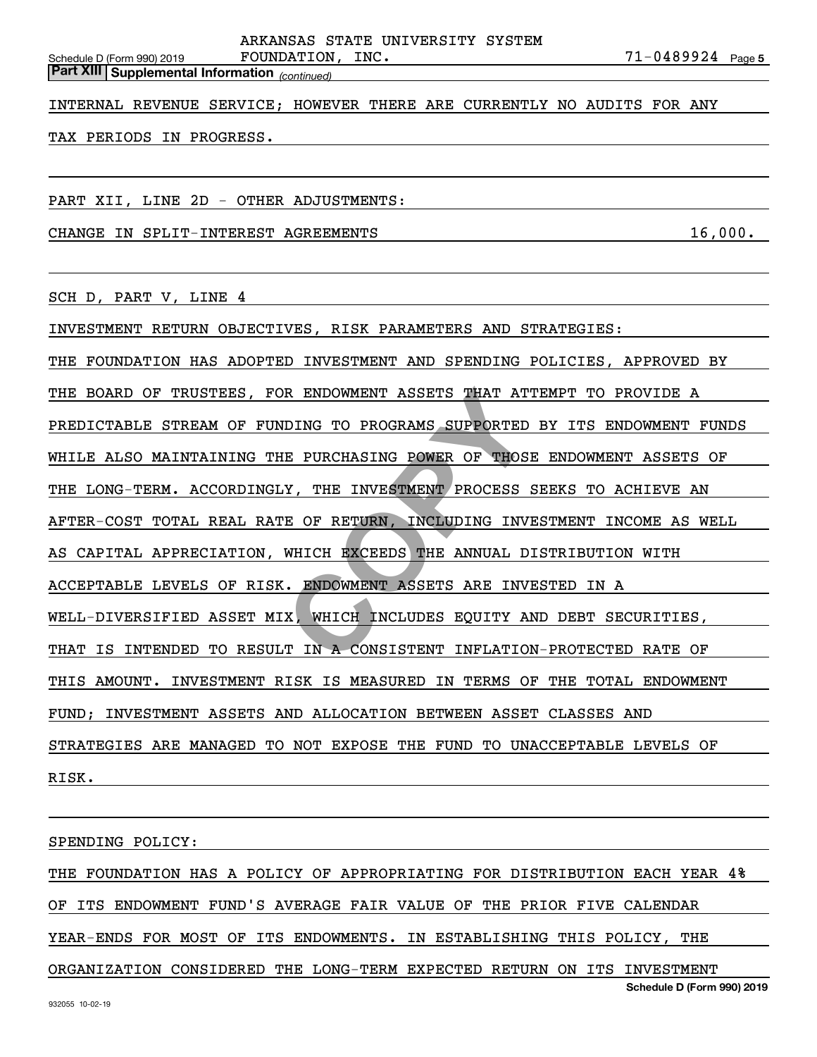ARKANSAS STATE UNIVERSITY SYSTEM FOUNDATION, INC. 71-0489924

**Part XIII Supplemental Information** *(continued)*

INTERNAL REVENUE SERVICE; HOWEVER THERE ARE CURRENTLY NO AUDITS FOR ANY TAX PERIODS IN PROGRESS.

PART XII, LINE 2D - OTHER ADJUSTMENTS:

| | |
|---|---|
| CHANGE IN SPLIT-INTEREST AGREEMENTS | 16,000. |

SCH D, PART V, LINE 4

INVESTMENT RETURN OBJECTIVES, RISK PARAMETERS AND STRATEGIES:

THE FOUNDATION HAS ADOPTED INVESTMENT AND SPENDING POLICIES, APPROVED BY THE BOARD OF TRUSTEES, FOR ENDOWMENT ASSETS THAT ATTEMPT TO PROVIDE A PREDICTABLE STREAM OF FUNDING TO PROGRAMS SUPPORTED BY ITS ENDOWMENT FUNDS WHILE ALSO MAINTAINING THE PURCHASING POWER OF THOSE ENDOWMENT ASSETS OF THE LONG-TERM. ACCORDINGLY, THE INVESTMENT PROCESS SEEKS TO ACHIEVE AN AFTER-COST TOTAL REAL RATE OF RETURN, INCLUDING INVESTMENT INCOME AS WELL AS CAPITAL APPRECIATION, WHICH EXCEEDS THE ANNUAL DISTRIBUTION WITH ACCEPTABLE LEVELS OF RISK. ENDOWMENT ASSETS ARE INVESTED IN A WELL-DIVERSIFIED ASSET MIX, WHICH INCLUDES EQUITY AND DEBT SECURITIES, THAT IS INTENDED TO RESULT IN A CONSISTENT INFLATION-PROTECTED RATE OF THIS AMOUNT. INVESTMENT RISK IS MEASURED IN TERMS OF THE TOTAL ENDOWMENT FUND; INVESTMENT ASSETS AND ALLOCATION BETWEEN ASSET CLASSES AND STRATEGIES ARE MANAGED TO NOT EXPOSE THE FUND TO UNACCEPTABLE LEVELS OF RISK.

SPENDING POLICY:

THE FOUNDATION HAS A POLICY OF APPROPRIATING FOR DISTRIBUTION EACH YEAR 4% OF ITS ENDOWMENT FUND'S AVERAGE FAIR VALUE OF THE PRIOR FIVE CALENDAR YEAR-ENDS FOR MOST OF ITS ENDOWMENTS. IN ESTABLISHING THIS POLICY, THE ORGANIZATION CONSIDERED THE LONG-TERM EXPECTED RETURN ON ITS INVESTMENT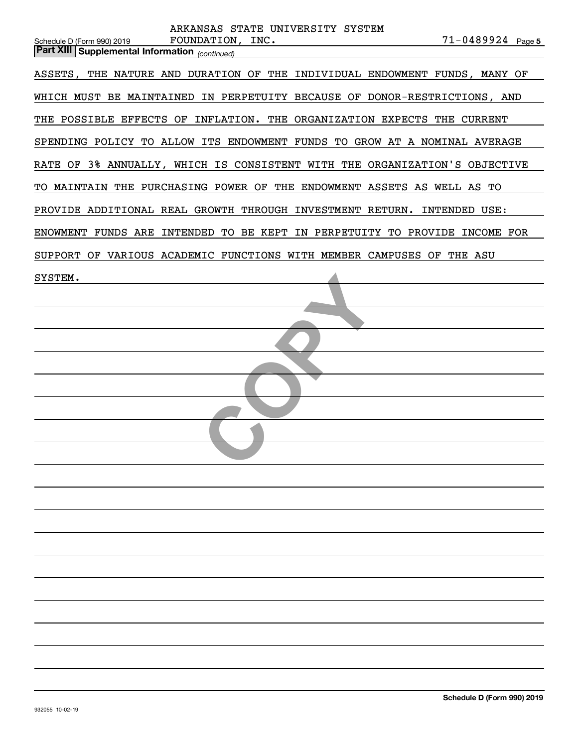ARKANSAS STATE UNIVERSITY SYSTEM FOUNDATION, INC. 71-0489924

**Part XIII Supplemental Information** *(continued)*

ASSETS, THE NATURE AND DURATION OF THE INDIVIDUAL ENDOWMENT FUNDS, MANY OF WHICH MUST BE MAINTAINED IN PERPETUITY BECAUSE OF DONOR-RESTRICTIONS, AND THE POSSIBLE EFFECTS OF INFLATION. THE ORGANIZATION EXPECTS THE CURRENT SPENDING POLICY TO ALLOW ITS ENDOWMENT FUNDS TO GROW AT A NOMINAL AVERAGE RATE OF 3% ANNUALLY, WHICH IS CONSISTENT WITH THE ORGANIZATION'S OBJECTIVE TO MAINTAIN THE PURCHASING POWER OF THE ENDOWMENT ASSETS AS WELL AS TO PROVIDE ADDITIONAL REAL GROWTH THROUGH INVESTMENT RETURN. INTENDED USE: ENOWMENT FUNDS ARE INTENDED TO BE KEPT IN PERPETUITY TO PROVIDE INCOME FOR SUPPORT OF VARIOUS ACADEMIC FUNCTIONS WITH MEMBER CAMPUSES OF THE ASU SYSTEM.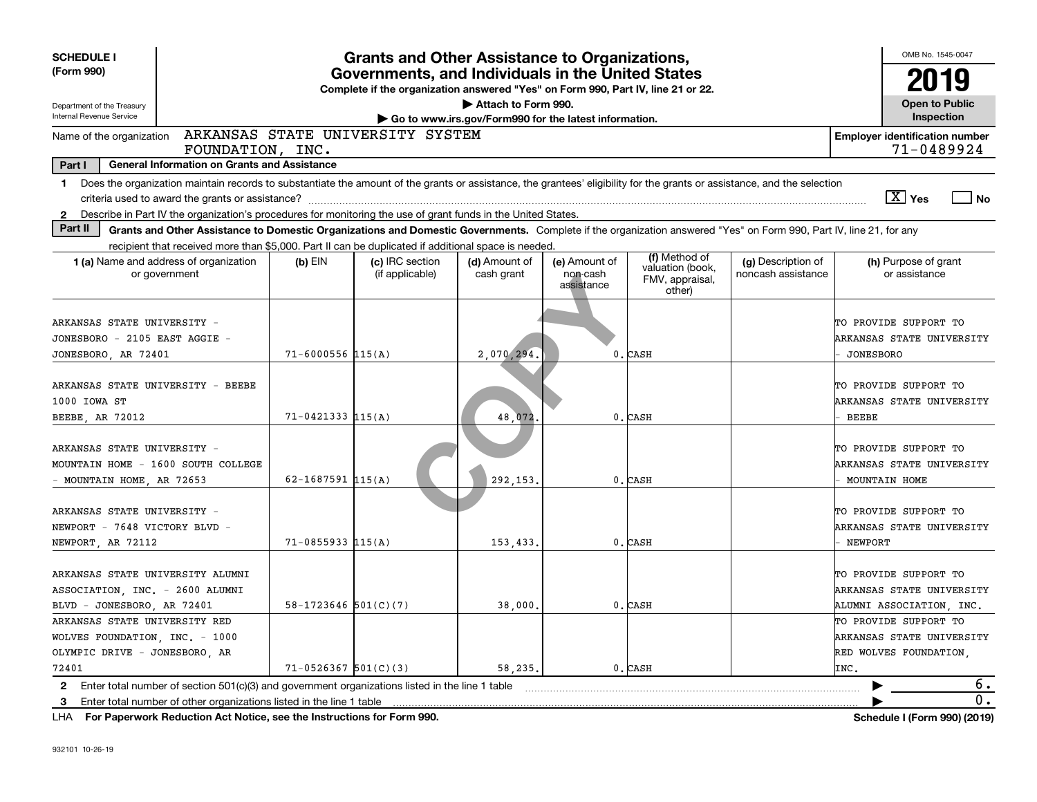**SCHEDULE I**
**(Form 990)**

Department of the Treasury
Internal Revenue Service

# Grants and Other Assistance to Organizations, Governments, and Individuals in the United States

**Complete if the organization answered "Yes" on Form 990, Part IV, line 21 or 22.**
**▶ Attach to Form 990.**
**▶ Go to www.irs.gov/Form990 for the latest information.**

OMB No. 1545-0047
**2019**
**Open to Public Inspection**

Name of the organization: ARKANSAS STATE UNIVERSITY SYSTEM FOUNDATION, INC.

**Employer identification number** 71-0489924

**Part I — General Information on Grants and Assistance**

1 Does the organization maintain records to substantiate the amount of the grants or assistance, the grantees' eligibility for the grants or assistance, and the selection criteria used to award the grants or assistance? [X] Yes [ ] No

2 Describe in Part IV the organization's procedures for monitoring the use of grant funds in the United States.

**Part II — Grants and Other Assistance to Domestic Organizations and Domestic Governments.** Complete if the organization answered "Yes" on Form 990, Part IV, line 21, for any recipient that received more than $5,000. Part II can be duplicated if additional space is needed.

| 1 (a) Name and address of organization or government | (b) EIN | (c) IRC section (if applicable) | (d) Amount of cash grant | (e) Amount of non-cash assistance | (f) Method of valuation (book, FMV, appraisal, other) | (g) Description of noncash assistance | (h) Purpose of grant or assistance |
|---|---|---|---|---|---|---|---|
| ARKANSAS STATE UNIVERSITY - JONESBORO - 2105 EAST AGGIE - JONESBORO, AR 72401 | 71-6000556 | 115(A) | 2,070,294. | 0. | CASH | | TO PROVIDE SUPPORT TO ARKANSAS STATE UNIVERSITY - JONESBORO |
| ARKANSAS STATE UNIVERSITY - BEEBE 1000 IOWA ST BEEBE, AR 72012 | 71-0421333 | 115(A) | 48,072. | 0. | CASH | | TO PROVIDE SUPPORT TO ARKANSAS STATE UNIVERSITY - BEEBE |
| ARKANSAS STATE UNIVERSITY - MOUNTAIN HOME - 1600 SOUTH COLLEGE - MOUNTAIN HOME, AR 72653 | 62-1687591 | 115(A) | 292,153. | 0. | CASH | | TO PROVIDE SUPPORT TO ARKANSAS STATE UNIVERSITY - MOUNTAIN HOME |
| ARKANSAS STATE UNIVERSITY - NEWPORT - 7648 VICTORY BLVD - NEWPORT, AR 72112 | 71-0855933 | 115(A) | 153,433. | 0. | CASH | | TO PROVIDE SUPPORT TO ARKANSAS STATE UNIVERSITY - NEWPORT |
| ARKANSAS STATE UNIVERSITY ALUMNI ASSOCIATION, INC. - 2600 ALUMNI BLVD - JONESBORO, AR 72401 | 58-1723646 | 501(C)(7) | 38,000. | 0. | CASH | | TO PROVIDE SUPPORT TO ARKANSAS STATE UNIVERSITY ALUMNI ASSOCIATION, INC. |
| ARKANSAS STATE UNIVERSITY RED WOLVES FOUNDATION, INC. - 1000 OLYMPIC DRIVE - JONESBORO, AR 72401 | 71-0526367 | 501(C)(3) | 58,235. | 0. | CASH | | TO PROVIDE SUPPORT TO ARKANSAS STATE UNIVERSITY RED WOLVES FOUNDATION, INC. |

2 Enter total number of section 501(c)(3) and government organizations listed in the line 1 table ▶ 6.

3 Enter total number of other organizations listed in the line 1 table ▶ 0.

LHA **For Paperwork Reduction Act Notice, see the Instructions for Form 990.** **Schedule I (Form 990) (2019)**

932101 10-26-19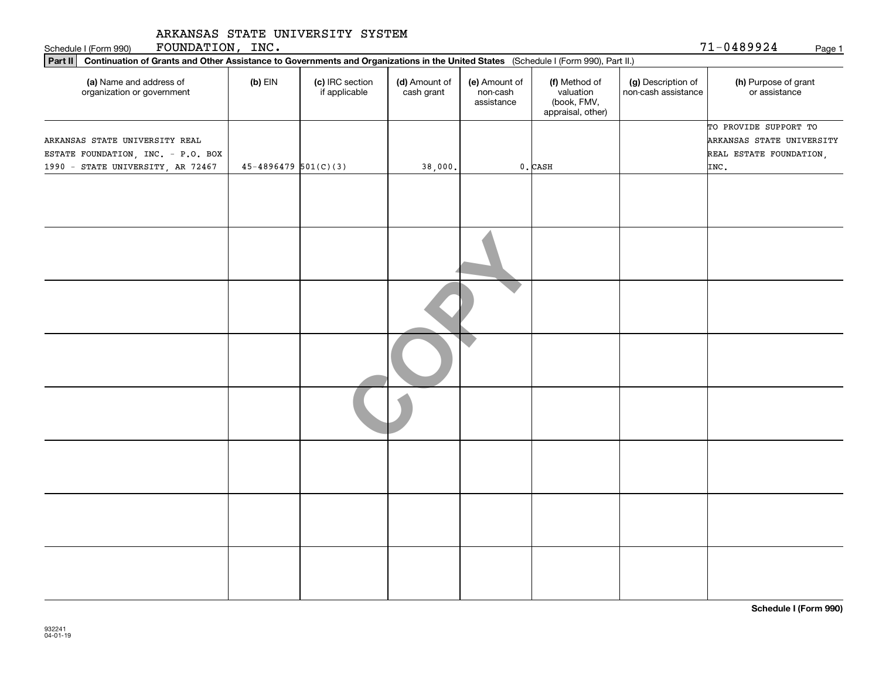Schedule I (Form 990) ARKANSAS STATE UNIVERSITY SYSTEM FOUNDATION, INC. 71-0489924

**Part II** **Continuation of Grants and Other Assistance to Governments and Organizations in the United States** (Schedule I (Form 990), Part II.)

| (a) Name and address of organization or government | (b) EIN | (c) IRC section if applicable | (d) Amount of cash grant | (e) Amount of non-cash assistance | (f) Method of valuation (book, FMV, appraisal, other) | (g) Description of non-cash assistance | (h) Purpose of grant or assistance |
|---|---|---|---|---|---|---|---|
| ARKANSAS STATE UNIVERSITY REAL ESTATE FOUNDATION, INC. - P.O. BOX 1990 - STATE UNIVERSITY, AR 72467 | 45-4896479 | 501(C)(3) | 38,000. | 0. | CASH | | TO PROVIDE SUPPORT TO ARKANSAS STATE UNIVERSITY REAL ESTATE FOUNDATION, INC. |
| | | | | | | | |
| | | | | | | | |
| | | | | | | | |
| | | | | | | | |
| | | | | | | | |
| | | | | | | | |
| | | | | | | | |
| | | | | | | | |

COPY

932241 04-01-19

**Schedule I (Form 990)**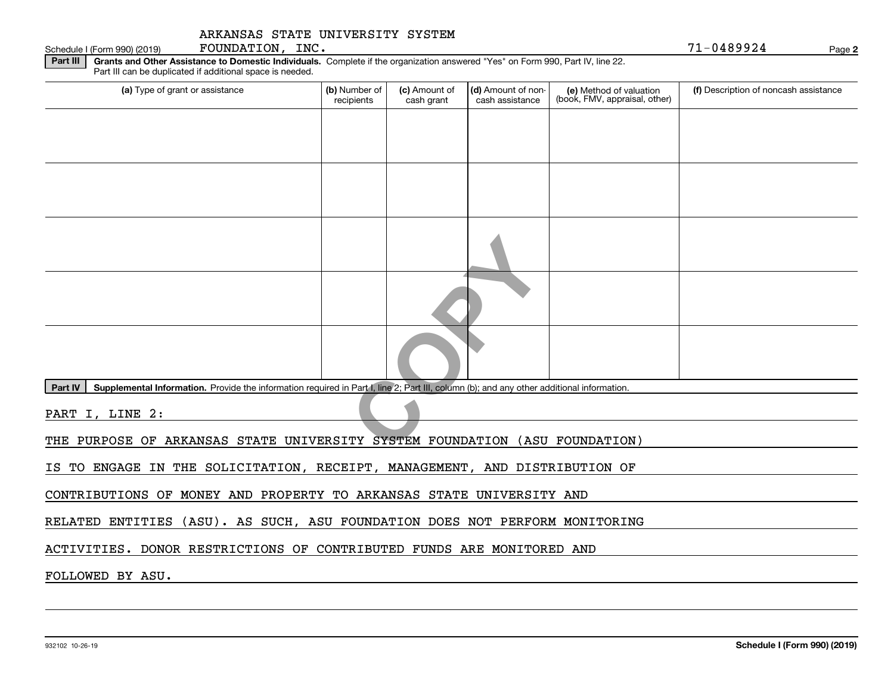ARKANSAS STATE UNIVERSITY SYSTEM FOUNDATION, INC.

71-0489924

Schedule I (Form 990) (2019)

**Part III** **Grants and Other Assistance to Domestic Individuals.** Complete if the organization answered "Yes" on Form 990, Part IV, line 22. Part III can be duplicated if additional space is needed.

| (a) Type of grant or assistance | (b) Number of recipients | (c) Amount of cash grant | (d) Amount of non-cash assistance | (e) Method of valuation (book, FMV, appraisal, other) | (f) Description of noncash assistance |
|---|---|---|---|---|---|
| | | | | | |
| | | | | | |
| | | | | | |
| | | | | | |
| | | | | | |

**Part IV** **Supplemental Information.** Provide the information required in Part I, line 2; Part III, column (b); and any other additional information.

PART I, LINE 2:

THE PURPOSE OF ARKANSAS STATE UNIVERSITY SYSTEM FOUNDATION (ASU FOUNDATION) IS TO ENGAGE IN THE SOLICITATION, RECEIPT, MANAGEMENT, AND DISTRIBUTION OF CONTRIBUTIONS OF MONEY AND PROPERTY TO ARKANSAS STATE UNIVERSITY AND RELATED ENTITIES (ASU). AS SUCH, ASU FOUNDATION DOES NOT PERFORM MONITORING ACTIVITIES. DONOR RESTRICTIONS OF CONTRIBUTED FUNDS ARE MONITORED AND FOLLOWED BY ASU.

932102 10-26-19

**Schedule I (Form 990) (2019)**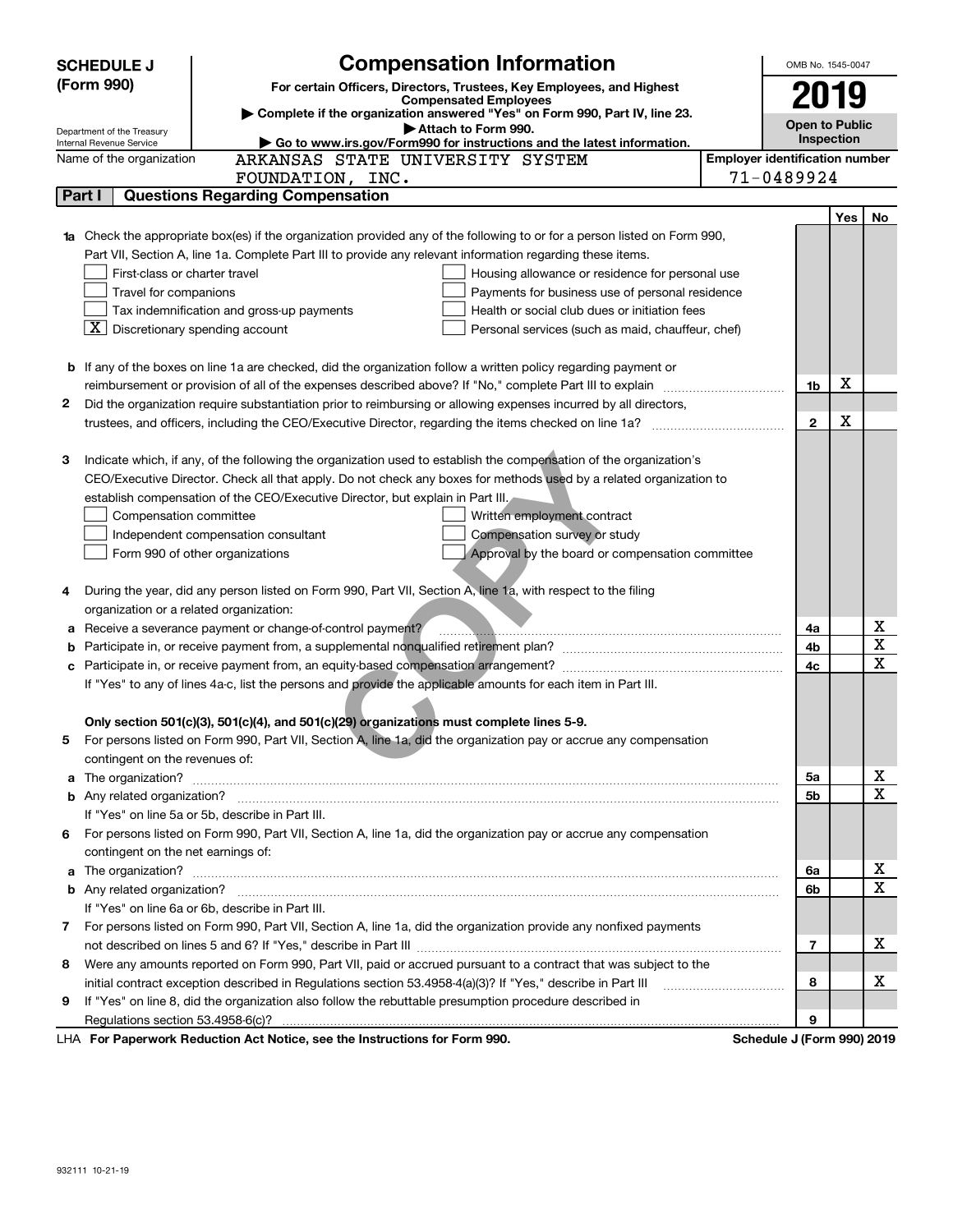**SCHEDULE J (Form 990)**

Department of the Treasury
Internal Revenue Service

# Compensation Information

**For certain Officers, Directors, Trustees, Key Employees, and Highest Compensated Employees**

▶ Complete if the organization answered "Yes" on Form 990, Part IV, line 23.
▶ Attach to Form 990.
▶ Go to www.irs.gov/Form990 for instructions and the latest information.

OMB No. 1545-0047

**2019**

**Open to Public Inspection**

Name of the organization: ARKANSAS STATE UNIVERSITY SYSTEM FOUNDATION, INC.

Employer identification number: 71-0489924

## Part I Questions Regarding Compensation

| | | | Yes | No |
|---|---|---|---|---|
| **1a** | Check the appropriate box(es) if the organization provided any of the following to or for a person listed on Form 990, Part VII, Section A, line 1a. Complete Part III to provide any relevant information regarding these items.<br>☐ First-class or charter travel ☐ Housing allowance or residence for personal use<br>☐ Travel for companions ☐ Payments for business use of personal residence<br>☐ Tax indemnification and gross-up payments ☐ Health or social club dues or initiation fees<br>☒ Discretionary spending account ☐ Personal services (such as maid, chauffeur, chef) | | | |
| **b** | If any of the boxes on line 1a are checked, did the organization follow a written policy regarding payment or reimbursement or provision of all of the expenses described above? If "No," complete Part III to explain | 1b | X | |
| **2** | Did the organization require substantiation prior to reimbursing or allowing expenses incurred by all directors, trustees, and officers, including the CEO/Executive Director, regarding the items checked on line 1a? | 2 | X | |
| **3** | Indicate which, if any, of the following the organization used to establish the compensation of the organization's CEO/Executive Director. Check all that apply. Do not check any boxes for methods used by a related organization to establish compensation of the CEO/Executive Director, but explain in Part III.<br>☐ Compensation committee ☐ Written employment contract<br>☐ Independent compensation consultant ☐ Compensation survey or study<br>☐ Form 990 of other organizations ☐ Approval by the board or compensation committee | | | |
| **4** | During the year, did any person listed on Form 990, Part VII, Section A, line 1a, with respect to the filing organization or a related organization: | | | |
| **a** | Receive a severance payment or change-of-control payment? | 4a | | X |
| **b** | Participate in, or receive payment from, a supplemental nonqualified retirement plan? | 4b | | X |
| **c** | Participate in, or receive payment from, an equity-based compensation arrangement? | 4c | | X |
| | If "Yes" to any of lines 4a-c, list the persons and provide the applicable amounts for each item in Part III. | | | |
| | **Only section 501(c)(3), 501(c)(4), and 501(c)(29) organizations must complete lines 5-9.** | | | |
| **5** | For persons listed on Form 990, Part VII, Section A, line 1a, did the organization pay or accrue any compensation contingent on the revenues of: | | | |
| **a** | The organization? | 5a | | X |
| **b** | Any related organization? | 5b | | X |
| | If "Yes" on line 5a or 5b, describe in Part III. | | | |
| **6** | For persons listed on Form 990, Part VII, Section A, line 1a, did the organization pay or accrue any compensation contingent on the net earnings of: | | | |
| **a** | The organization? | 6a | | X |
| **b** | Any related organization? | 6b | | X |
| | If "Yes" on line 6a or 6b, describe in Part III. | | | |
| **7** | For persons listed on Form 990, Part VII, Section A, line 1a, did the organization provide any nonfixed payments not described on lines 5 and 6? If "Yes," describe in Part III | 7 | | X |
| **8** | Were any amounts reported on Form 990, Part VII, paid or accrued pursuant to a contract that was subject to the initial contract exception described in Regulations section 53.4958-4(a)(3)? If "Yes," describe in Part III | 8 | | X |
| **9** | If "Yes" on line 8, did the organization also follow the rebuttable presumption procedure described in Regulations section 53.4958-6(c)? | 9 | | |

LHA **For Paperwork Reduction Act Notice, see the Instructions for Form 990.** **Schedule J (Form 990) 2019**

932111 10-21-19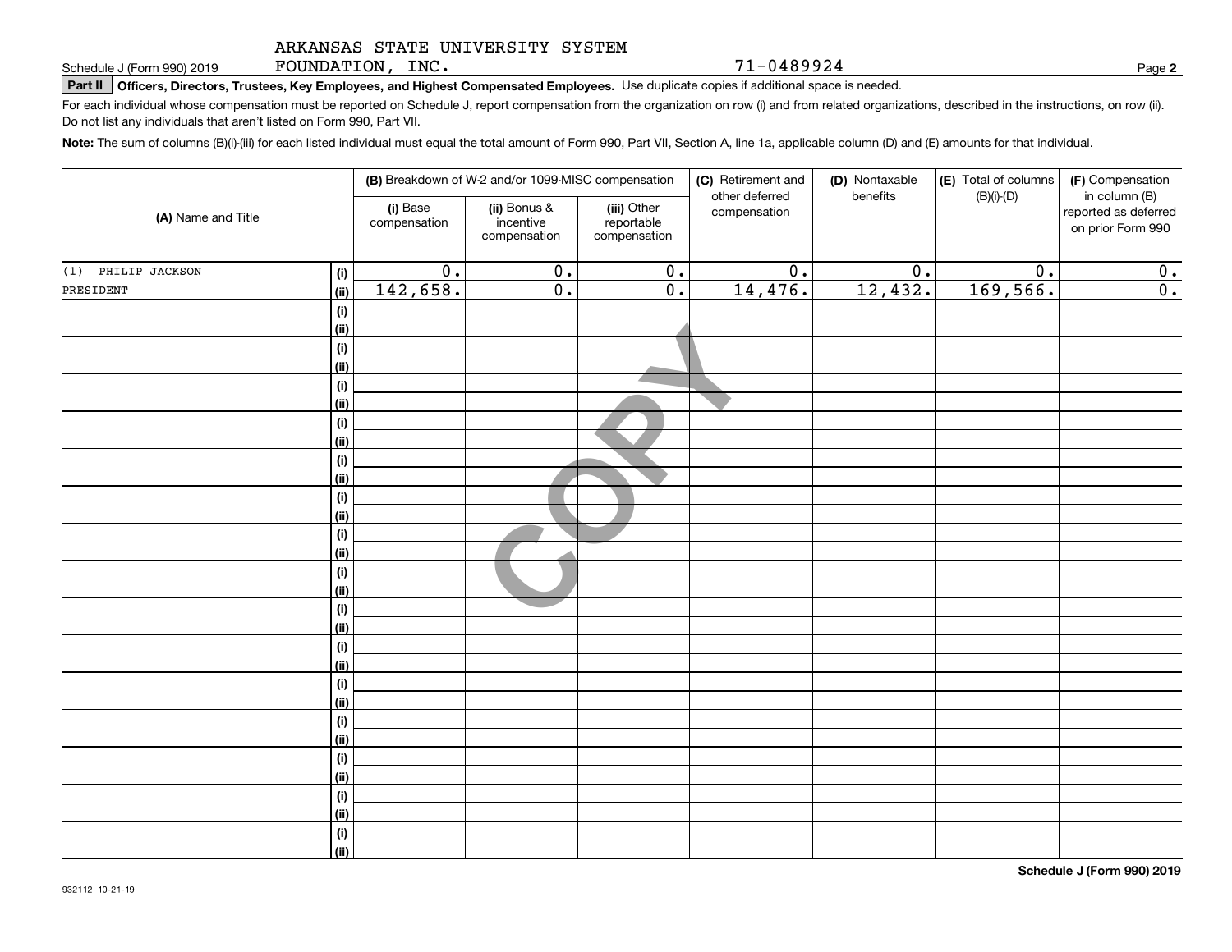ARKANSAS STATE UNIVERSITY SYSTEM FOUNDATION, INC.

71-0489924

Schedule J (Form 990) 2019

**Part II** **Officers, Directors, Trustees, Key Employees, and Highest Compensated Employees.** Use duplicate copies if additional space is needed.

For each individual whose compensation must be reported on Schedule J, report compensation from the organization on row (i) and from related organizations, described in the instructions, on row (ii). Do not list any individuals that aren't listed on Form 990, Part VII.

**Note:** The sum of columns (B)(i)-(iii) for each listed individual must equal the total amount of Form 990, Part VII, Section A, line 1a, applicable column (D) and (E) amounts for that individual.

| (A) Name and Title | | (B) Breakdown of W-2 and/or 1099-MISC compensation | | | (C) Retirement and other deferred compensation | (D) Nontaxable benefits | (E) Total of columns (B)(i)-(D) | (F) Compensation in column (B) reported as deferred on prior Form 990 |
|---|---|---|---|---|---|---|---|---|
| | | (i) Base compensation | (ii) Bonus & incentive compensation | (iii) Other reportable compensation | | | | |
| (1) PHILIP JACKSON | (i) | 0. | 0. | 0. | 0. | 0. | 0. | 0. |
| PRESIDENT | (ii) | 142,658. | 0. | 0. | 14,476. | 12,432. | 169,566. | 0. |

COPY

Schedule J (Form 990) 2019

932112 10-21-19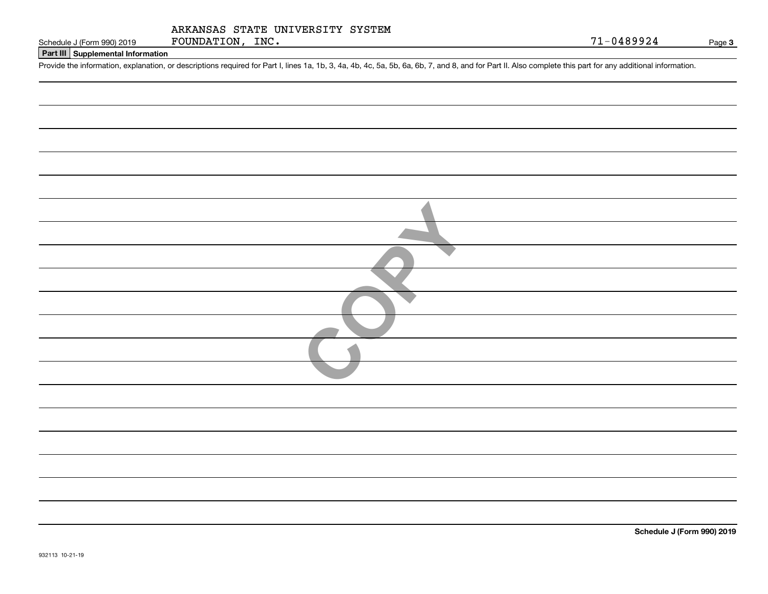ARKANSAS STATE UNIVERSITY SYSTEM FOUNDATION, INC.

71-0489924

Schedule J (Form 990) 2019

## Part III Supplemental Information

Provide the information, explanation, or descriptions required for Part I, lines 1a, 1b, 3, 4a, 4b, 4c, 5a, 5b, 6a, 6b, 7, and 8, and for Part II. Also complete this part for any additional information.

COPY

Schedule J (Form 990) 2019

932113 10-21-19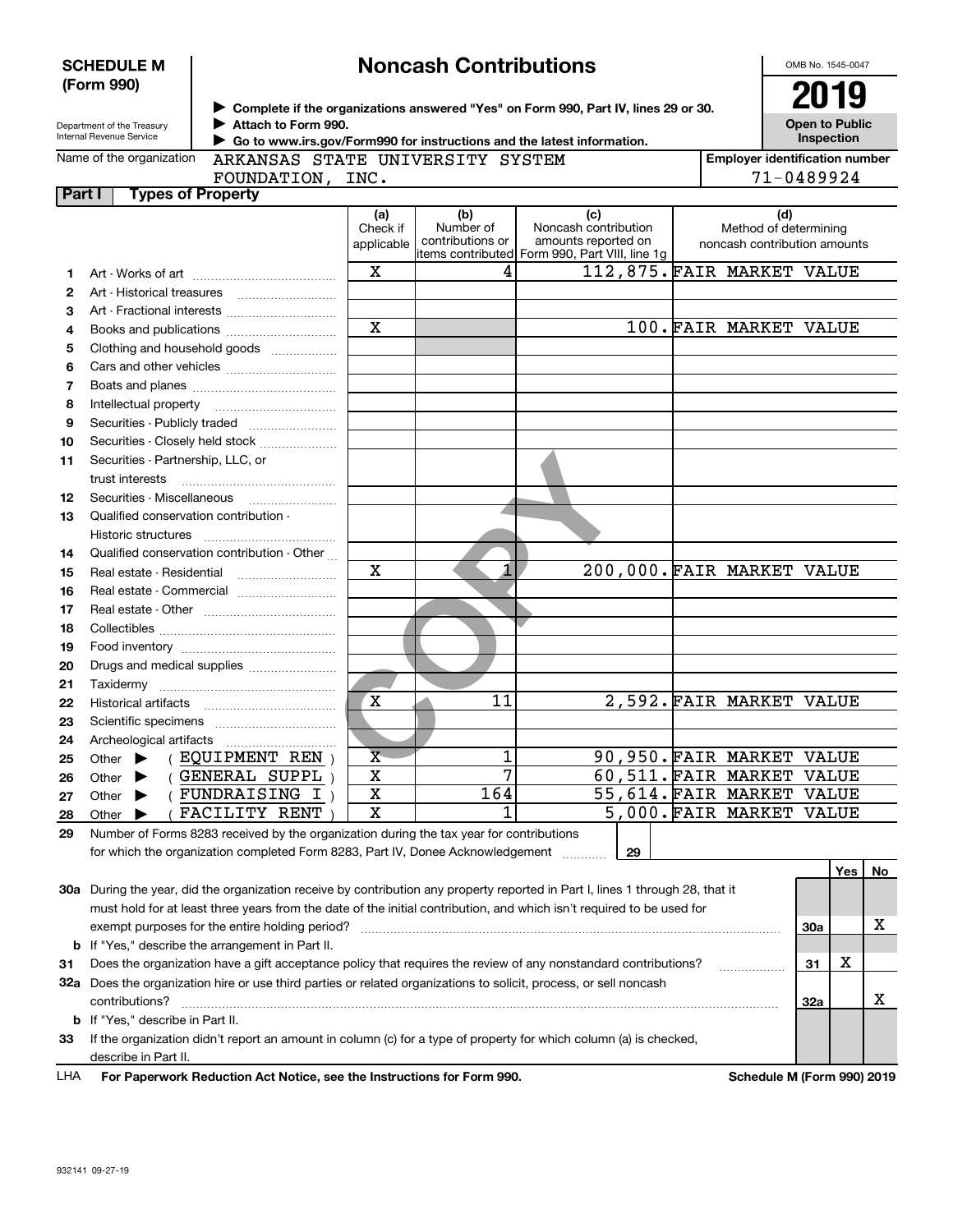**SCHEDULE M (Form 990)**

Department of the Treasury Internal Revenue Service

# Noncash Contributions

▶ Complete if the organizations answered "Yes" on Form 990, Part IV, lines 29 or 30.
▶ Attach to Form 990.
▶ Go to www.irs.gov/Form990 for instructions and the latest information.

OMB No. 1545-0047

**2019**

**Open to Public Inspection**

Name of the organization: ARKANSAS STATE UNIVERSITY SYSTEM FOUNDATION, INC.

Employer identification number: 71-0489924

**Part I Types of Property**

| | | (a) Check if applicable | (b) Number of contributions or items contributed | (c) Noncash contribution amounts reported on Form 990, Part VIII, line 1g | (d) Method of determining noncash contribution amounts |
|---|---|---|---|---|---|
| 1 | Art - Works of art | X | 4 | 112,875. | FAIR MARKET VALUE |
| 2 | Art - Historical treasures | | | | |
| 3 | Art - Fractional interests | | | | |
| 4 | Books and publications | X | | 100. | FAIR MARKET VALUE |
| 5 | Clothing and household goods | | | | |
| 6 | Cars and other vehicles | | | | |
| 7 | Boats and planes | | | | |
| 8 | Intellectual property | | | | |
| 9 | Securities - Publicly traded | | | | |
| 10 | Securities - Closely held stock | | | | |
| 11 | Securities - Partnership, LLC, or trust interests | | | | |
| 12 | Securities - Miscellaneous | | | | |
| 13 | Qualified conservation contribution - Historic structures | | | | |
| 14 | Qualified conservation contribution - Other | | | | |
| 15 | Real estate - Residential | X | 1 | 200,000. | FAIR MARKET VALUE |
| 16 | Real estate - Commercial | | | | |
| 17 | Real estate - Other | | | | |
| 18 | Collectibles | | | | |
| 19 | Food inventory | | | | |
| 20 | Drugs and medical supplies | | | | |
| 21 | Taxidermy | | | | |
| 22 | Historical artifacts | X | 11 | 2,592. | FAIR MARKET VALUE |
| 23 | Scientific specimens | | | | |
| 24 | Archeological artifacts | | | | |
| 25 | Other ▶ ( EQUIPMENT REN ) | X | 1 | 90,950. | FAIR MARKET VALUE |
| 26 | Other ▶ ( GENERAL SUPPL ) | X | 7 | 60,511. | FAIR MARKET VALUE |
| 27 | Other ▶ ( FUNDRAISING I ) | X | 164 | 55,614. | FAIR MARKET VALUE |
| 28 | Other ▶ ( FACILITY RENT ) | X | 1 | 5,000. | FAIR MARKET VALUE |

29 Number of Forms 8283 received by the organization during the tax year for contributions for which the organization completed Form 8283, Part IV, Donee Acknowledgement ........ 29

| | | | Yes | No |
|---|---|---|---|---|
| 30a | During the year, did the organization receive by contribution any property reported in Part I, lines 1 through 28, that it must hold for at least three years from the date of the initial contribution, and which isn't required to be used for exempt purposes for the entire holding period? | 30a | | X |
| b | If "Yes," describe the arrangement in Part II. | | | |
| 31 | Does the organization have a gift acceptance policy that requires the review of any nonstandard contributions? | 31 | X | |
| 32a | Does the organization hire or use third parties or related organizations to solicit, process, or sell noncash contributions? | 32a | | X |
| b | If "Yes," describe in Part II. | | | |
| 33 | If the organization didn't report an amount in column (c) for a type of property for which column (a) is checked, describe in Part II. | | | |

LHA For Paperwork Reduction Act Notice, see the Instructions for Form 990. Schedule M (Form 990) 2019

932141 09-27-19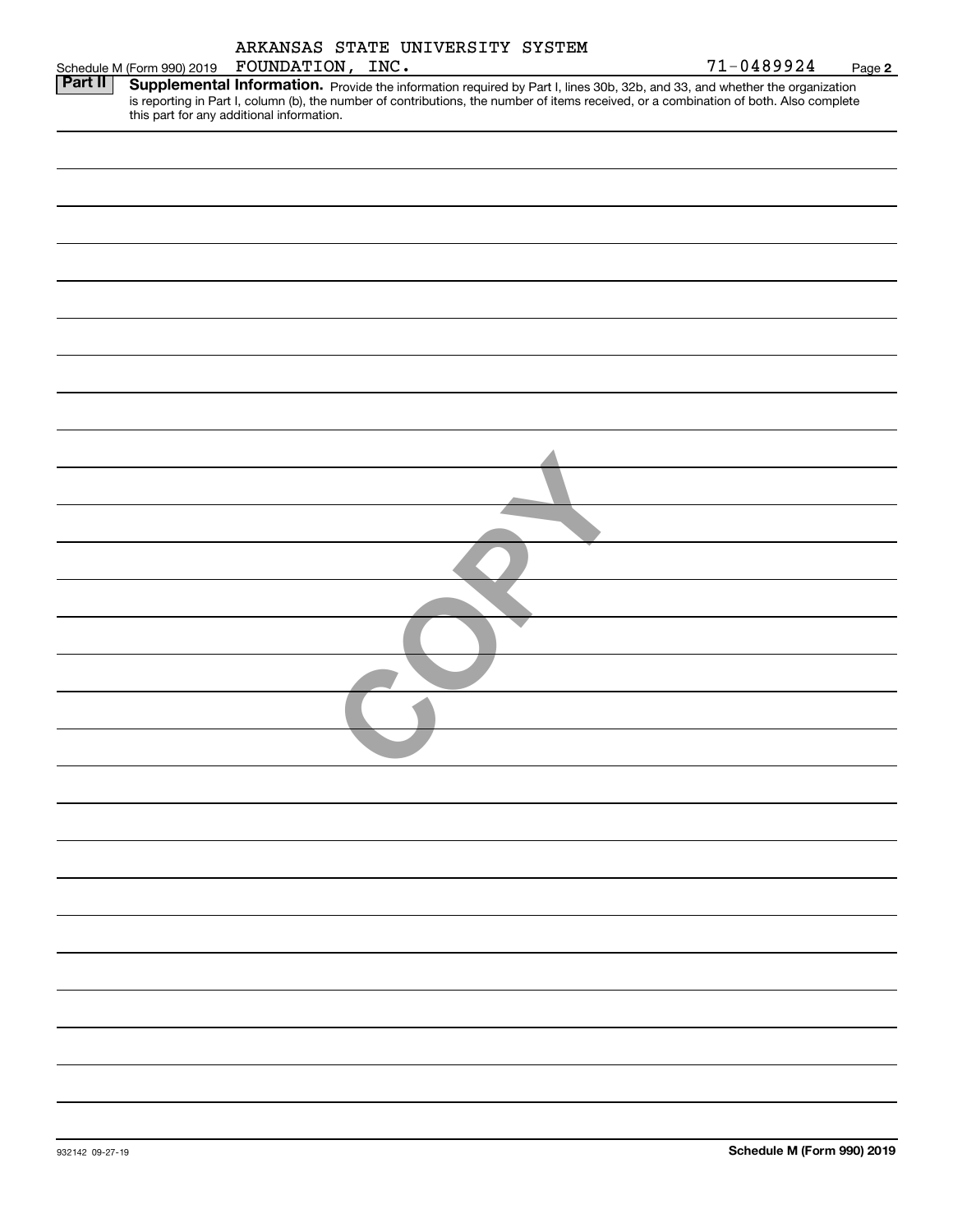Schedule M (Form 990) 2019 ARKANSAS STATE UNIVERSITY SYSTEM FOUNDATION, INC. 71-0489924

**Part II** **Supplemental Information.** Provide the information required by Part I, lines 30b, 32b, and 33, and whether the organization is reporting in Part I, column (b), the number of contributions, the number of items received, or a combination of both. Also complete this part for any additional information.

COPY

932142 09-27-19 **Schedule M (Form 990) 2019**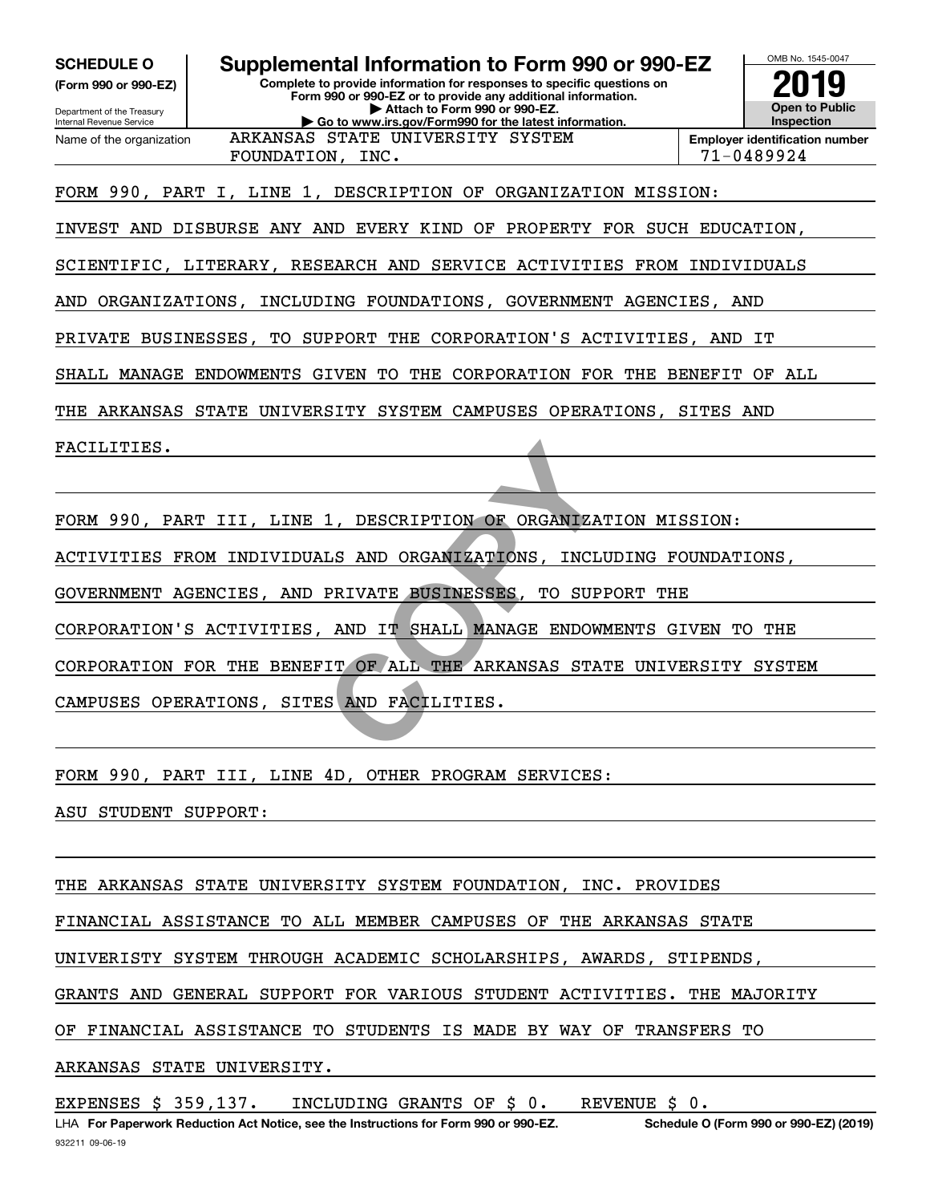**SCHEDULE O** **(Form 990 or 990-EZ)**

Department of the Treasury
Internal Revenue Service

# Supplemental Information to Form 990 or 990-EZ

**Complete to provide information for responses to specific questions on Form 990 or 990-EZ or to provide any additional information.**
**▶ Attach to Form 990 or 990-EZ.**
**▶ Go to www.irs.gov/Form990 for the latest information.**

OMB No. 1545-0047
**2019**
**Open to Public Inspection**

| Name of the organization | Employer identification number |
|---|---|
| ARKANSAS STATE UNIVERSITY SYSTEM FOUNDATION, INC. | 71-0489924 |

FORM 990, PART I, LINE 1, DESCRIPTION OF ORGANIZATION MISSION:

INVEST AND DISBURSE ANY AND EVERY KIND OF PROPERTY FOR SUCH EDUCATION, SCIENTIFIC, LITERARY, RESEARCH AND SERVICE ACTIVITIES FROM INDIVIDUALS AND ORGANIZATIONS, INCLUDING FOUNDATIONS, GOVERNMENT AGENCIES, AND PRIVATE BUSINESSES, TO SUPPORT THE CORPORATION'S ACTIVITIES, AND IT SHALL MANAGE ENDOWMENTS GIVEN TO THE CORPORATION FOR THE BENEFIT OF ALL THE ARKANSAS STATE UNIVERSITY SYSTEM CAMPUSES OPERATIONS, SITES AND FACILITIES.

FORM 990, PART III, LINE 1, DESCRIPTION OF ORGANIZATION MISSION:

ACTIVITIES FROM INDIVIDUALS AND ORGANIZATIONS, INCLUDING FOUNDATIONS, GOVERNMENT AGENCIES, AND PRIVATE BUSINESSES, TO SUPPORT THE CORPORATION'S ACTIVITIES, AND IT SHALL MANAGE ENDOWMENTS GIVEN TO THE CORPORATION FOR THE BENEFIT OF ALL THE ARKANSAS STATE UNIVERSITY SYSTEM CAMPUSES OPERATIONS, SITES AND FACILITIES.

FORM 990, PART III, LINE 4D, OTHER PROGRAM SERVICES:

ASU STUDENT SUPPORT:

THE ARKANSAS STATE UNIVERSITY SYSTEM FOUNDATION, INC. PROVIDES FINANCIAL ASSISTANCE TO ALL MEMBER CAMPUSES OF THE ARKANSAS STATE UNIVERISTY SYSTEM THROUGH ACADEMIC SCHOLARSHIPS, AWARDS, STIPENDS, GRANTS AND GENERAL SUPPORT FOR VARIOUS STUDENT ACTIVITIES. THE MAJORITY OF FINANCIAL ASSISTANCE TO STUDENTS IS MADE BY WAY OF TRANSFERS TO ARKANSAS STATE UNIVERSITY.

EXPENSES $ 359,137.   INCLUDING GRANTS OF $ 0.   REVENUE $ 0.

LHA **For Paperwork Reduction Act Notice, see the Instructions for Form 990 or 990-EZ.** **Schedule O (Form 990 or 990-EZ) (2019)**

932211 09-06-19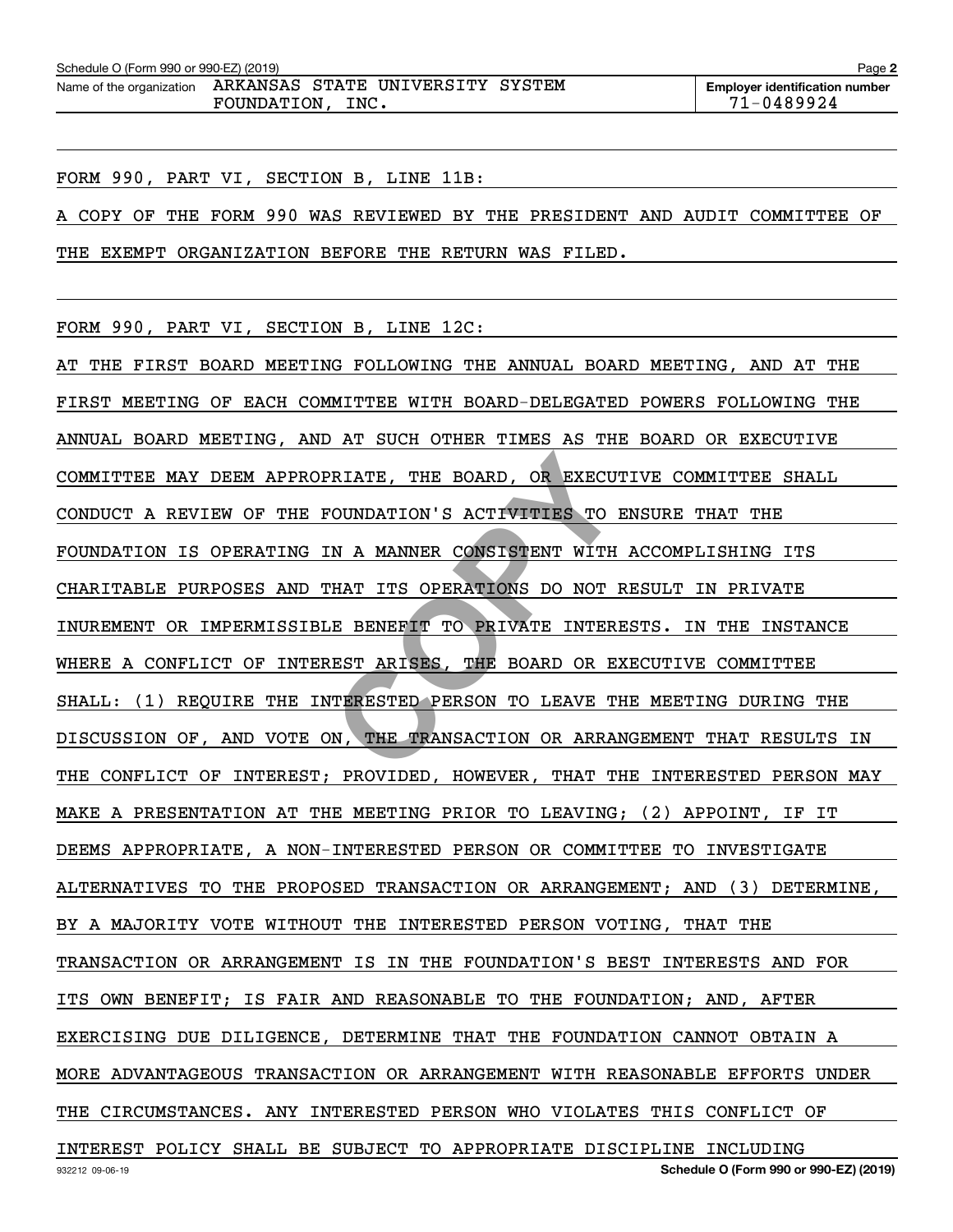Name of the organization: ARKANSAS STATE UNIVERSITY SYSTEM FOUNDATION, INC.

Employer identification number: 71-0489924

FORM 990, PART VI, SECTION B, LINE 11B:

A COPY OF THE FORM 990 WAS REVIEWED BY THE PRESIDENT AND AUDIT COMMITTEE OF THE EXEMPT ORGANIZATION BEFORE THE RETURN WAS FILED.

FORM 990, PART VI, SECTION B, LINE 12C:

AT THE FIRST BOARD MEETING FOLLOWING THE ANNUAL BOARD MEETING, AND AT THE FIRST MEETING OF EACH COMMITTEE WITH BOARD-DELEGATED POWERS FOLLOWING THE ANNUAL BOARD MEETING, AND AT SUCH OTHER TIMES AS THE BOARD OR EXECUTIVE COMMITTEE MAY DEEM APPROPRIATE, THE BOARD, OR EXECUTIVE COMMITTEE SHALL CONDUCT A REVIEW OF THE FOUNDATION'S ACTIVITIES TO ENSURE THAT THE FOUNDATION IS OPERATING IN A MANNER CONSISTENT WITH ACCOMPLISHING ITS CHARITABLE PURPOSES AND THAT ITS OPERATIONS DO NOT RESULT IN PRIVATE INUREMENT OR IMPERMISSIBLE BENEFIT TO PRIVATE INTERESTS. IN THE INSTANCE WHERE A CONFLICT OF INTEREST ARISES, THE BOARD OR EXECUTIVE COMMITTEE SHALL: (1) REQUIRE THE INTERESTED PERSON TO LEAVE THE MEETING DURING THE DISCUSSION OF, AND VOTE ON, THE TRANSACTION OR ARRANGEMENT THAT RESULTS IN THE CONFLICT OF INTEREST; PROVIDED, HOWEVER, THAT THE INTERESTED PERSON MAY MAKE A PRESENTATION AT THE MEETING PRIOR TO LEAVING; (2) APPOINT, IF IT DEEMS APPROPRIATE, A NON-INTERESTED PERSON OR COMMITTEE TO INVESTIGATE ALTERNATIVES TO THE PROPOSED TRANSACTION OR ARRANGEMENT; AND (3) DETERMINE, BY A MAJORITY VOTE WITHOUT THE INTERESTED PERSON VOTING, THAT THE TRANSACTION OR ARRANGEMENT IS IN THE FOUNDATION'S BEST INTERESTS AND FOR ITS OWN BENEFIT; IS FAIR AND REASONABLE TO THE FOUNDATION; AND, AFTER EXERCISING DUE DILIGENCE, DETERMINE THAT THE FOUNDATION CANNOT OBTAIN A MORE ADVANTAGEOUS TRANSACTION OR ARRANGEMENT WITH REASONABLE EFFORTS UNDER THE CIRCUMSTANCES. ANY INTERESTED PERSON WHO VIOLATES THIS CONFLICT OF INTEREST POLICY SHALL BE SUBJECT TO APPROPRIATE DISCIPLINE INCLUDING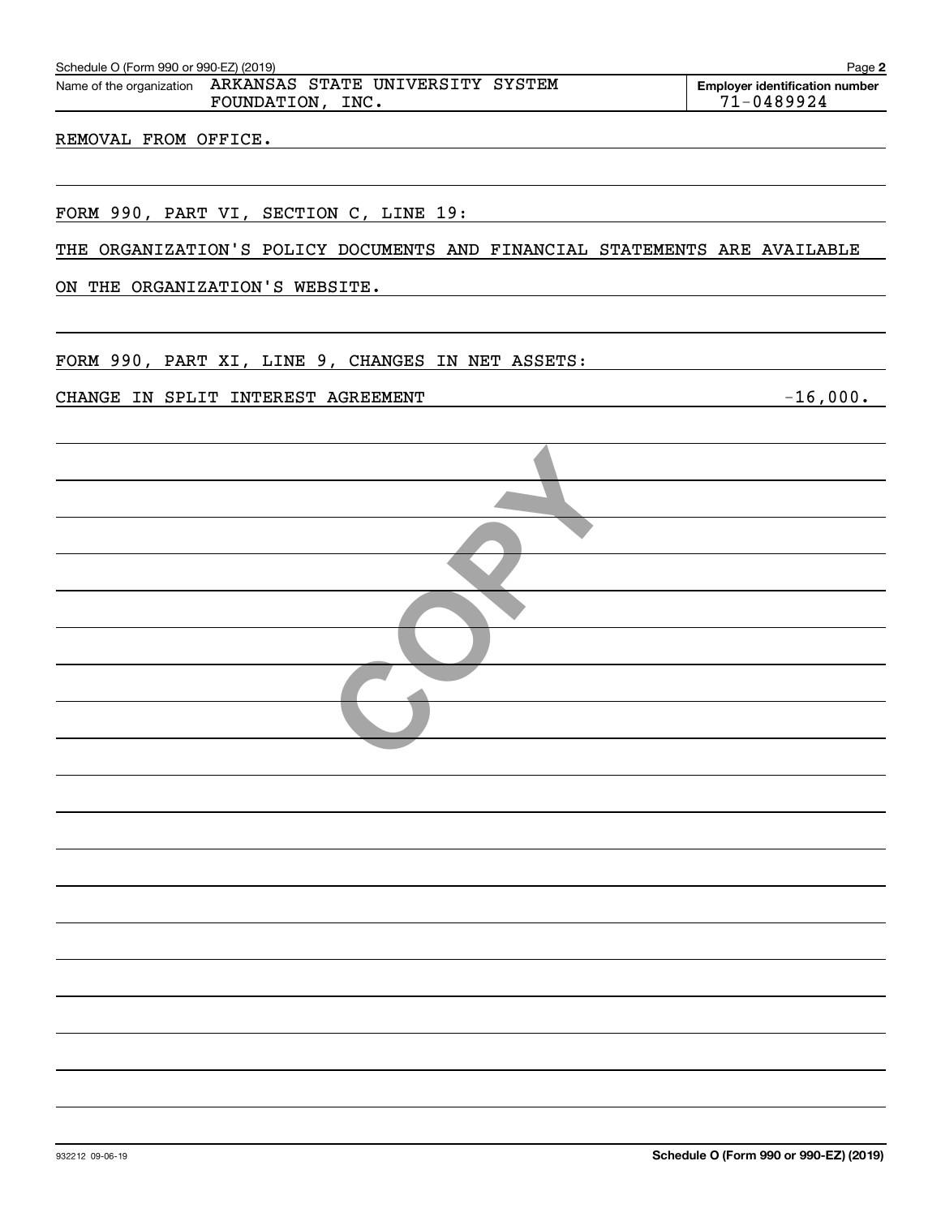Schedule O (Form 990 or 990-EZ) (2019)

Name of the organization: ARKANSAS STATE UNIVERSITY SYSTEM FOUNDATION, INC.

Employer identification number: 71-0489924

REMOVAL FROM OFFICE.

FORM 990, PART VI, SECTION C, LINE 19:

THE ORGANIZATION'S POLICY DOCUMENTS AND FINANCIAL STATEMENTS ARE AVAILABLE ON THE ORGANIZATION'S WEBSITE.

FORM 990, PART XI, LINE 9, CHANGES IN NET ASSETS:

| | |
|---|---|
| CHANGE IN SPLIT INTEREST AGREEMENT | -16,000. |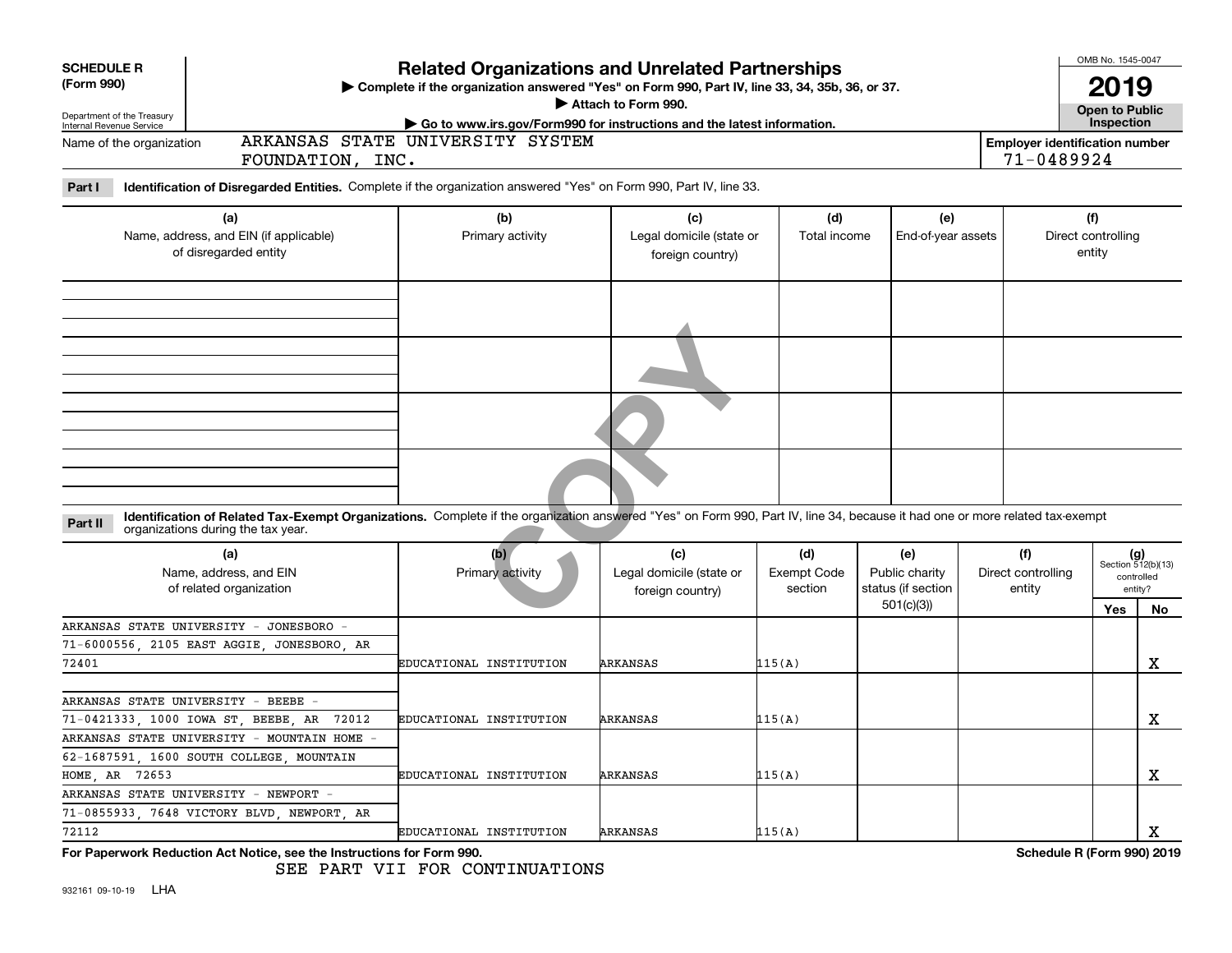**SCHEDULE R (Form 990)**

Department of the Treasury
Internal Revenue Service

# Related Organizations and Unrelated Partnerships

▶ Complete if the organization answered "Yes" on Form 990, Part IV, line 33, 34, 35b, 36, or 37.
▶ Attach to Form 990.
▶ Go to www.irs.gov/Form990 for instructions and the latest information.

OMB No. 1545-0047
**2019**
**Open to Public Inspection**

Name of the organization: ARKANSAS STATE UNIVERSITY SYSTEM FOUNDATION, INC.

**Employer identification number:** 71-0489924

**Part I** **Identification of Disregarded Entities.** Complete if the organization answered "Yes" on Form 990, Part IV, line 33.

| (a) Name, address, and EIN (if applicable) of disregarded entity | (b) Primary activity | (c) Legal domicile (state or foreign country) | (d) Total income | (e) End-of-year assets | (f) Direct controlling entity |
|---|---|---|---|---|---|
| | | | | | |
| | | | | | |
| | | | | | |
| | | | | | |

**Part II** **Identification of Related Tax-Exempt Organizations.** Complete if the organization answered "Yes" on Form 990, Part IV, line 34, because it had one or more related tax-exempt organizations during the tax year.

| (a) Name, address, and EIN of related organization | (b) Primary activity | (c) Legal domicile (state or foreign country) | (d) Exempt Code section | (e) Public charity status (if section 501(c)(3)) | (f) Direct controlling entity | (g) Section 512(b)(13) controlled entity? Yes | No |
|---|---|---|---|---|---|---|---|
| ARKANSAS STATE UNIVERSITY - JONESBORO - 71-6000556, 2105 EAST AGGIE, JONESBORO, AR 72401 | EDUCATIONAL INSTITUTION | ARKANSAS | 115(A) | | | | X |
| ARKANSAS STATE UNIVERSITY - BEEBE - 71-0421333, 1000 IOWA ST, BEEBE, AR 72012 | EDUCATIONAL INSTITUTION | ARKANSAS | 115(A) | | | | X |
| ARKANSAS STATE UNIVERSITY - MOUNTAIN HOME - 62-1687591, 1600 SOUTH COLLEGE, MOUNTAIN HOME, AR 72653 | EDUCATIONAL INSTITUTION | ARKANSAS | 115(A) | | | | X |
| ARKANSAS STATE UNIVERSITY - NEWPORT - 71-0855933, 7648 VICTORY BLVD, NEWPORT, AR 72112 | EDUCATIONAL INSTITUTION | ARKANSAS | 115(A) | | | | X |

**For Paperwork Reduction Act Notice, see the Instructions for Form 990.** **Schedule R (Form 990) 2019**

SEE PART VII FOR CONTINUATIONS

932161 09-10-19 LHA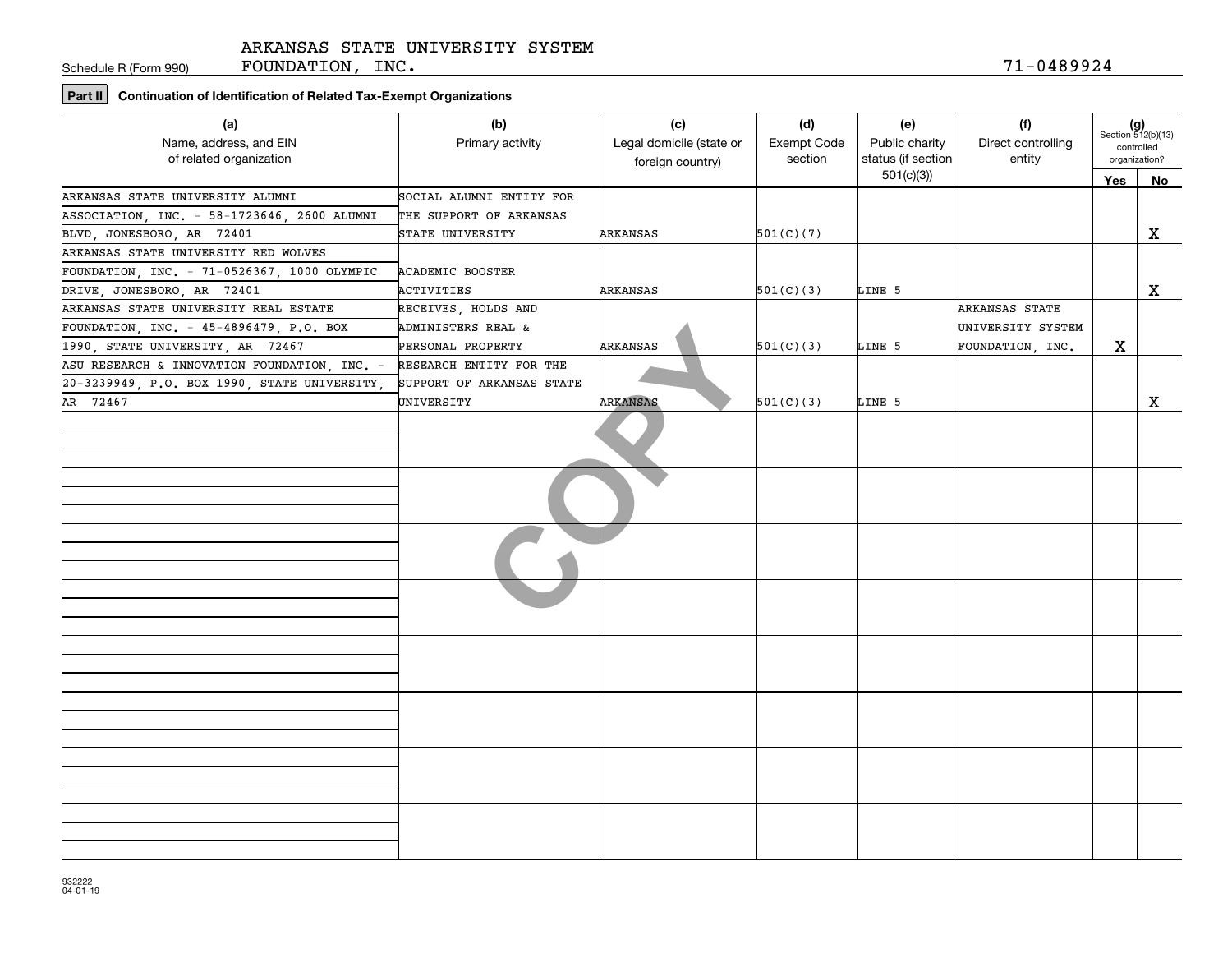Schedule R (Form 990) ARKANSAS STATE UNIVERSITY SYSTEM FOUNDATION, INC. 71-0489924

**Part II** **Continuation of Identification of Related Tax-Exempt Organizations**

| (a) Name, address, and EIN of related organization | (b) Primary activity | (c) Legal domicile (state or foreign country) | (d) Exempt Code section | (e) Public charity status (if section 501(c)(3)) | (f) Direct controlling entity | (g) Section 512(b)(13) controlled organization? Yes | No |
|---|---|---|---|---|---|---|---|
| ARKANSAS STATE UNIVERSITY ALUMNI ASSOCIATION, INC. - 58-1723646, 2600 ALUMNI BLVD, JONESBORO, AR 72401 | SOCIAL ALUMNI ENTITY FOR THE SUPPORT OF ARKANSAS STATE UNIVERSITY | ARKANSAS | 501(C)(7) | | | | X |
| ARKANSAS STATE UNIVERSITY RED WOLVES FOUNDATION, INC. - 71-0526367, 1000 OLYMPIC DRIVE, JONESBORO, AR 72401 | ACADEMIC BOOSTER ACTIVITIES | ARKANSAS | 501(C)(3) | LINE 5 | | | X |
| ARKANSAS STATE UNIVERSITY REAL ESTATE FOUNDATION, INC. - 45-4896479, P.O. BOX 1990, STATE UNIVERSITY, AR 72467 | RECEIVES, HOLDS AND ADMINISTERS REAL & PERSONAL PROPERTY | ARKANSAS | 501(C)(3) | LINE 5 | ARKANSAS STATE UNIVERSITY SYSTEM FOUNDATION, INC. | X | |
| ASU RESEARCH & INNOVATION FOUNDATION, INC. - 20-3239949, P.O. BOX 1990, STATE UNIVERSITY, AR 72467 | RESEARCH ENTITY FOR THE SUPPORT OF ARKANSAS STATE UNIVERSITY | ARKANSAS | 501(C)(3) | LINE 5 | | | X |

932222 04-01-19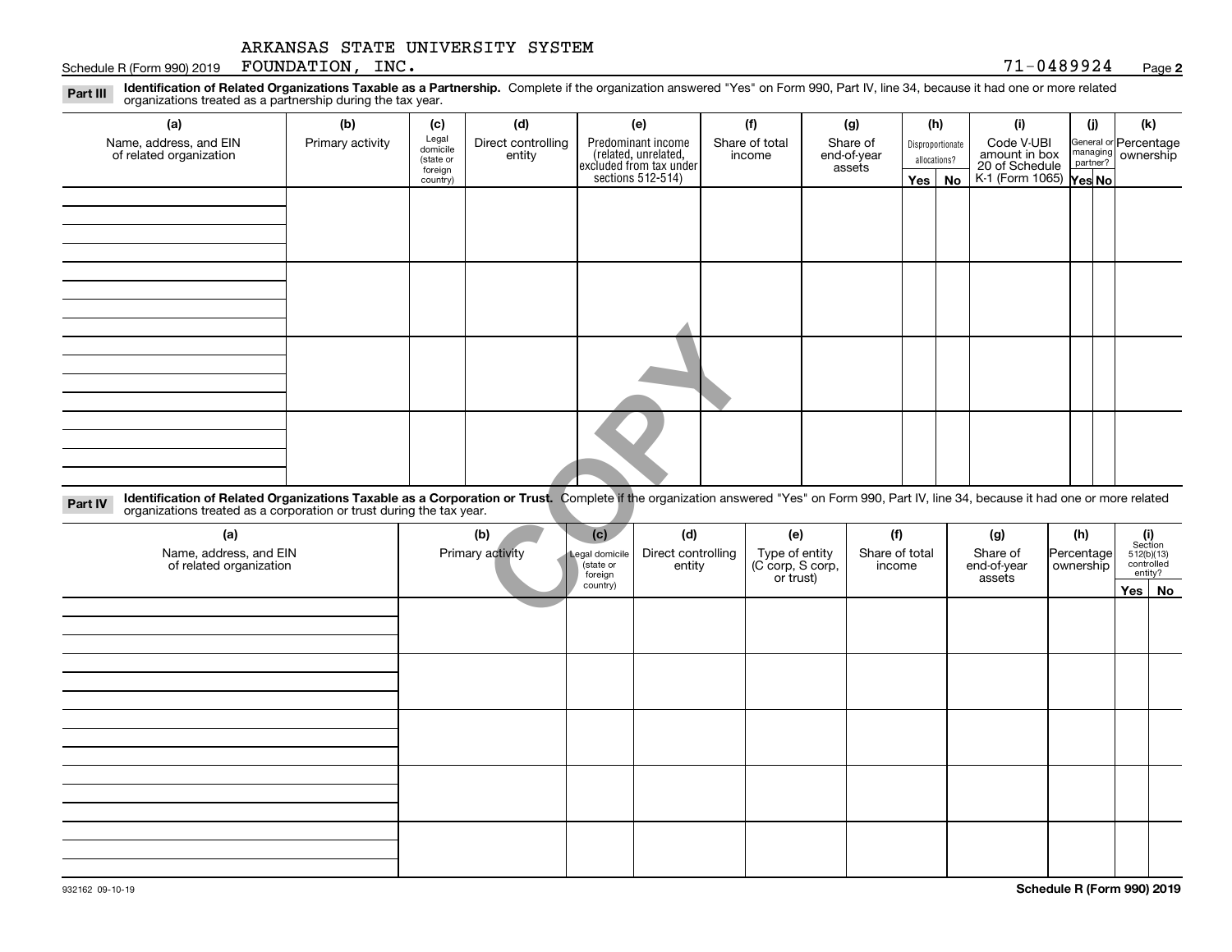ARKANSAS STATE UNIVERSITY SYSTEM
Schedule R (Form 990) 2019 FOUNDATION, INC. 71-0489924 Page 2

**Part III** **Identification of Related Organizations Taxable as a Partnership.** Complete if the organization answered "Yes" on Form 990, Part IV, line 34, because it had one or more related organizations treated as a partnership during the tax year.

| (a) Name, address, and EIN of related organization | (b) Primary activity | (c) Legal domicile (state or foreign country) | (d) Direct controlling entity | (e) Predominant income (related, unrelated, excluded from tax under sections 512-514) | (f) Share of total income | (g) Share of end-of-year assets | (h) Disproportionate allocations? Yes | (h) No | (i) Code V-UBI amount in box 20 of Schedule K-1 (Form 1065) | (j) General or managing partner? Yes | (j) No | (k) Percentage ownership |
|---|---|---|---|---|---|---|---|---|---|---|---|---|
| | | | | | | | | | | | | |
| | | | | | | | | | | | | |
| | | | | | | | | | | | | |
| | | | | | | | | | | | | |

**Part IV** **Identification of Related Organizations Taxable as a Corporation or Trust.** Complete if the organization answered "Yes" on Form 990, Part IV, line 34, because it had one or more related organizations treated as a corporation or trust during the tax year.

| (a) Name, address, and EIN of related organization | (b) Primary activity | (c) Legal domicile (state or foreign country) | (d) Direct controlling entity | (e) Type of entity (C corp, S corp, or trust) | (f) Share of total income | (g) Share of end-of-year assets | (h) Percentage ownership | (i) Section 512(b)(13) controlled entity? Yes | (i) No |
|---|---|---|---|---|---|---|---|---|---|
| | | | | | | | | | |
| | | | | | | | | | |
| | | | | | | | | | |
| | | | | | | | | | |
| | | | | | | | | | |

932162 09-10-19

**Schedule R (Form 990) 2019**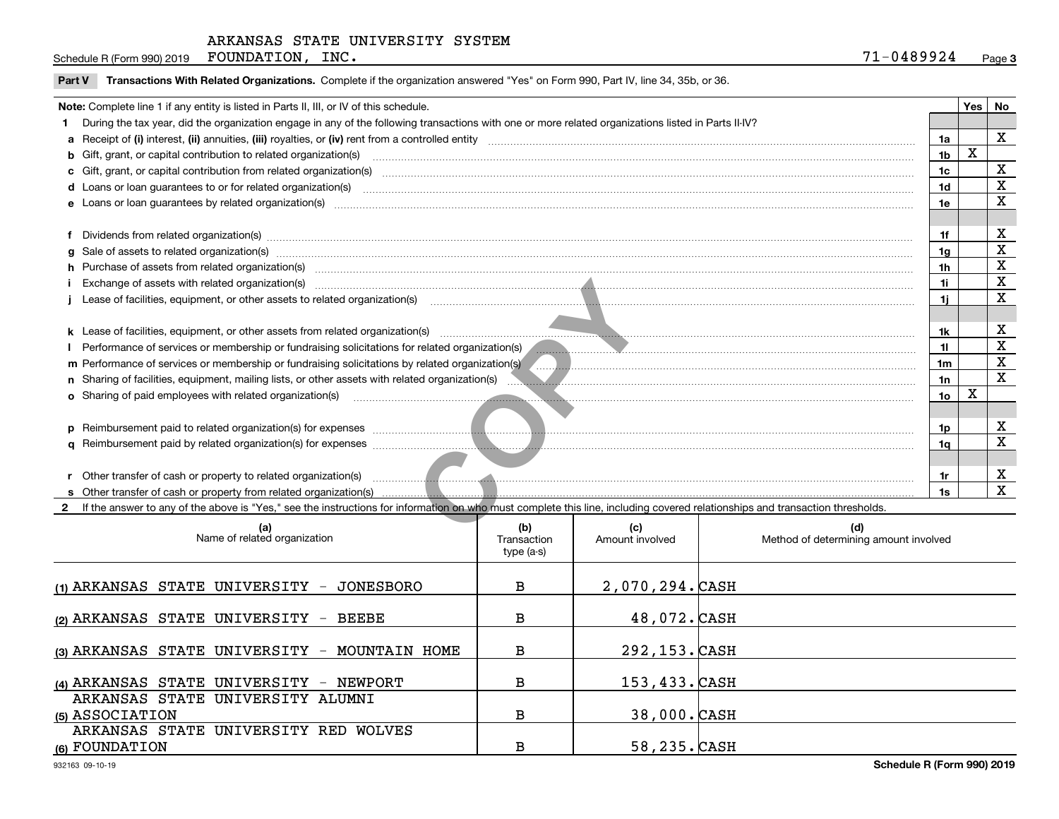ARKANSAS STATE UNIVERSITY SYSTEM
Schedule R (Form 990) 2019 FOUNDATION, INC. 71-0489924 Page **3**

**Part V** **Transactions With Related Organizations.** Complete if the organization answered "Yes" on Form 990, Part IV, line 34, 35b, or 36.

| **Note:** Complete line 1 if any entity is listed in Parts II, III, or IV of this schedule. | | **Yes** | **No** |
|---|---|---|---|
| **1** During the tax year, did the organization engage in any of the following transactions with one or more related organizations listed in Parts II-IV? | | | |
| **a** Receipt of **(i)** interest, **(ii)** annuities, **(iii)** royalties, or **(iv)** rent from a controlled entity | **1a** | | X |
| **b** Gift, grant, or capital contribution to related organization(s) | **1b** | X | |
| **c** Gift, grant, or capital contribution from related organization(s) | **1c** | | X |
| **d** Loans or loan guarantees to or for related organization(s) | **1d** | | X |
| **e** Loans or loan guarantees by related organization(s) | **1e** | | X |
| **f** Dividends from related organization(s) | **1f** | | X |
| **g** Sale of assets to related organization(s) | **1g** | | X |
| **h** Purchase of assets from related organization(s) | **1h** | | X |
| **i** Exchange of assets with related organization(s) | **1i** | | X |
| **j** Lease of facilities, equipment, or other assets to related organization(s) | **1j** | | X |
| **k** Lease of facilities, equipment, or other assets from related organization(s) | **1k** | | X |
| **l** Performance of services or membership or fundraising solicitations for related organization(s) | **1l** | | X |
| **m** Performance of services or membership or fundraising solicitations by related organization(s) | **1m** | | X |
| **n** Sharing of facilities, equipment, mailing lists, or other assets with related organization(s) | **1n** | | X |
| **o** Sharing of paid employees with related organization(s) | **1o** | X | |
| **p** Reimbursement paid to related organization(s) for expenses | **1p** | | X |
| **q** Reimbursement paid by related organization(s) for expenses | **1q** | | X |
| **r** Other transfer of cash or property to related organization(s) | **1r** | | X |
| **s** Other transfer of cash or property from related organization(s) | **1s** | | X |

**2** If the answer to any of the above is "Yes," see the instructions for information on who must complete this line, including covered relationships and transaction thresholds.

| (a) Name of related organization | (b) Transaction type (a-s) | (c) Amount involved | (d) Method of determining amount involved |
|---|---|---|---|
| (1) ARKANSAS STATE UNIVERSITY - JONESBORO | B | 2,070,294. | CASH |
| (2) ARKANSAS STATE UNIVERSITY - BEEBE | B | 48,072. | CASH |
| (3) ARKANSAS STATE UNIVERSITY - MOUNTAIN HOME | B | 292,153. | CASH |
| (4) ARKANSAS STATE UNIVERSITY - NEWPORT | B | 153,433. | CASH |
| (5) ARKANSAS STATE UNIVERSITY ALUMNI ASSOCIATION | B | 38,000. | CASH |
| (6) ARKANSAS STATE UNIVERSITY RED WOLVES FOUNDATION | B | 58,235. | CASH |

932163 09-10-19 **Schedule R (Form 990) 2019**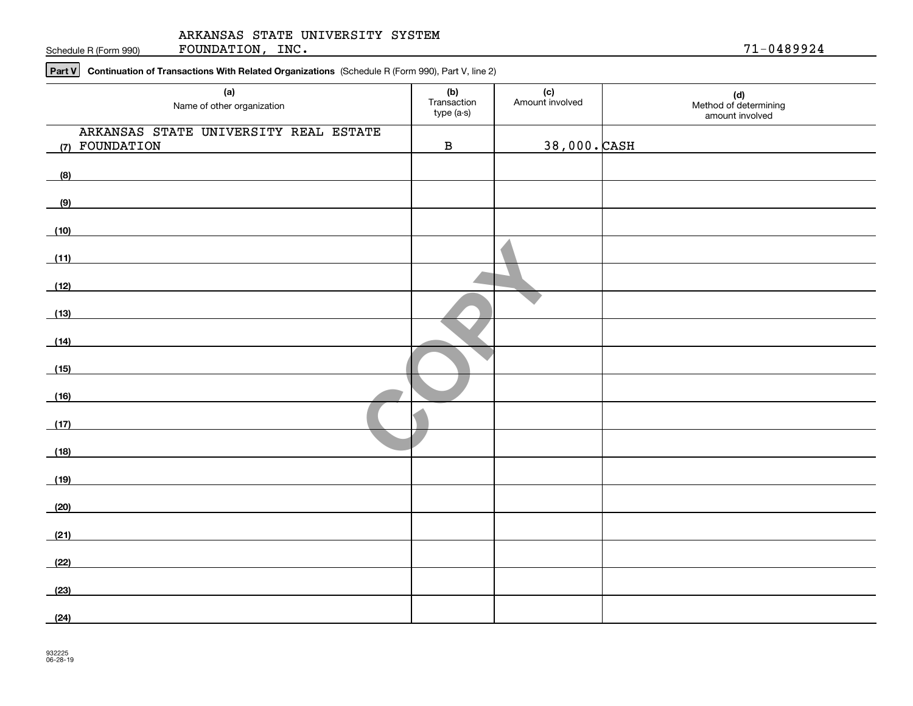Schedule R (Form 990) ARKANSAS STATE UNIVERSITY SYSTEM FOUNDATION, INC. 71-0489924

**Part V** **Continuation of Transactions With Related Organizations** (Schedule R (Form 990), Part V, line 2)

| (a) Name of other organization | (b) Transaction type (a-s) | (c) Amount involved | (d) Method of determining amount involved |
|---|---|---|---|
| (7) ARKANSAS STATE UNIVERSITY REAL ESTATE FOUNDATION | B | 38,000. | CASH |
| (8) | | | |
| (9) | | | |
| (10) | | | |
| (11) | | | |
| (12) | | | |
| (13) | | | |
| (14) | | | |
| (15) | | | |
| (16) | | | |
| (17) | | | |
| (18) | | | |
| (19) | | | |
| (20) | | | |
| (21) | | | |
| (22) | | | |
| (23) | | | |
| (24) | | | |

932225 06-28-19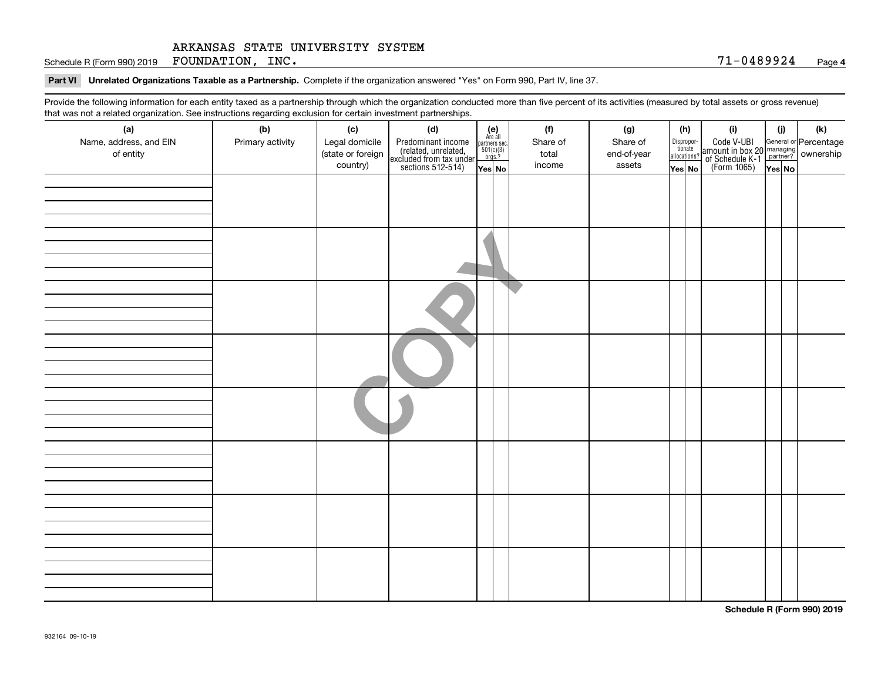ARKANSAS STATE UNIVERSITY SYSTEM

Schedule R (Form 990) 2019 FOUNDATION, INC. 71-0489924 Page **4**

**Part VI Unrelated Organizations Taxable as a Partnership.** Complete if the organization answered "Yes" on Form 990, Part IV, line 37.

Provide the following information for each entity taxed as a partnership through which the organization conducted more than five percent of its activities (measured by total assets or gross revenue) that was not a related organization. See instructions regarding exclusion for certain investment partnerships.

| (a) Name, address, and EIN of entity | (b) Primary activity | (c) Legal domicile (state or foreign country) | (d) Predominant income (related, unrelated, excluded from tax under sections 512-514) | (e) Are all partners sec. 501(c)(3) orgs.? | | (f) Share of total income | (g) Share of end-of-year assets | (h) Disproportionate allocations? | | (i) Code V-UBI amount in box 20 of Schedule K-1 (Form 1065) | (j) General or managing partner? | | (k) Percentage ownership |
|---|---|---|---|---|---|---|---|---|---|---|---|---|---|
| | | | | Yes | No | | | Yes | No | | Yes | No | |
| | | | | | | | | | | | | | |
| | | | | | | | | | | | | | |
| | | | | | | | | | | | | | |
| | | | | | | | | | | | | | |
| | | | | | | | | | | | | | |
| | | | | | | | | | | | | | |
| | | | | | | | | | | | | | |
| | | | | | | | | | | | | | |

COPY

**Schedule R (Form 990) 2019**

932164 09-10-19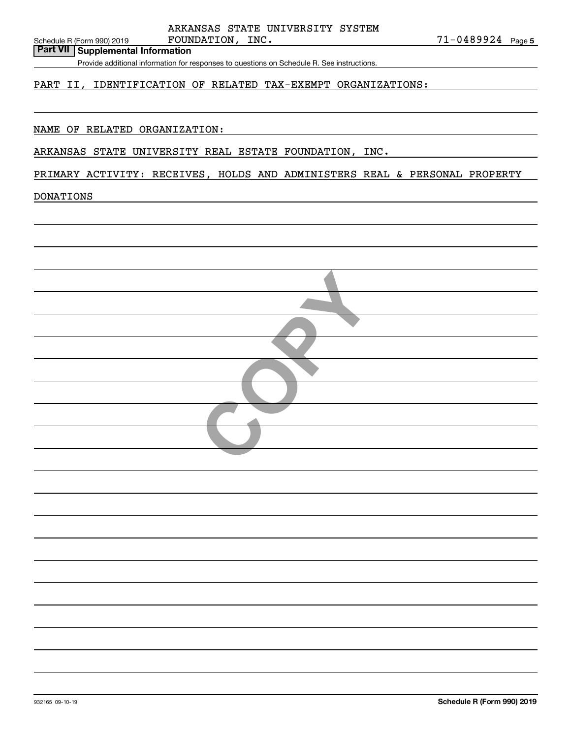ARKANSAS STATE UNIVERSITY SYSTEM FOUNDATION, INC. 71-0489924

Schedule R (Form 990) 2019 Page 5

## Part VII Supplemental Information

Provide additional information for responses to questions on Schedule R. See instructions.

PART II, IDENTIFICATION OF RELATED TAX-EXEMPT ORGANIZATIONS:

NAME OF RELATED ORGANIZATION:

ARKANSAS STATE UNIVERSITY REAL ESTATE FOUNDATION, INC.

PRIMARY ACTIVITY: RECEIVES, HOLDS AND ADMINISTERS REAL & PERSONAL PROPERTY DONATIONS

COPY

932165 09-10-19

Schedule R (Form 990) 2019